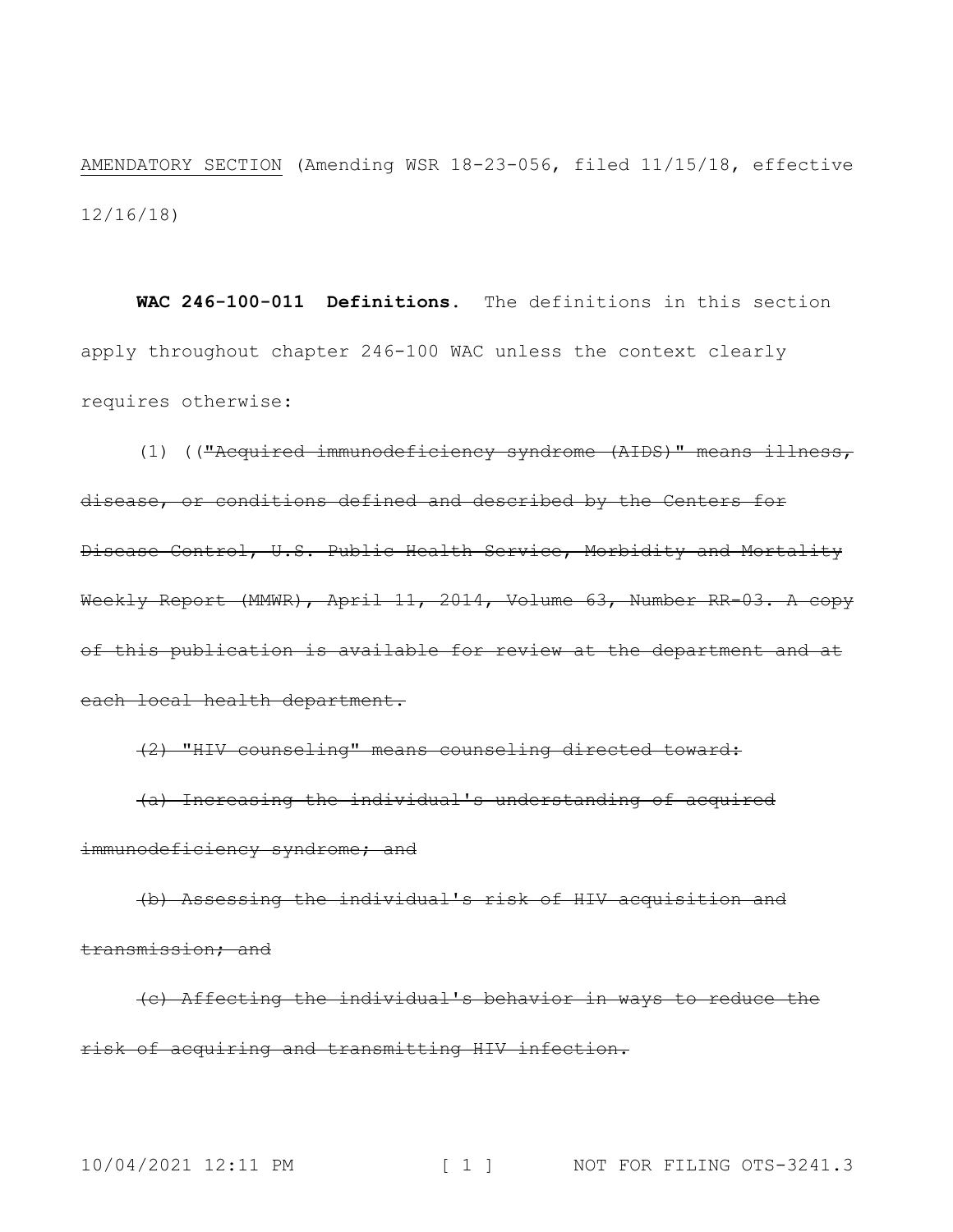<u>AMENDATORY SECTION</u> (Amending WSR 18-23-056, filed 11/15/18, effective 12/16/18)

**WAC 246-100-011 Definitions.** The definitions in this section apply throughout chapter 246-100 WAC unless the context clearly requires otherwise:

(1) ((~~"Acquired immunodeficiency syndrome (AIDS)" means illness, disease, or conditions defined and described by the Centers for Disease Control, U.S. Public Health Service, Morbidity and Mortality Weekly Report (MMWR), April 11, 2014, Volume 63, Number RR-03. A copy of this publication is available for review at the department and at each local health department.~~

~~(2) "HIV counseling" means counseling directed toward:~~

~~(a) Increasing the individual's understanding of acquired immunodeficiency syndrome; and~~

~~(b) Assessing the individual's risk of HIV acquisition and transmission; and~~

~~(c) Affecting the individual's behavior in ways to reduce the risk of acquiring and transmitting HIV infection.~~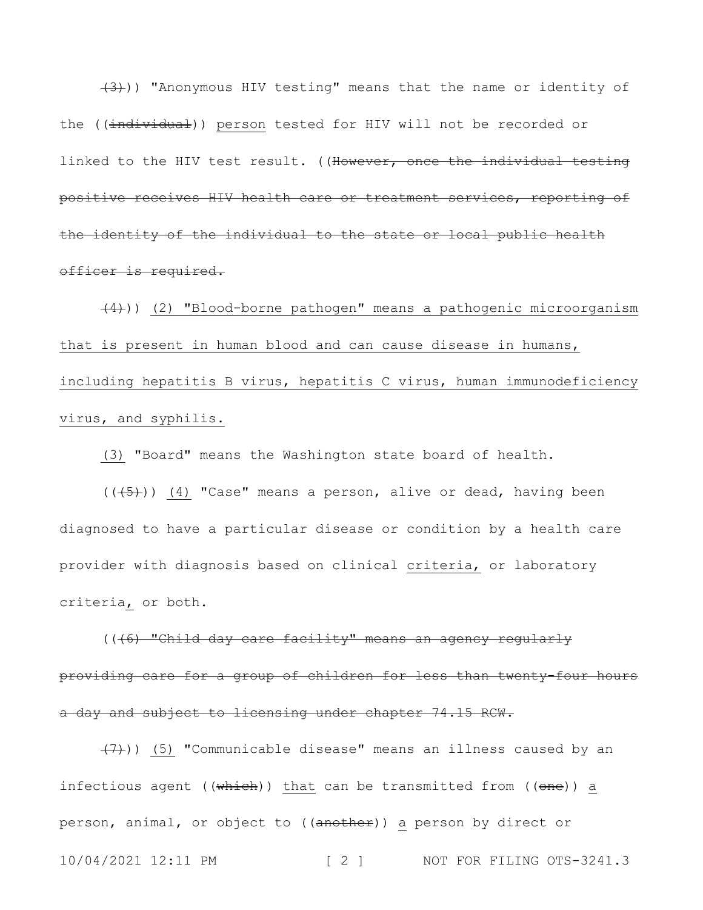~~(3)~~)) "Anonymous HIV testing" means that the name or identity of the ((~~individual~~)) <u>person</u> tested for HIV will not be recorded or linked to the HIV test result. ((~~However, once the individual testing positive receives HIV health care or treatment services, reporting of the identity of the individual to the state or local public health officer is required.~~

~~(4)~~)) <u>(2) "Blood-borne pathogen" means a pathogenic microorganism that is present in human blood and can cause disease in humans, including hepatitis B virus, hepatitis C virus, human immunodeficiency virus, and syphilis.</u>

<u>(3)</u> "Board" means the Washington state board of health.

((~~(5)~~)) <u>(4)</u> "Case" means a person, alive or dead, having been diagnosed to have a particular disease or condition by a health care provider with diagnosis based on clinical <u>criteria,</u> or laboratory criteria<u>,</u> or both.

((~~(6) "Child day care facility" means an agency regularly providing care for a group of children for less than twenty-four hours a day and subject to licensing under chapter 74.15 RCW.~~

~~(7)~~)) <u>(5)</u> "Communicable disease" means an illness caused by an infectious agent ((~~which~~)) <u>that</u> can be transmitted from ((~~one~~)) <u>a</u> person, animal, or object to ((~~another~~)) <u>a</u> person by direct or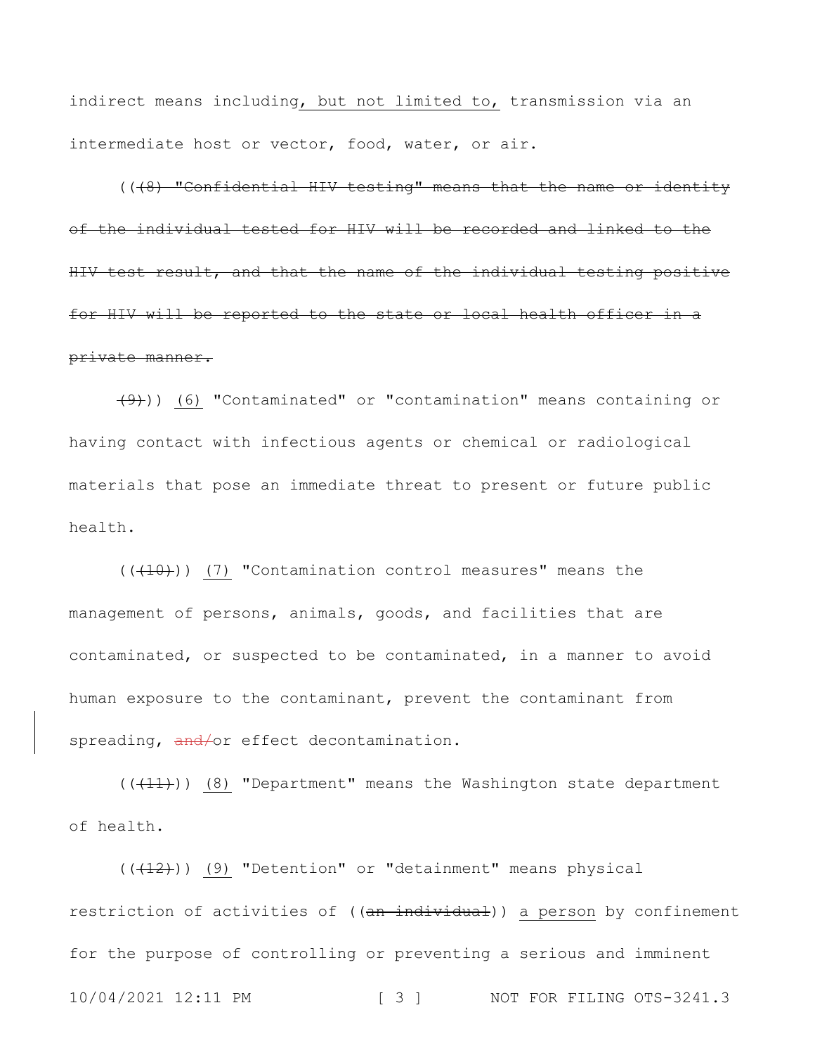indirect means including, but not limited to, transmission via an intermediate host or vector, food, water, or air.

(( ~~(8) "Confidential HIV testing" means that the name or identity of the individual tested for HIV will be recorded and linked to the HIV test result, and that the name of the individual testing positive for HIV will be reported to the state or local health officer in a private manner.~~

~~(9)~~)) (6) "Contaminated" or "contamination" means containing or having contact with infectious agents or chemical or radiological materials that pose an immediate threat to present or future public health.

((~~(10)~~)) (7) "Contamination control measures" means the management of persons, animals, goods, and facilities that are contaminated, or suspected to be contaminated, in a manner to avoid human exposure to the contaminant, prevent the contaminant from spreading, ~~and/~~or effect decontamination.

((~~(11)~~)) (8) "Department" means the Washington state department of health.

((~~(12)~~)) (9) "Detention" or "detainment" means physical restriction of activities of ((~~an individual~~)) a person by confinement for the purpose of controlling or preventing a serious and imminent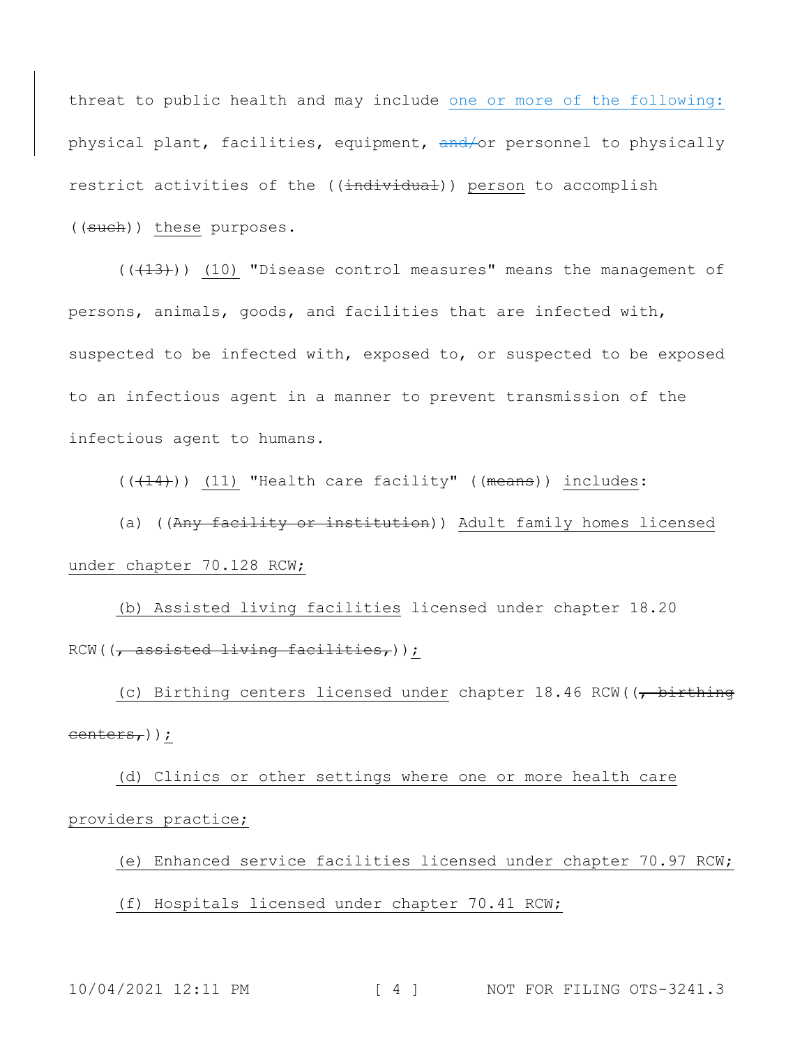threat to public health and may include one or more of the following: physical plant, facilities, equipment, ~~and/~~or personnel to physically restrict activities of the ((~~individual~~)) person to accomplish ((~~such~~)) these purposes.

((~~(13)~~)) (10) "Disease control measures" means the management of persons, animals, goods, and facilities that are infected with, suspected to be infected with, exposed to, or suspected to be exposed to an infectious agent in a manner to prevent transmission of the infectious agent to humans.

((~~(14)~~)) (11) "Health care facility" ((~~means~~)) includes:

(a) ((~~Any facility or institution~~)) Adult family homes licensed under chapter 70.128 RCW;

(b) Assisted living facilities licensed under chapter 18.20 RCW((~~, assisted living facilities,~~));

(c) Birthing centers licensed under chapter 18.46 RCW((~~, birthing centers,~~));

(d) Clinics or other settings where one or more health care providers practice;

(e) Enhanced service facilities licensed under chapter 70.97 RCW;

(f) Hospitals licensed under chapter 70.41 RCW;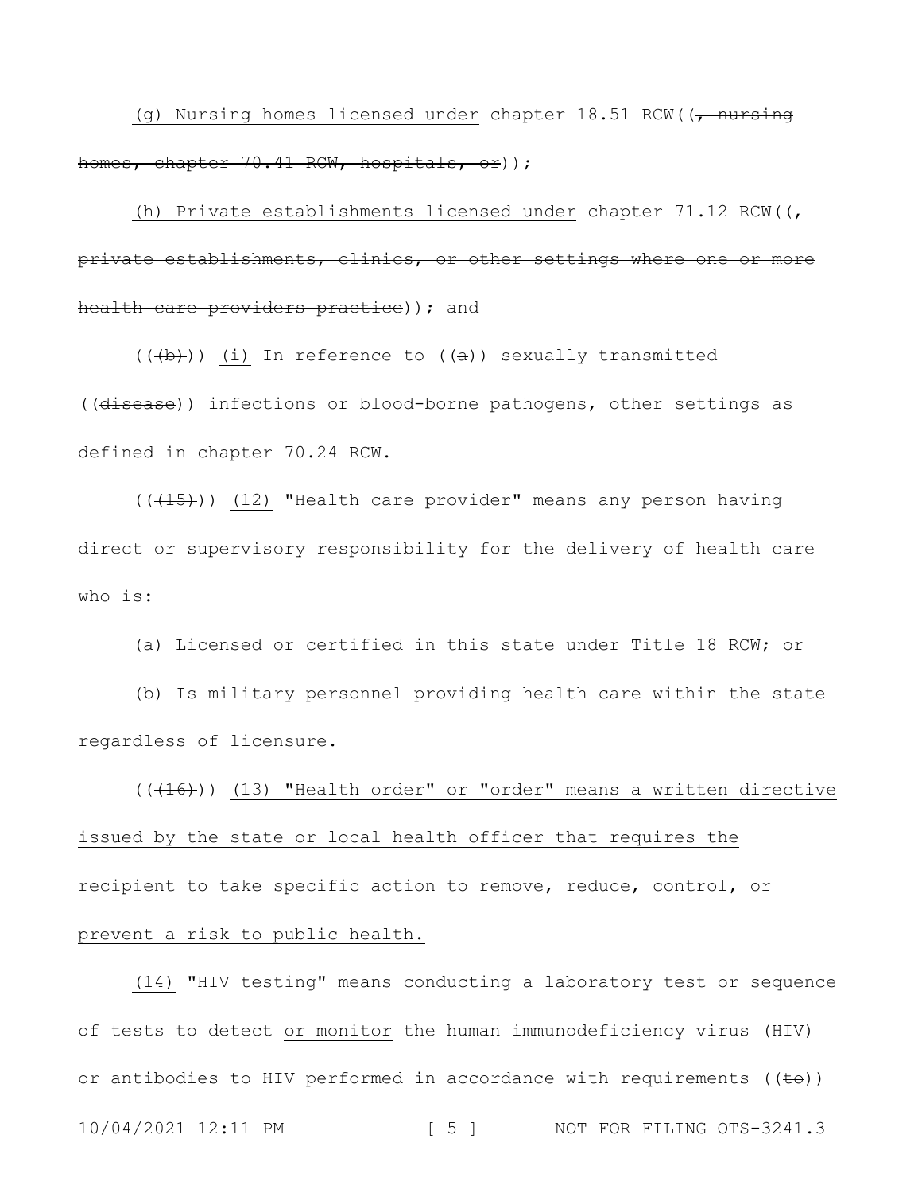<u>(g) Nursing homes licensed under</u> chapter 18.51 RCW((~~, nursing homes, chapter 70.41 RCW, hospitals, or~~))<u>;</u>

<u>(h) Private establishments licensed under</u> chapter 71.12 RCW((~~, private establishments, clinics, or other settings where one or more health care providers practice~~)); and

((~~(b)~~)) <u>(i)</u> In reference to ((~~a~~)) sexually transmitted ((~~disease~~)) <u>infections or blood-borne pathogens</u>, other settings as defined in chapter 70.24 RCW.

((~~(15)~~)) <u>(12)</u> "Health care provider" means any person having direct or supervisory responsibility for the delivery of health care who is:

(a) Licensed or certified in this state under Title 18 RCW; or

(b) Is military personnel providing health care within the state regardless of licensure.

((~~(16)~~)) <u>(13) "Health order" or "order" means a written directive issued by the state or local health officer that requires the recipient to take specific action to remove, reduce, control, or prevent a risk to public health.</u>

<u>(14)</u> "HIV testing" means conducting a laboratory test or sequence of tests to detect <u>or monitor</u> the human immunodeficiency virus (HIV) or antibodies to HIV performed in accordance with requirements ((~~to~~))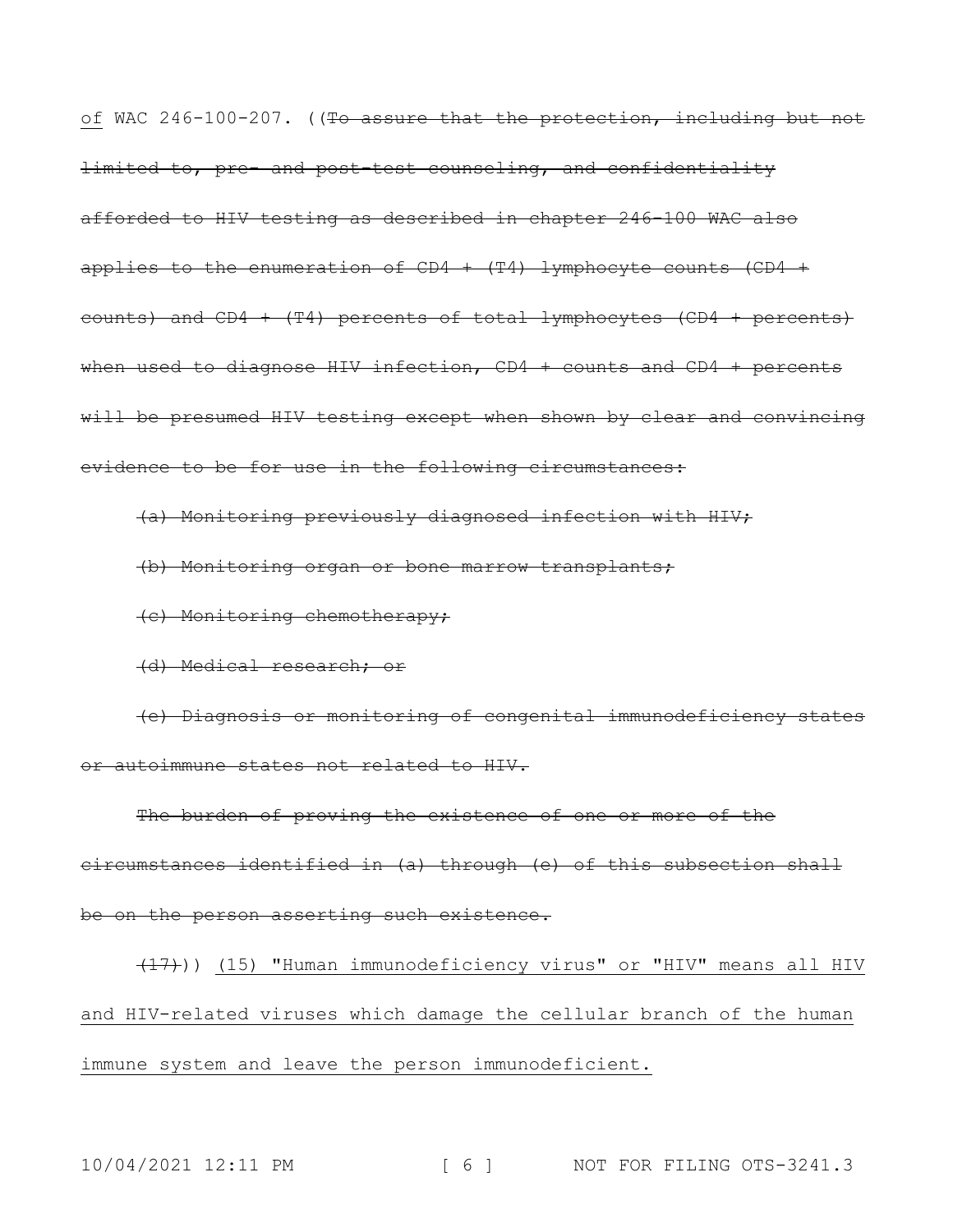<u>of</u> WAC 246-100-207. ((~~To assure that the protection, including but not limited to, pre- and post-test counseling, and confidentiality afforded to HIV testing as described in chapter 246-100 WAC also applies to the enumeration of CD4 + (T4) lymphocyte counts (CD4 + counts) and CD4 + (T4) percents of total lymphocytes (CD4 + percents) when used to diagnose HIV infection, CD4 + counts and CD4 + percents will be presumed HIV testing except when shown by clear and convincing evidence to be for use in the following circumstances:~~

~~(a) Monitoring previously diagnosed infection with HIV;~~

~~(b) Monitoring organ or bone marrow transplants;~~

~~(c) Monitoring chemotherapy;~~

~~(d) Medical research; or~~

~~(e) Diagnosis or monitoring of congenital immunodeficiency states or autoimmune states not related to HIV.~~

~~The burden of proving the existence of one or more of the circumstances identified in (a) through (e) of this subsection shall be on the person asserting such existence.~~

~~(17)~~)) <u>(15) "Human immunodeficiency virus" or "HIV" means all HIV and HIV-related viruses which damage the cellular branch of the human immune system and leave the person immunodeficient.</u>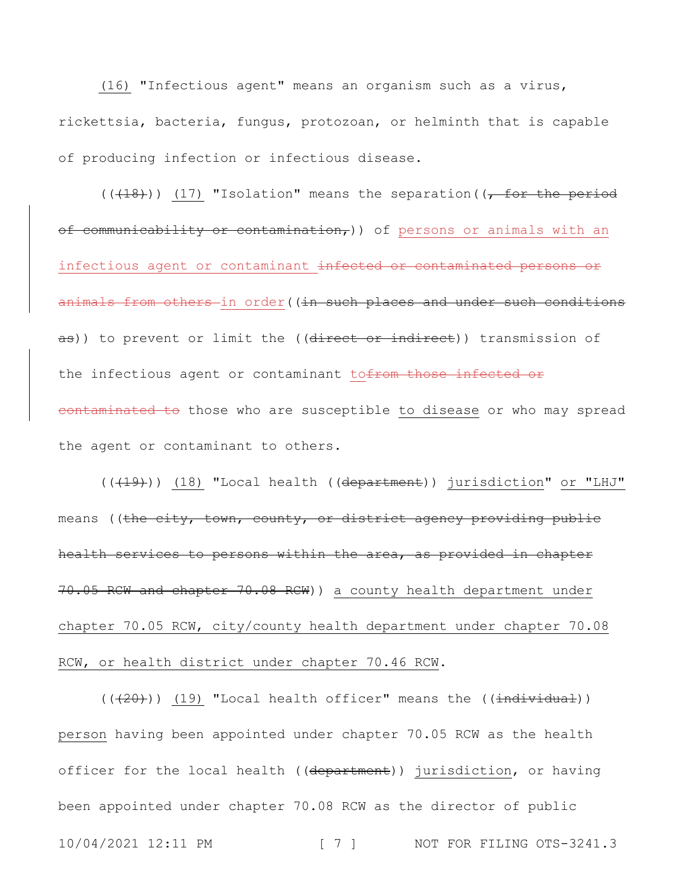(16) "Infectious agent" means an organism such as a virus, rickettsia, bacteria, fungus, protozoan, or helminth that is capable of producing infection or infectious disease.

(((18))) (17) "Isolation" means the separation((, for the period of communicability or contamination,)) of persons or animals with an infectious agent or contaminant ~~infected or contaminated persons or animals from others~~ in order((in such places and under such conditions as)) to prevent or limit the ((direct or indirect)) transmission of the infectious agent or contaminant to~~from those infected or contaminated to~~ those who are susceptible to disease or who may spread the agent or contaminant to others.

(((19))) (18) "Local health ((department)) jurisdiction" or "LHJ" means ((the city, town, county, or district agency providing public health services to persons within the area, as provided in chapter 70.05 RCW and chapter 70.08 RCW)) a county health department under chapter 70.05 RCW, city/county health department under chapter 70.08 RCW, or health district under chapter 70.46 RCW.

(((20))) (19) "Local health officer" means the ((individual)) person having been appointed under chapter 70.05 RCW as the health officer for the local health ((department)) jurisdiction, or having been appointed under chapter 70.08 RCW as the director of public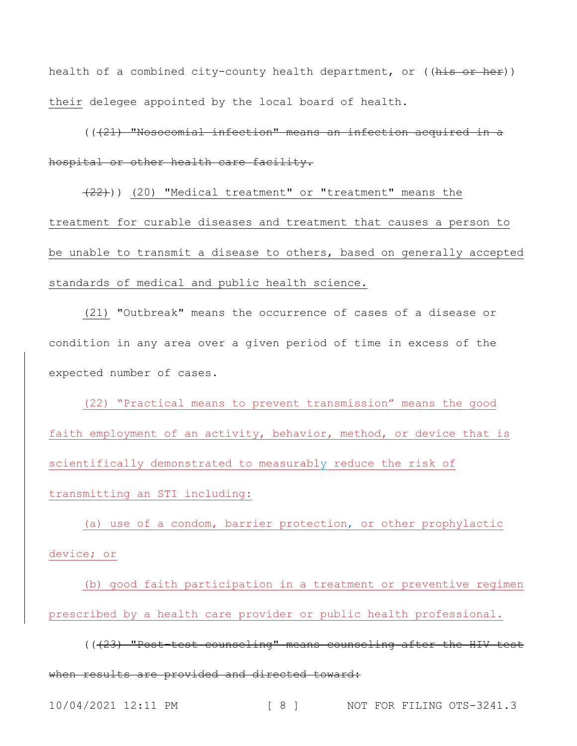health of a combined city-county health department, or ((~~his or her~~)) <u>their</u> delegee appointed by the local board of health.

((~~(21) "Nosocomial infection" means an infection acquired in a hospital or other health care facility.~~

~~(22)~~)) <u>(20) "Medical treatment" or "treatment" means the treatment for curable diseases and treatment that causes a person to be unable to transmit a disease to others, based on generally accepted standards of medical and public health science.</u>

<u>(21)</u> "Outbreak" means the occurrence of cases of a disease or condition in any area over a given period of time in excess of the expected number of cases.

<u>(22) "Practical means to prevent transmission" means the good faith employment of an activity, behavior, method, or device that is scientifically demonstrated to measurably reduce the risk of transmitting an STI including:</u>

<u>(a) use of a condom, barrier protection, or other prophylactic device; or</u>

<u>(b) good faith participation in a treatment or preventive regimen prescribed by a health care provider or public health professional.</u>

((~~(23) "Post-test counseling" means counseling after the HIV test when results are provided and directed toward:~~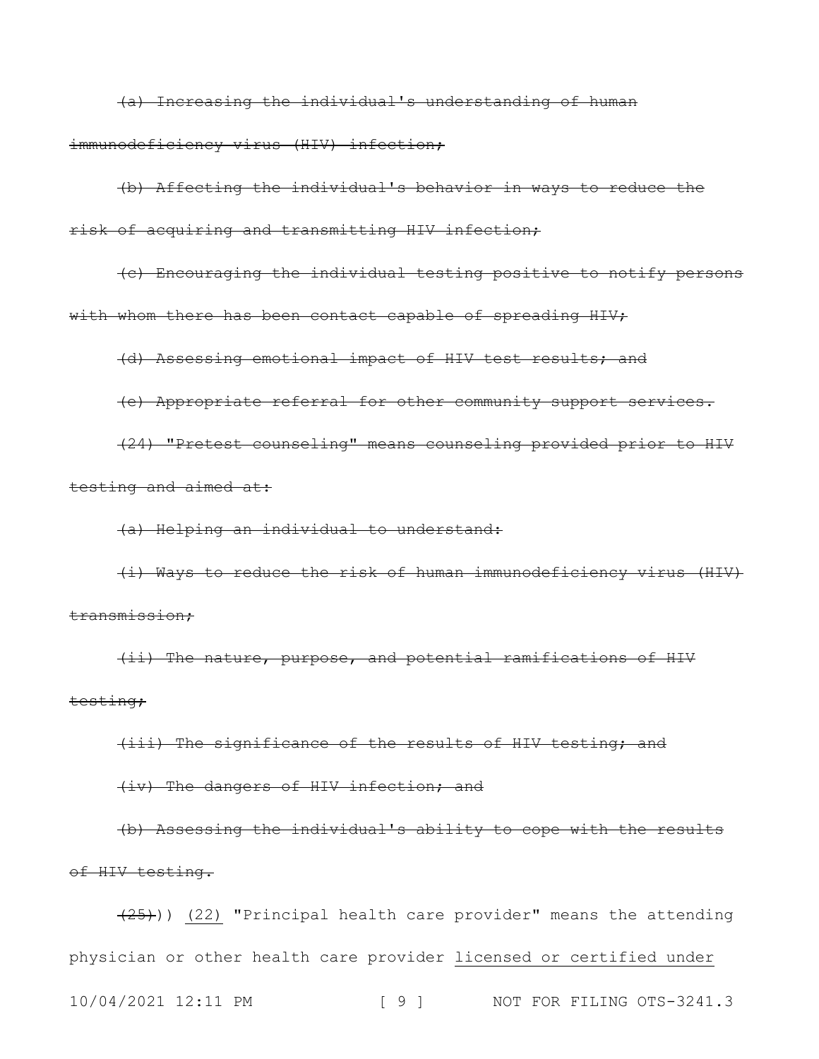~~(a) Increasing the individual's understanding of human immunodeficiency virus (HIV) infection;~~

~~(b) Affecting the individual's behavior in ways to reduce the risk of acquiring and transmitting HIV infection;~~

~~(c) Encouraging the individual testing positive to notify persons with whom there has been contact capable of spreading HIV;~~

~~(d) Assessing emotional impact of HIV test results; and~~

~~(e) Appropriate referral for other community support services.~~

~~(24) "Pretest counseling" means counseling provided prior to HIV testing and aimed at:~~

~~(a) Helping an individual to understand:~~

~~(i) Ways to reduce the risk of human immunodeficiency virus (HIV) transmission;~~

~~(ii) The nature, purpose, and potential ramifications of HIV testing;~~

~~(iii) The significance of the results of HIV testing; and~~

~~(iv) The dangers of HIV infection; and~~

~~(b) Assessing the individual's ability to cope with the results of HIV testing.~~

~~(25)~~)) <u>(22)</u> "Principal health care provider" means the attending physician or other health care provider <u>licensed or certified under</u>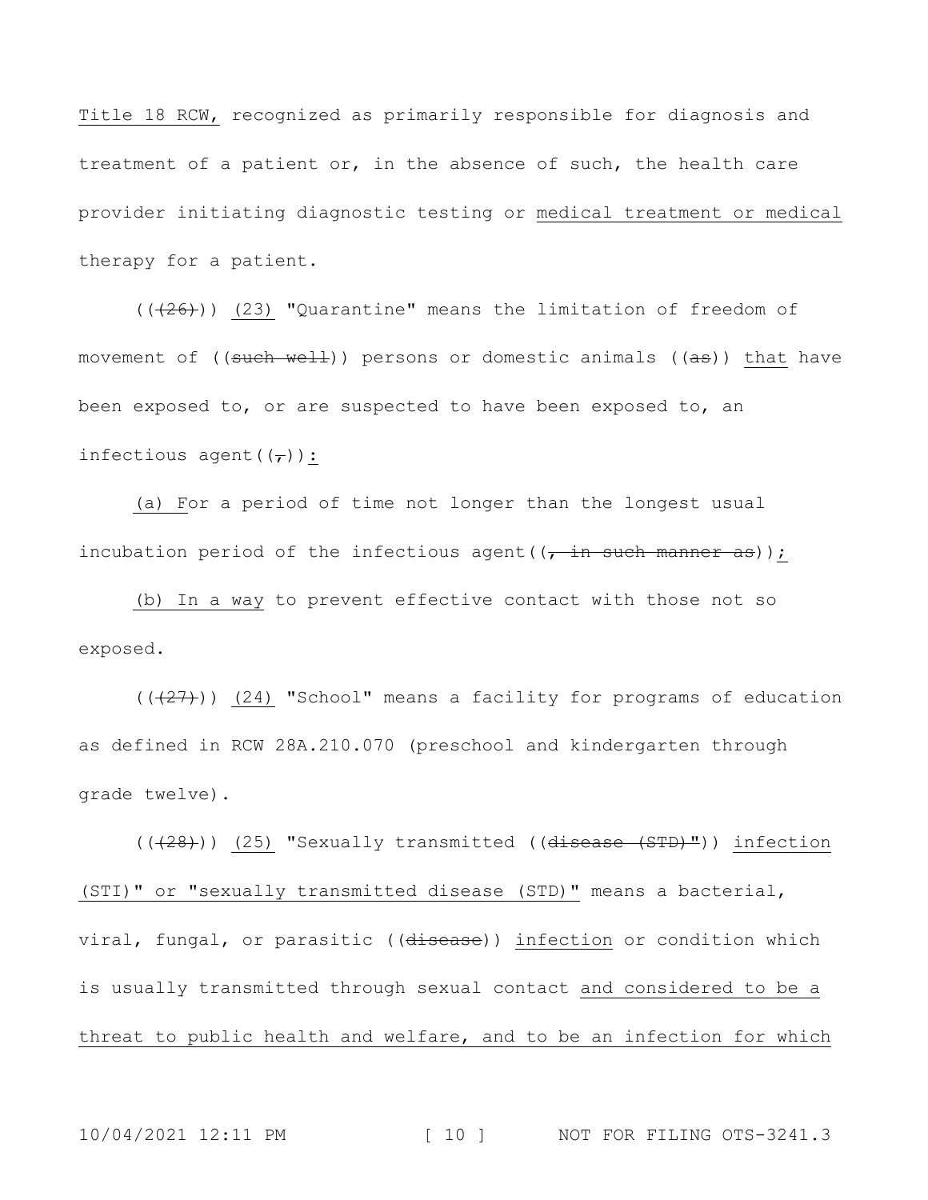Title 18 RCW, recognized as primarily responsible for diagnosis and treatment of a patient or, in the absence of such, the health care provider initiating diagnostic testing or medical treatment or medical therapy for a patient.

((~~(26)~~)) (23) "Quarantine" means the limitation of freedom of movement of ((~~such well~~)) persons or domestic animals ((~~as~~)) that have been exposed to, or are suspected to have been exposed to, an infectious agent((~~,~~)):

(a) For a period of time not longer than the longest usual incubation period of the infectious agent((~~, in such manner as~~));

(b) In a way to prevent effective contact with those not so exposed.

((~~(27)~~)) (24) "School" means a facility for programs of education as defined in RCW 28A.210.070 (preschool and kindergarten through grade twelve).

((~~(28)~~)) (25) "Sexually transmitted ((~~disease (STD)"~~)) infection (STI)" or "sexually transmitted disease (STD)" means a bacterial, viral, fungal, or parasitic ((~~disease~~)) infection or condition which is usually transmitted through sexual contact and considered to be a threat to public health and welfare, and to be an infection for which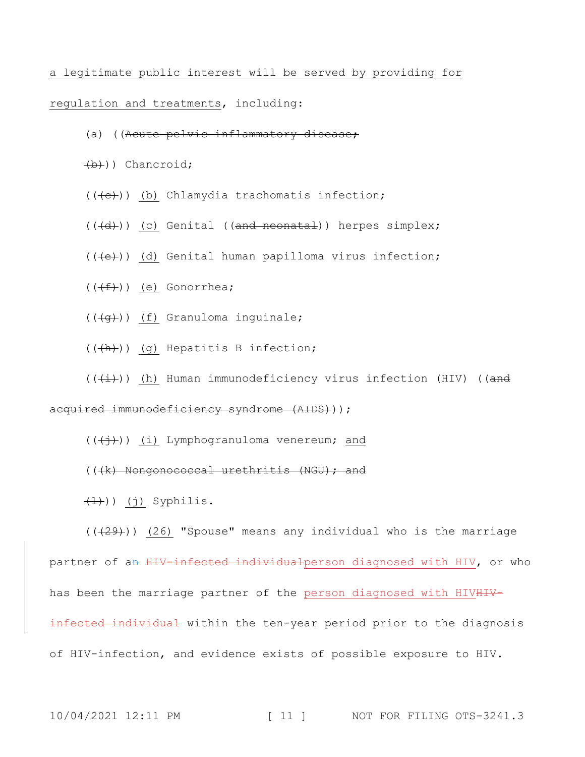a legitimate public interest will be served by providing for regulation and treatments, including:

(a) ((~~Acute pelvic inflammatory disease;~~

~~(b)~~)) Chancroid;

((~~(c)~~)) (b) Chlamydia trachomatis infection;

((~~(d)~~)) (c) Genital ((~~and neonatal~~)) herpes simplex;

((~~(e)~~)) (d) Genital human papilloma virus infection;

((~~(f)~~)) (e) Gonorrhea;

((~~(g)~~)) (f) Granuloma inguinale;

((~~(h)~~)) (g) Hepatitis B infection;

((~~(i)~~)) (h) Human immunodeficiency virus infection (HIV) ((~~and acquired immunodeficiency syndrome (AIDS)~~));

((~~(j)~~)) (i) Lymphogranuloma venereum; and

((~~(k) Nongonococcal urethritis (NGU); and~~

~~(l)~~)) (j) Syphilis.

((~~(29)~~)) (26) "Spouse" means any individual who is the marriage partner of a~~n~~ ~~HIV-infected individual~~person diagnosed with HIV, or who has been the marriage partner of the person diagnosed with HIV~~HIV-infected individual~~ within the ten-year period prior to the diagnosis of HIV-infection, and evidence exists of possible exposure to HIV.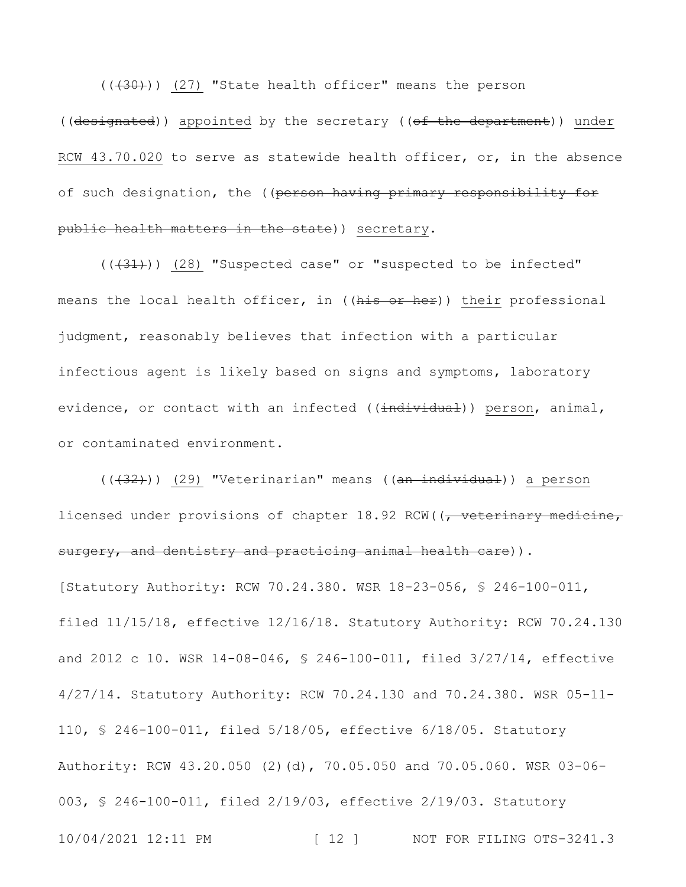(((30))) (27) "State health officer" means the person ((designated)) appointed by the secretary ((of the department)) under RCW 43.70.020 to serve as statewide health officer, or, in the absence of such designation, the ((person having primary responsibility for public health matters in the state)) secretary.

(((31))) (28) "Suspected case" or "suspected to be infected" means the local health officer, in ((his or her)) their professional judgment, reasonably believes that infection with a particular infectious agent is likely based on signs and symptoms, laboratory evidence, or contact with an infected ((individual)) person, animal, or contaminated environment.

(((32))) (29) "Veterinarian" means ((an individual)) a person licensed under provisions of chapter 18.92 RCW((, veterinary medicine, surgery, and dentistry and practicing animal health care)).

[Statutory Authority: RCW 70.24.380. WSR 18-23-056, § 246-100-011, filed 11/15/18, effective 12/16/18. Statutory Authority: RCW 70.24.130 and 2012 c 10. WSR 14-08-046, § 246-100-011, filed 3/27/14, effective 4/27/14. Statutory Authority: RCW 70.24.130 and 70.24.380. WSR 05-11-110, § 246-100-011, filed 5/18/05, effective 6/18/05. Statutory Authority: RCW 43.20.050 (2)(d), 70.05.050 and 70.05.060. WSR 03-06-003, § 246-100-011, filed 2/19/03, effective 2/19/03. Statutory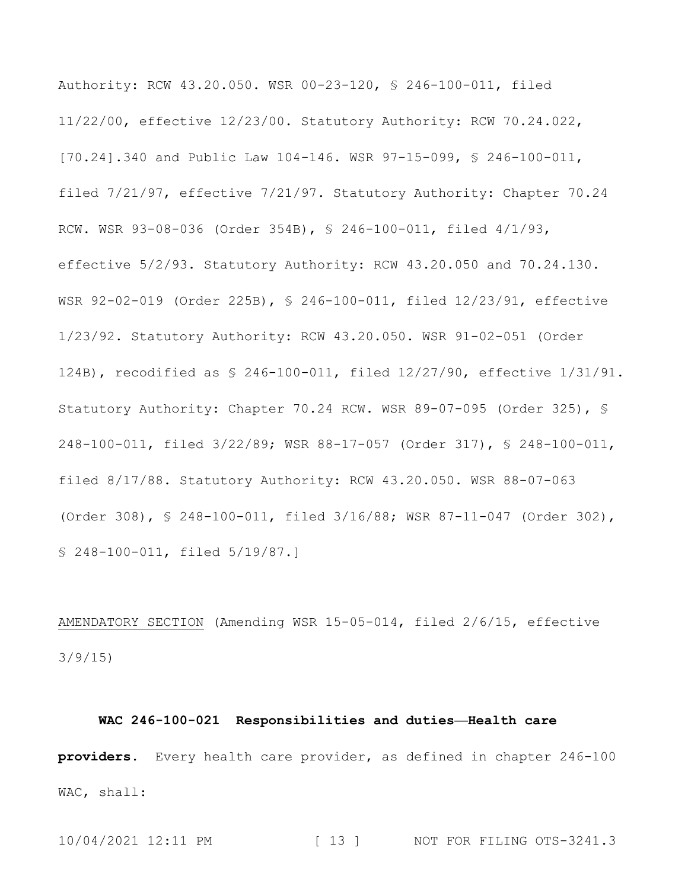Authority: RCW 43.20.050. WSR 00-23-120, § 246-100-011, filed 11/22/00, effective 12/23/00. Statutory Authority: RCW 70.24.022, [70.24].340 and Public Law 104-146. WSR 97-15-099, § 246-100-011, filed 7/21/97, effective 7/21/97. Statutory Authority: Chapter 70.24 RCW. WSR 93-08-036 (Order 354B), § 246-100-011, filed 4/1/93, effective 5/2/93. Statutory Authority: RCW 43.20.050 and 70.24.130. WSR 92-02-019 (Order 225B), § 246-100-011, filed 12/23/91, effective 1/23/92. Statutory Authority: RCW 43.20.050. WSR 91-02-051 (Order 124B), recodified as § 246-100-011, filed 12/27/90, effective 1/31/91. Statutory Authority: Chapter 70.24 RCW. WSR 89-07-095 (Order 325), § 248-100-011, filed 3/22/89; WSR 88-17-057 (Order 317), § 248-100-011, filed 8/17/88. Statutory Authority: RCW 43.20.050. WSR 88-07-063 (Order 308), § 248-100-011, filed 3/16/88; WSR 87-11-047 (Order 302), § 248-100-011, filed 5/19/87.]

AMENDATORY SECTION (Amending WSR 15-05-014, filed 2/6/15, effective 3/9/15)

**WAC 246-100-021 Responsibilities and duties—Health care providers.** Every health care provider, as defined in chapter 246-100 WAC, shall: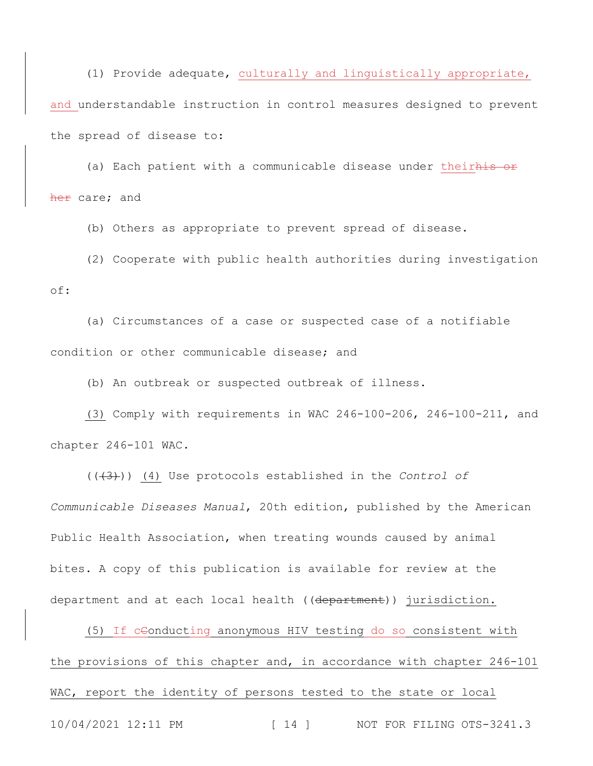(1) Provide adequate, culturally and linguistically appropriate, and understandable instruction in control measures designed to prevent the spread of disease to:

(a) Each patient with a communicable disease under theirhis or her care; and

(b) Others as appropriate to prevent spread of disease.

(2) Cooperate with public health authorities during investigation of:

(a) Circumstances of a case or suspected case of a notifiable condition or other communicable disease; and

(b) An outbreak or suspected outbreak of illness.

(3) Comply with requirements in WAC 246-100-206, 246-100-211, and chapter 246-101 WAC.

(((3))) (4) Use protocols established in the *Control of Communicable Diseases Manual*, 20th edition, published by the American Public Health Association, when treating wounds caused by animal bites. A copy of this publication is available for review at the department and at each local health ((department)) jurisdiction.

(5) If cConducting anonymous HIV testing do so consistent with the provisions of this chapter and, in accordance with chapter 246-101 WAC, report the identity of persons tested to the state or local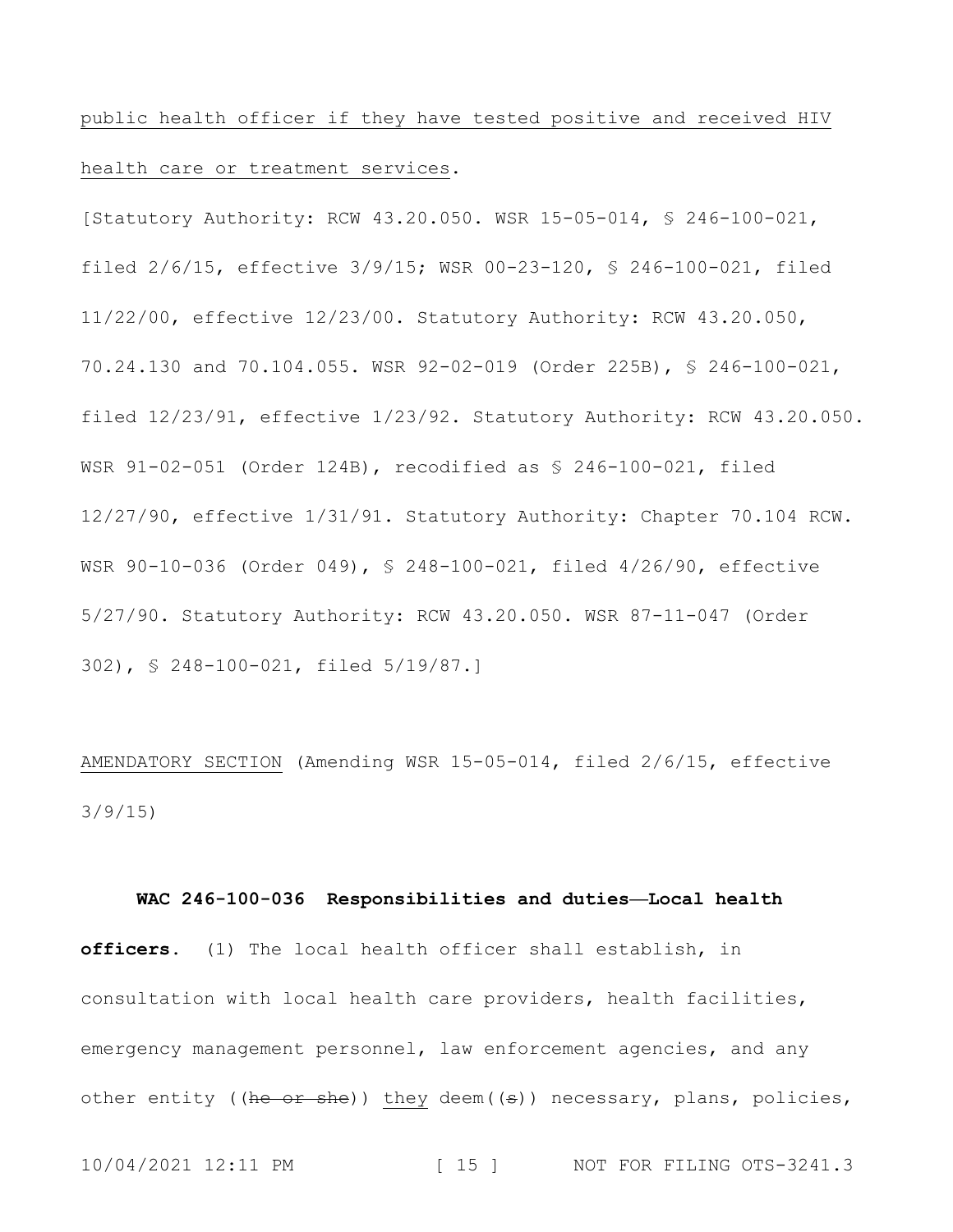public health officer if they have tested positive and received HIV health care or treatment services.

[Statutory Authority: RCW 43.20.050. WSR 15-05-014, § 246-100-021, filed 2/6/15, effective 3/9/15; WSR 00-23-120, § 246-100-021, filed 11/22/00, effective 12/23/00. Statutory Authority: RCW 43.20.050, 70.24.130 and 70.104.055. WSR 92-02-019 (Order 225B), § 246-100-021, filed 12/23/91, effective 1/23/92. Statutory Authority: RCW 43.20.050. WSR 91-02-051 (Order 124B), recodified as § 246-100-021, filed 12/27/90, effective 1/31/91. Statutory Authority: Chapter 70.104 RCW. WSR 90-10-036 (Order 049), § 248-100-021, filed 4/26/90, effective 5/27/90. Statutory Authority: RCW 43.20.050. WSR 87-11-047 (Order 302), § 248-100-021, filed 5/19/87.]

AMENDATORY SECTION (Amending WSR 15-05-014, filed 2/6/15, effective 3/9/15)

**WAC 246-100-036 Responsibilities and duties—Local health officers.** (1) The local health officer shall establish, in consultation with local health care providers, health facilities, emergency management personnel, law enforcement agencies, and any other entity ((~~he or she~~)) they deem((~~s~~)) necessary, plans, policies,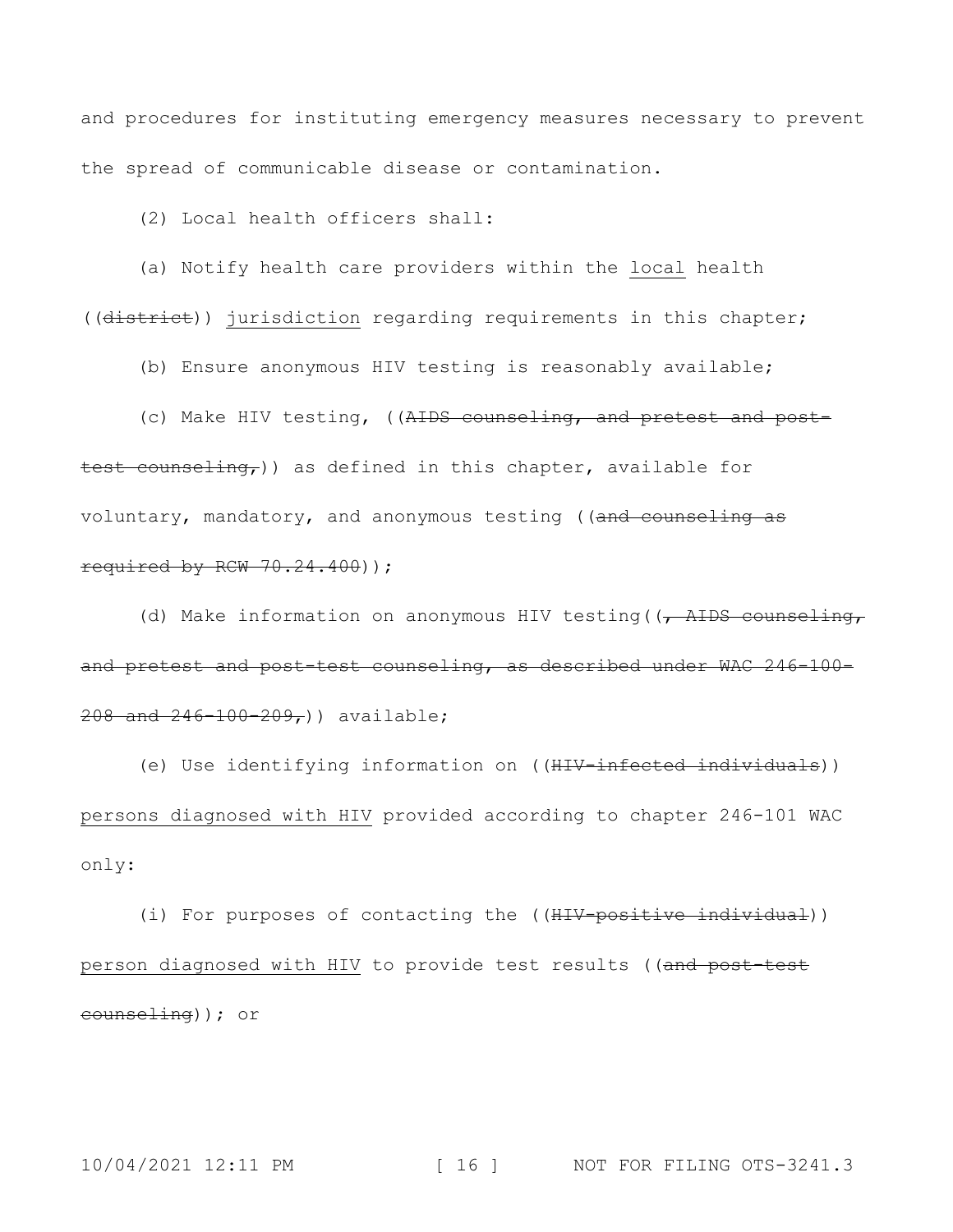and procedures for instituting emergency measures necessary to prevent the spread of communicable disease or contamination.

(2) Local health officers shall:

(a) Notify health care providers within the <u>local</u> health ((~~district~~)) <u>jurisdiction</u> regarding requirements in this chapter;

(b) Ensure anonymous HIV testing is reasonably available;

(c) Make HIV testing, ((~~AIDS counseling, and pretest and post-test counseling,~~)) as defined in this chapter, available for voluntary, mandatory, and anonymous testing ((~~and counseling as required by RCW 70.24.400~~));

(d) Make information on anonymous HIV testing((~~, AIDS counseling, and pretest and post-test counseling, as described under WAC 246-100-208 and 246-100-209,~~)) available;

(e) Use identifying information on ((~~HIV-infected individuals~~)) <u>persons diagnosed with HIV</u> provided according to chapter 246-101 WAC only:

(i) For purposes of contacting the ((~~HIV-positive individual~~)) <u>person diagnosed with HIV</u> to provide test results ((~~and post-test counseling~~)); or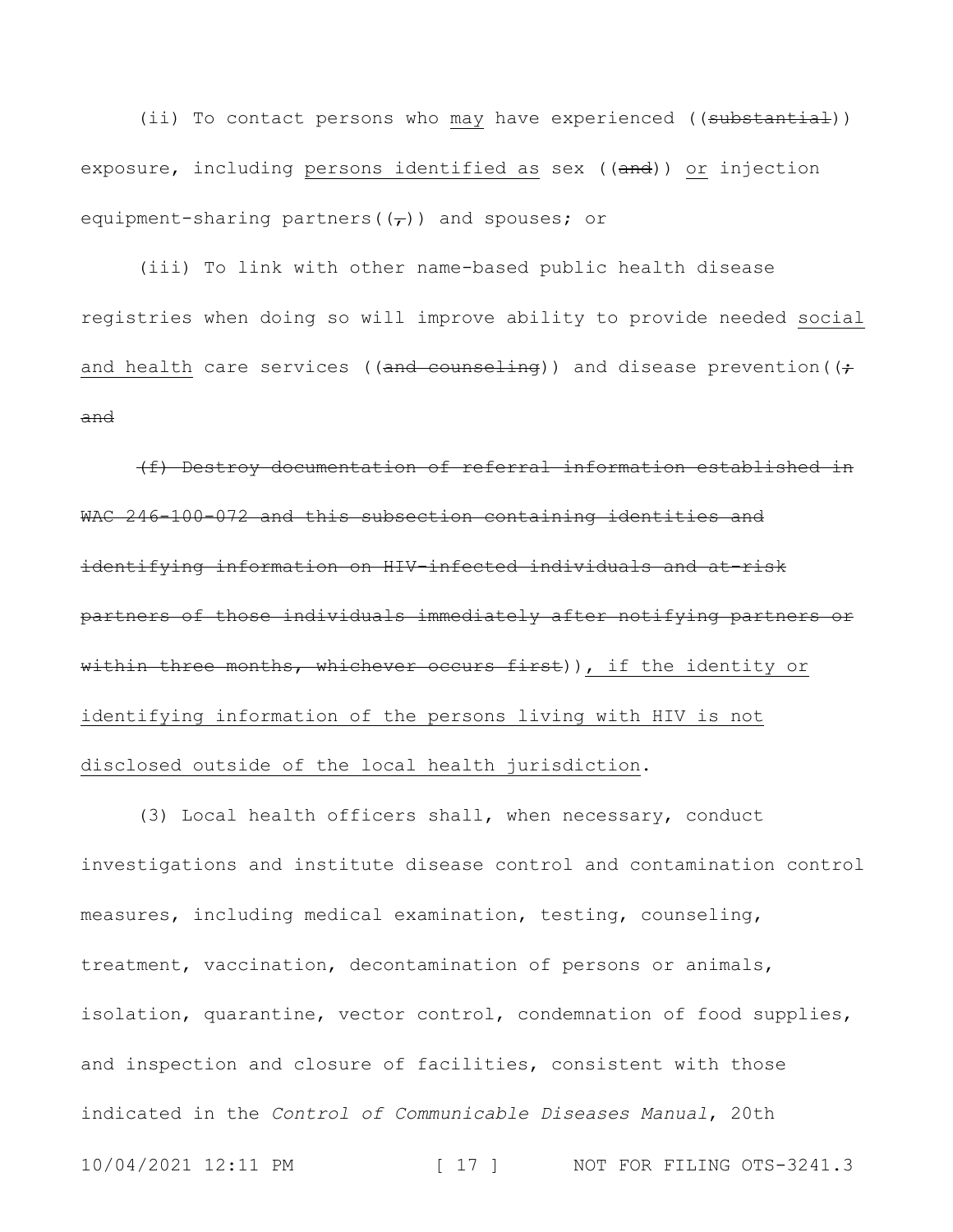(ii) To contact persons who <u>may</u> have experienced ((~~substantial~~)) exposure, including <u>persons identified as</u> sex ((~~and~~)) <u>or</u> injection equipment-sharing partners((~~,~~)) and spouses; or

(iii) To link with other name-based public health disease registries when doing so will improve ability to provide needed <u>social and health</u> care services ((~~and counseling~~)) and disease prevention((~~; and~~

~~(f) Destroy documentation of referral information established in WAC 246-100-072 and this subsection containing identities and identifying information on HIV-infected individuals and at-risk partners of those individuals immediately after notifying partners or within three months, whichever occurs first~~))<u>, if the identity or identifying information of the persons living with HIV is not disclosed outside of the local health jurisdiction</u>.

(3) Local health officers shall, when necessary, conduct investigations and institute disease control and contamination control measures, including medical examination, testing, counseling, treatment, vaccination, decontamination of persons or animals, isolation, quarantine, vector control, condemnation of food supplies, and inspection and closure of facilities, consistent with those indicated in the *Control of Communicable Diseases Manual*, 20th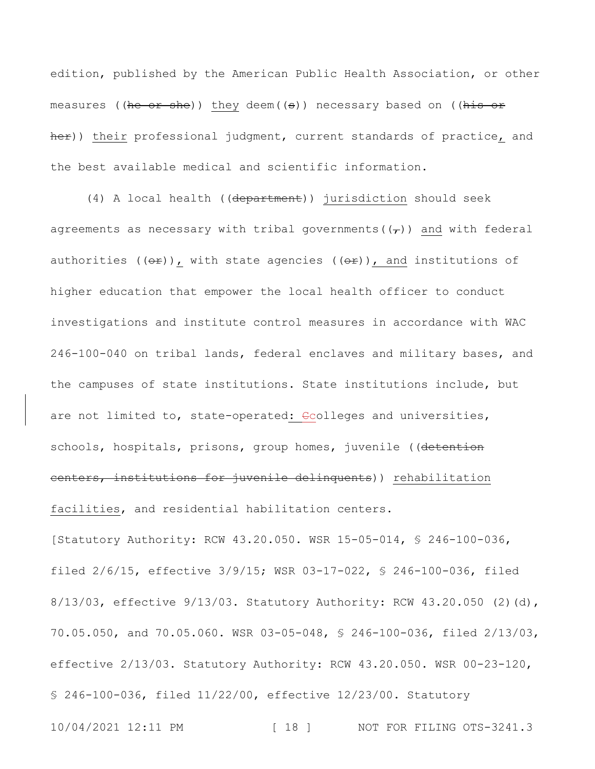edition, published by the American Public Health Association, or other measures ((~~he or she~~)) <u>they</u> deem((~~s~~)) necessary based on ((~~his or her~~)) <u>their</u> professional judgment, current standards of practice<u>,</u> and the best available medical and scientific information.

(4) A local health ((~~department~~)) <u>jurisdiction</u> should seek agreements as necessary with tribal governments((~~,~~)) <u>and</u> with federal authorities ((~~or~~))<u>,</u> with state agencies ((~~or~~))<u>, and</u> institutions of higher education that empower the local health officer to conduct investigations and institute control measures in accordance with WAC 246-100-040 on tribal lands, federal enclaves and military bases, and the campuses of state institutions. State institutions include, but are not limited to, state-operated<u>: </u>~~C~~<u>c</u>olleges and universities, schools, hospitals, prisons, group homes, juvenile ((~~detention centers, institutions for juvenile delinquents~~)) <u>rehabilitation facilities</u>, and residential habilitation centers.

[Statutory Authority: RCW 43.20.050. WSR 15-05-014, § 246-100-036, filed 2/6/15, effective 3/9/15; WSR 03-17-022, § 246-100-036, filed 8/13/03, effective 9/13/03. Statutory Authority: RCW 43.20.050 (2)(d), 70.05.050, and 70.05.060. WSR 03-05-048, § 246-100-036, filed 2/13/03, effective 2/13/03. Statutory Authority: RCW 43.20.050. WSR 00-23-120, § 246-100-036, filed 11/22/00, effective 12/23/00. Statutory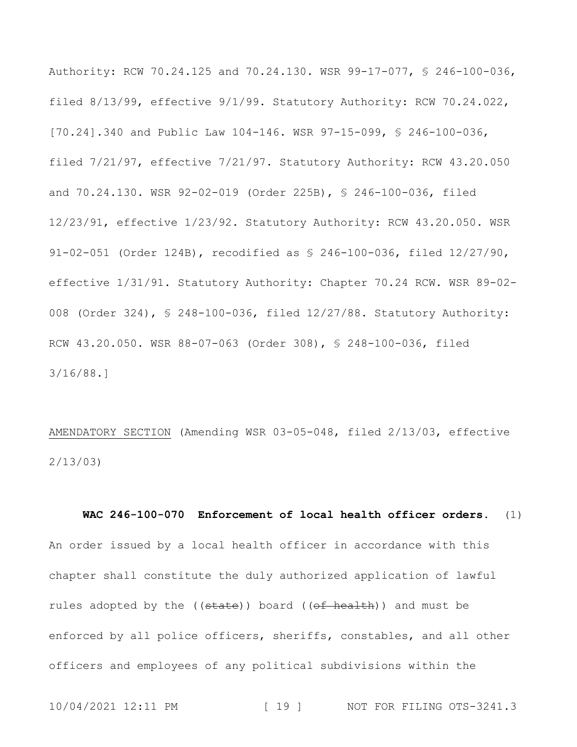Authority: RCW 70.24.125 and 70.24.130. WSR 99-17-077, § 246-100-036, filed 8/13/99, effective 9/1/99. Statutory Authority: RCW 70.24.022, [70.24].340 and Public Law 104-146. WSR 97-15-099, § 246-100-036, filed 7/21/97, effective 7/21/97. Statutory Authority: RCW 43.20.050 and 70.24.130. WSR 92-02-019 (Order 225B), § 246-100-036, filed 12/23/91, effective 1/23/92. Statutory Authority: RCW 43.20.050. WSR 91-02-051 (Order 124B), recodified as § 246-100-036, filed 12/27/90, effective 1/31/91. Statutory Authority: Chapter 70.24 RCW. WSR 89-02-008 (Order 324), § 248-100-036, filed 12/27/88. Statutory Authority: RCW 43.20.050. WSR 88-07-063 (Order 308), § 248-100-036, filed 3/16/88.]

AMENDATORY SECTION (Amending WSR 03-05-048, filed 2/13/03, effective 2/13/03)

**WAC 246-100-070 Enforcement of local health officer orders.** (1) An order issued by a local health officer in accordance with this chapter shall constitute the duly authorized application of lawful rules adopted by the ((~~state~~)) board ((~~of health~~)) and must be enforced by all police officers, sheriffs, constables, and all other officers and employees of any political subdivisions within the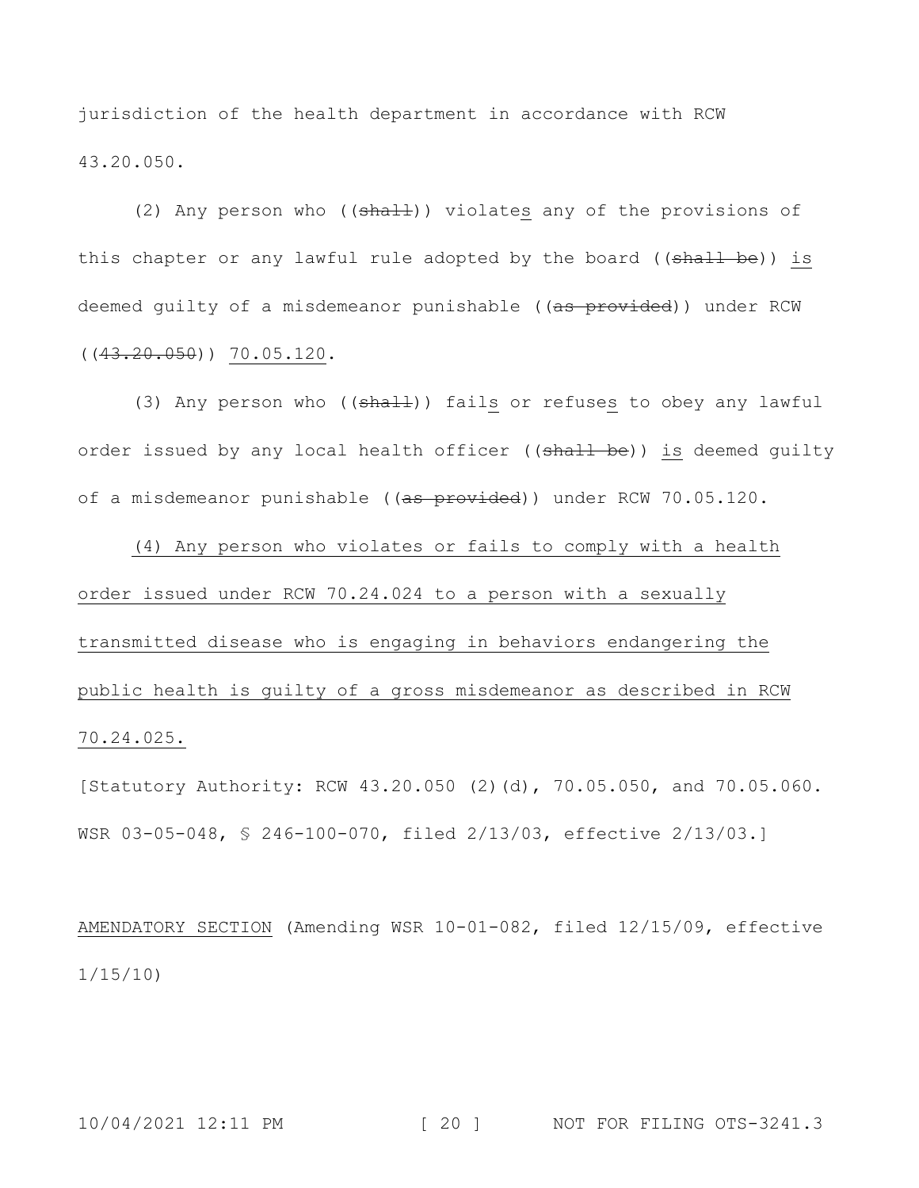jurisdiction of the health department in accordance with RCW 43.20.050.

(2) Any person who ((~~shall~~)) violates any of the provisions of this chapter or any lawful rule adopted by the board ((~~shall be~~)) is deemed guilty of a misdemeanor punishable ((~~as provided~~)) under RCW ((~~43.20.050~~)) 70.05.120.

(3) Any person who ((~~shall~~)) fails or refuses to obey any lawful order issued by any local health officer ((~~shall be~~)) is deemed guilty of a misdemeanor punishable ((~~as provided~~)) under RCW 70.05.120.

(4) Any person who violates or fails to comply with a health order issued under RCW 70.24.024 to a person with a sexually transmitted disease who is engaging in behaviors endangering the public health is guilty of a gross misdemeanor as described in RCW 70.24.025.

[Statutory Authority: RCW 43.20.050 (2)(d), 70.05.050, and 70.05.060. WSR 03-05-048, § 246-100-070, filed 2/13/03, effective 2/13/03.]

AMENDATORY SECTION (Amending WSR 10-01-082, filed 12/15/09, effective 1/15/10)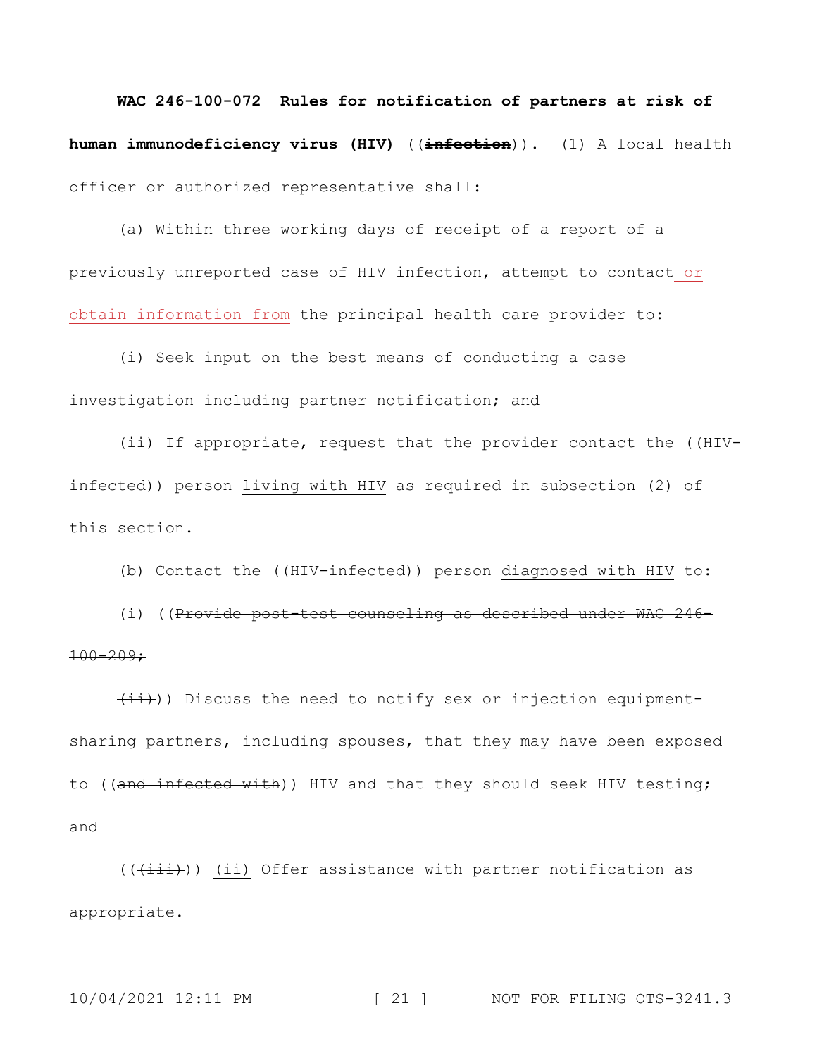**WAC 246-100-072 Rules for notification of partners at risk of human immunodeficiency virus (HIV)** ((~~**infection**~~)). (1) A local health officer or authorized representative shall:

(a) Within three working days of receipt of a report of a previously unreported case of HIV infection, attempt to contact or obtain information from the principal health care provider to:

(i) Seek input on the best means of conducting a case investigation including partner notification; and

(ii) If appropriate, request that the provider contact the ((~~HIV-infected~~)) person living with HIV as required in subsection (2) of this section.

(b) Contact the ((~~HIV-infected~~)) person diagnosed with HIV to:

(i) ((~~Provide post-test counseling as described under WAC 246-100-209;~~

~~(ii)~~)) Discuss the need to notify sex or injection equipment-sharing partners, including spouses, that they may have been exposed to ((~~and infected with~~)) HIV and that they should seek HIV testing; and

((~~(iii)~~)) (ii) Offer assistance with partner notification as appropriate.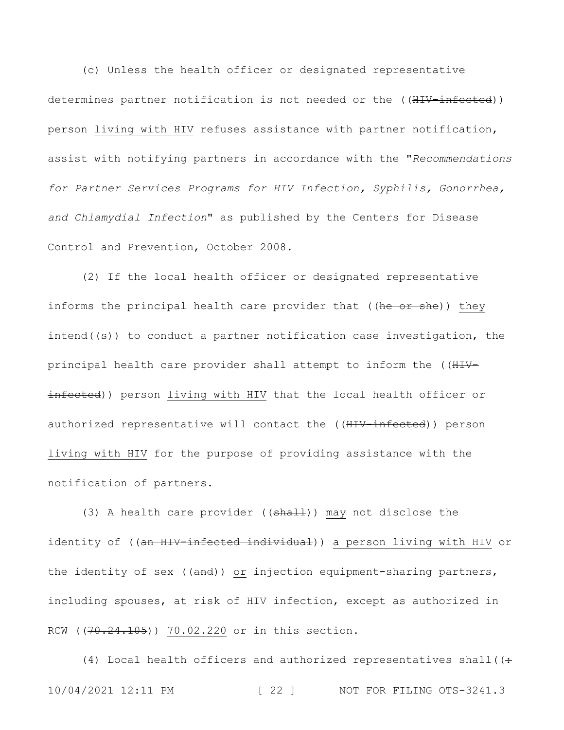(c) Unless the health officer or designated representative determines partner notification is not needed or the ((~~HIV-infected~~)) person <u>living with HIV</u> refuses assistance with partner notification, assist with notifying partners in accordance with the "*Recommendations for Partner Services Programs for HIV Infection, Syphilis, Gonorrhea, and Chlamydial Infection*" as published by the Centers for Disease Control and Prevention, October 2008.

(2) If the local health officer or designated representative informs the principal health care provider that ((~~he or she~~)) <u>they</u> intend((~~s~~)) to conduct a partner notification case investigation, the principal health care provider shall attempt to inform the ((~~HIV-infected~~)) person <u>living with HIV</u> that the local health officer or authorized representative will contact the ((~~HIV-infected~~)) person <u>living with HIV</u> for the purpose of providing assistance with the notification of partners.

(3) A health care provider ((~~shall~~)) <u>may</u> not disclose the identity of ((~~an HIV-infected individual~~)) <u>a person living with HIV</u> or the identity of sex ((~~and~~)) <u>or</u> injection equipment-sharing partners, including spouses, at risk of HIV infection, except as authorized in RCW ((~~70.24.105~~)) <u>70.02.220</u> or in this section.

(4) Local health officers and authorized representatives shall((~~:~~)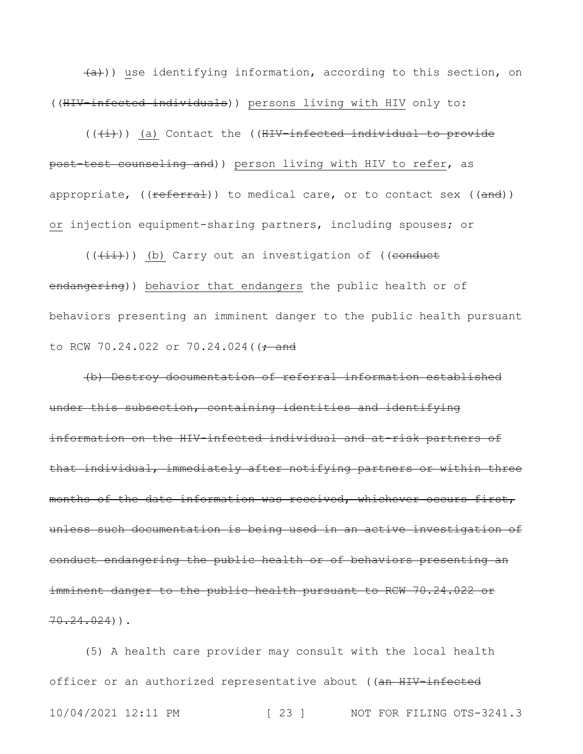~~(a)~~)) use identifying information, according to this section, on ((~~HIV-infected individuals~~)) persons living with HIV only to:

((~~(i)~~)) (a) Contact the ((~~HIV-infected individual to provide post-test counseling and~~)) person living with HIV to refer, as appropriate, ((~~referral~~)) to medical care, or to contact sex ((~~and~~)) or injection equipment-sharing partners, including spouses; or

((~~(ii)~~)) (b) Carry out an investigation of ((~~conduct endangering~~)) behavior that endangers the public health or of behaviors presenting an imminent danger to the public health pursuant to RCW 70.24.022 or 70.24.024((~~; and~~

~~(b) Destroy documentation of referral information established under this subsection, containing identities and identifying information on the HIV-infected individual and at-risk partners of that individual, immediately after notifying partners or within three months of the date information was received, whichever occurs first, unless such documentation is being used in an active investigation of conduct endangering the public health or of behaviors presenting an imminent danger to the public health pursuant to RCW 70.24.022 or 70.24.024~~)).

(5) A health care provider may consult with the local health officer or an authorized representative about ((~~an HIV-infected~~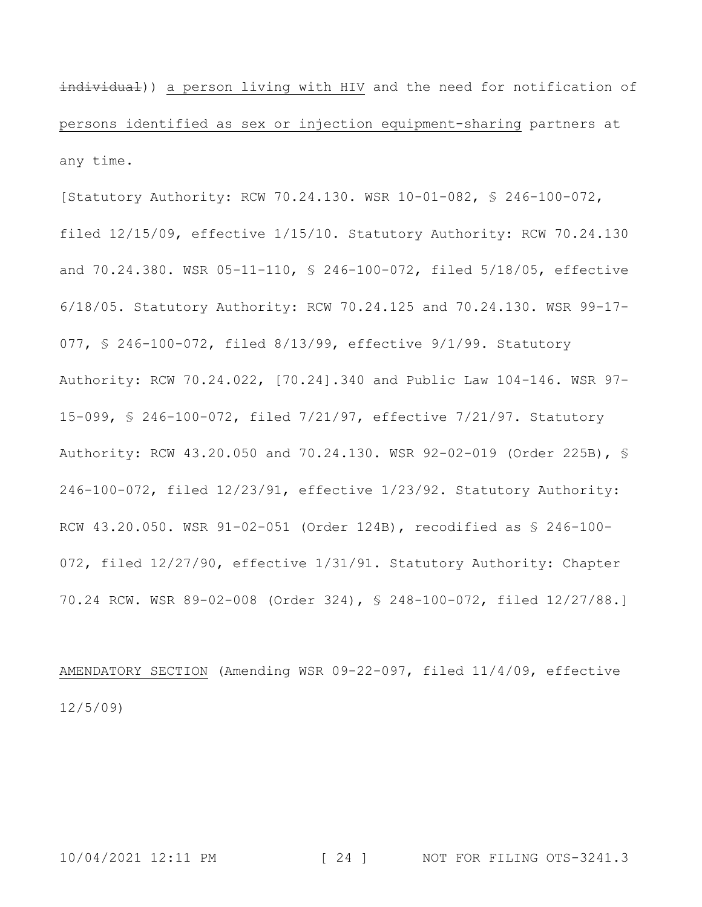~~individual~~)) <u>a person living with HIV</u> and the need for notification of <u>persons identified as sex or injection equipment-sharing</u> partners at any time.

[Statutory Authority: RCW 70.24.130. WSR 10-01-082, § 246-100-072, filed 12/15/09, effective 1/15/10. Statutory Authority: RCW 70.24.130 and 70.24.380. WSR 05-11-110, § 246-100-072, filed 5/18/05, effective 6/18/05. Statutory Authority: RCW 70.24.125 and 70.24.130. WSR 99-17-077, § 246-100-072, filed 8/13/99, effective 9/1/99. Statutory Authority: RCW 70.24.022, [70.24].340 and Public Law 104-146. WSR 97-15-099, § 246-100-072, filed 7/21/97, effective 7/21/97. Statutory Authority: RCW 43.20.050 and 70.24.130. WSR 92-02-019 (Order 225B), § 246-100-072, filed 12/23/91, effective 1/23/92. Statutory Authority: RCW 43.20.050. WSR 91-02-051 (Order 124B), recodified as § 246-100-072, filed 12/27/90, effective 1/31/91. Statutory Authority: Chapter 70.24 RCW. WSR 89-02-008 (Order 324), § 248-100-072, filed 12/27/88.]

<u>AMENDATORY SECTION</u> (Amending WSR 09-22-097, filed 11/4/09, effective 12/5/09)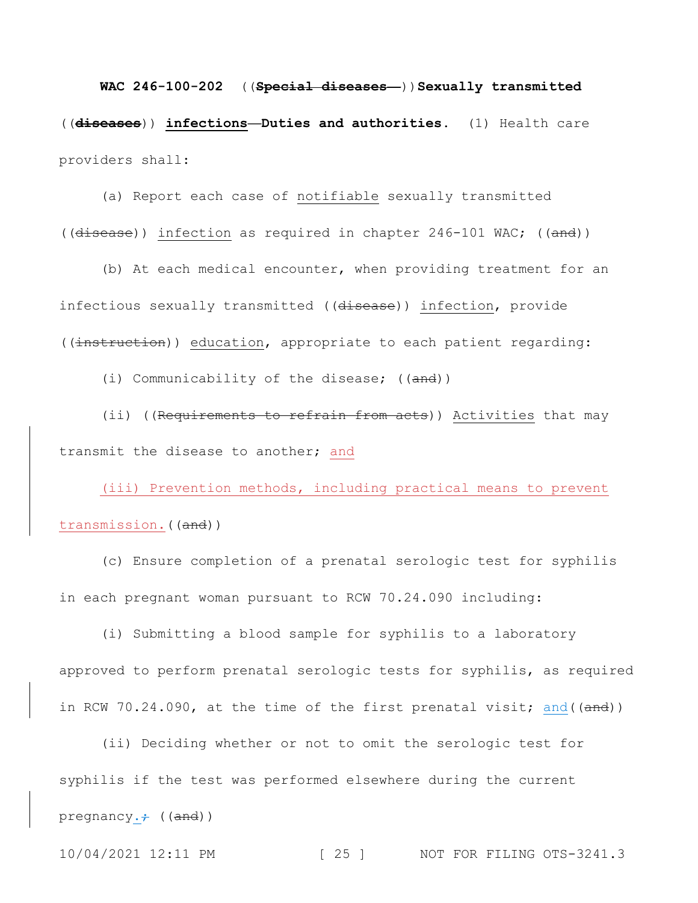**WAC 246-100-202** ((~~Special diseases—~~))**Sexually transmitted** ((~~**diseases**~~)) <u>**infections**</u>**—Duties and authorities.** (1) Health care providers shall:

(a) Report each case of <u>notifiable</u> sexually transmitted ((~~disease~~)) <u>infection</u> as required in chapter 246-101 WAC; ((~~and~~))

(b) At each medical encounter, when providing treatment for an infectious sexually transmitted ((~~disease~~)) <u>infection</u>, provide ((~~instruction~~)) <u>education</u>, appropriate to each patient regarding:

(i) Communicability of the disease; ((~~and~~))

(ii) ((~~Requirements to refrain from acts~~)) <u>Activities</u> that may transmit the disease to another; <u>and</u>

<u>(iii) Prevention methods, including practical means to prevent transmission.</u>((~~and~~))

(c) Ensure completion of a prenatal serologic test for syphilis in each pregnant woman pursuant to RCW 70.24.090 including:

(i) Submitting a blood sample for syphilis to a laboratory approved to perform prenatal serologic tests for syphilis, as required in RCW 70.24.090, at the time of the first prenatal visit; <u>and</u>((~~and~~))

(ii) Deciding whether or not to omit the serologic test for syphilis if the test was performed elsewhere during the current pregnancy<u>.</u>~~;~~ ((~~and~~))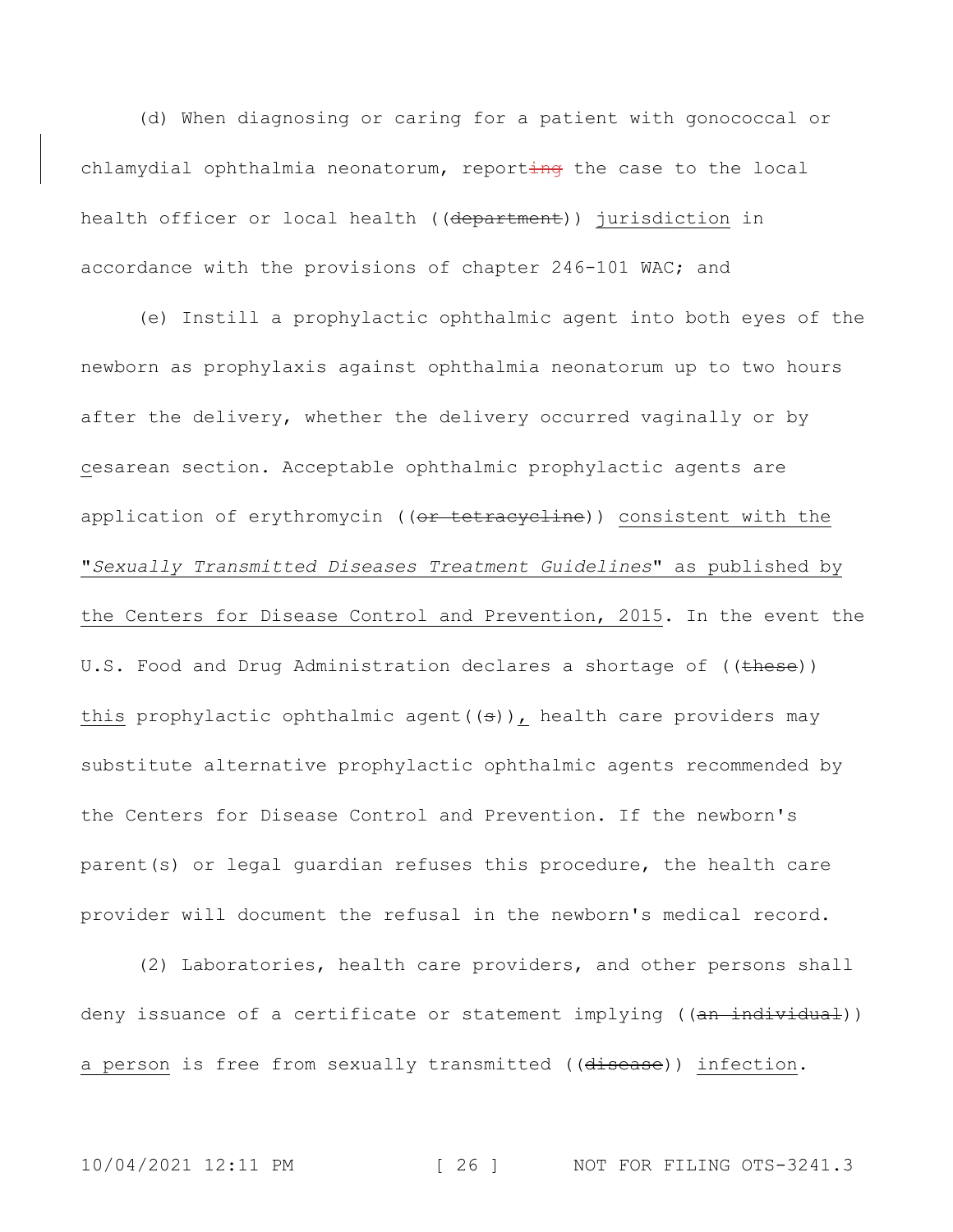(d) When diagnosing or caring for a patient with gonococcal or chlamydial ophthalmia neonatorum, report~~ing~~ the case to the local health officer or local health ((~~department~~)) <u>jurisdiction</u> in accordance with the provisions of chapter 246-101 WAC; and

(e) Instill a prophylactic ophthalmic agent into both eyes of the newborn as prophylaxis against ophthalmia neonatorum up to two hours after the delivery, whether the delivery occurred vaginally or by <u>c</u>esarean section. Acceptable ophthalmic prophylactic agents are application of erythromycin ((~~or tetracycline~~)) <u>consistent with the "*Sexually Transmitted Diseases Treatment Guidelines*" as published by the Centers for Disease Control and Prevention, 2015</u>. In the event the U.S. Food and Drug Administration declares a shortage of ((~~these~~)) <u>this</u> prophylactic ophthalmic agent((~~s~~))<u>,</u> health care providers may substitute alternative prophylactic ophthalmic agents recommended by the Centers for Disease Control and Prevention. If the newborn's parent(s) or legal guardian refuses this procedure, the health care provider will document the refusal in the newborn's medical record.

(2) Laboratories, health care providers, and other persons shall deny issuance of a certificate or statement implying ((~~an individual~~)) <u>a person</u> is free from sexually transmitted ((~~disease~~)) <u>infection</u>.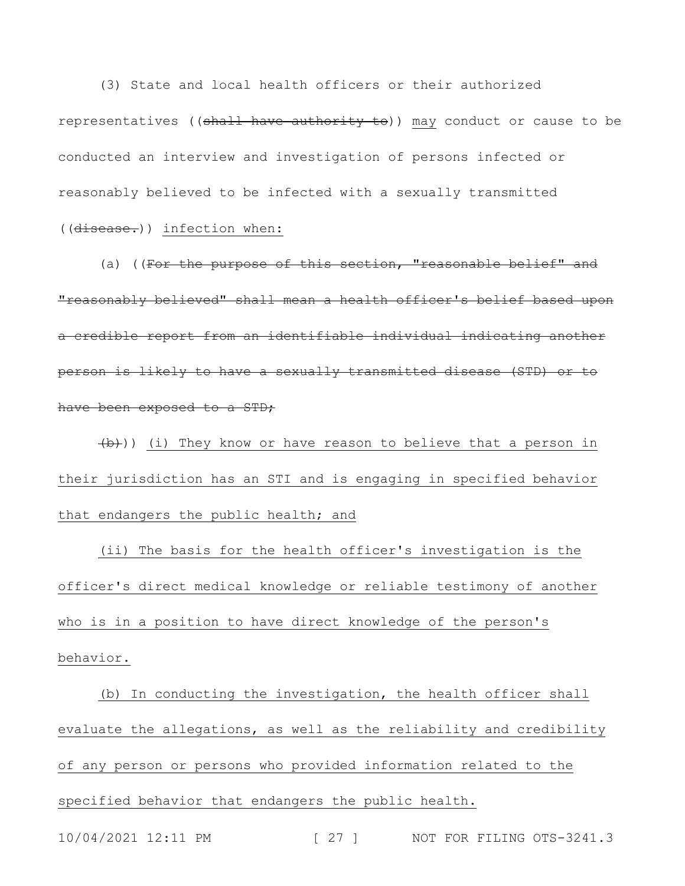(3) State and local health officers or their authorized representatives ((~~shall have authority to~~)) <u>may</u> conduct or cause to be conducted an interview and investigation of persons infected or reasonably believed to be infected with a sexually transmitted ((~~disease.~~)) <u>infection when:</u>

(a) ((~~For the purpose of this section, "reasonable belief" and "reasonably believed" shall mean a health officer's belief based upon a credible report from an identifiable individual indicating another person is likely to have a sexually transmitted disease (STD) or to have been exposed to a STD;~~

~~(b)~~)) <u>(i) They know or have reason to believe that a person in their jurisdiction has an STI and is engaging in specified behavior that endangers the public health; and</u>

<u>(ii) The basis for the health officer's investigation is the officer's direct medical knowledge or reliable testimony of another who is in a position to have direct knowledge of the person's behavior.</u>

<u>(b) In conducting the investigation, the health officer shall evaluate the allegations, as well as the reliability and credibility of any person or persons who provided information related to the specified behavior that endangers the public health.</u>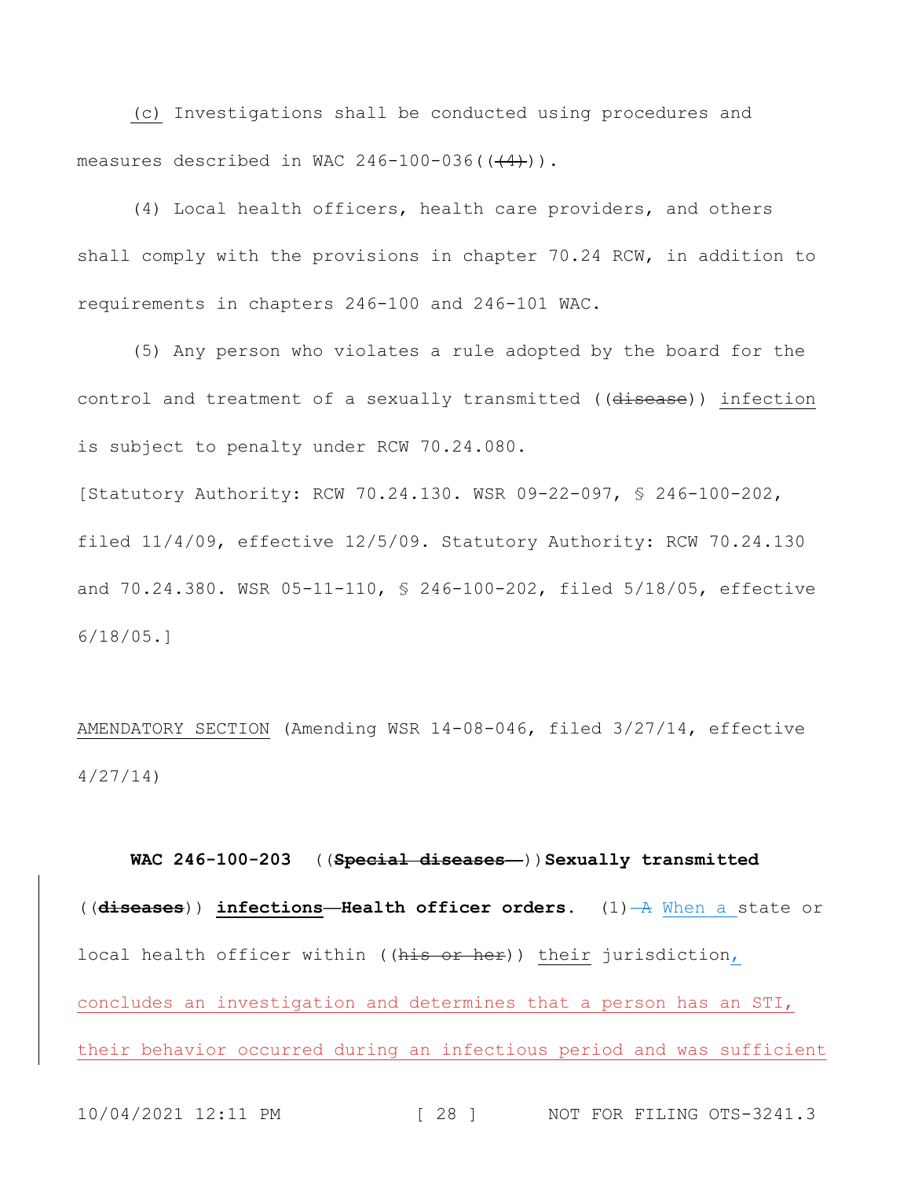(c) Investigations shall be conducted using procedures and measures described in WAC 246-100-036((~~(4)~~)).

(4) Local health officers, health care providers, and others shall comply with the provisions in chapter 70.24 RCW, in addition to requirements in chapters 246-100 and 246-101 WAC.

(5) Any person who violates a rule adopted by the board for the control and treatment of a sexually transmitted ((~~disease~~)) infection is subject to penalty under RCW 70.24.080.

[Statutory Authority: RCW 70.24.130. WSR 09-22-097, § 246-100-202, filed 11/4/09, effective 12/5/09. Statutory Authority: RCW 70.24.130 and 70.24.380. WSR 05-11-110, § 246-100-202, filed 5/18/05, effective 6/18/05.]

AMENDATORY SECTION (Amending WSR 14-08-046, filed 3/27/14, effective 4/27/14)

**WAC 246-100-203** ((~~**Special diseases—**~~))**Sexually transmitted** ((~~**diseases**~~)) **infections—Health officer orders.** (1) ~~A~~ When a state or local health officer within ((~~his or her~~)) their jurisdiction, concludes an investigation and determines that a person has an STI, their behavior occurred during an infectious period and was sufficient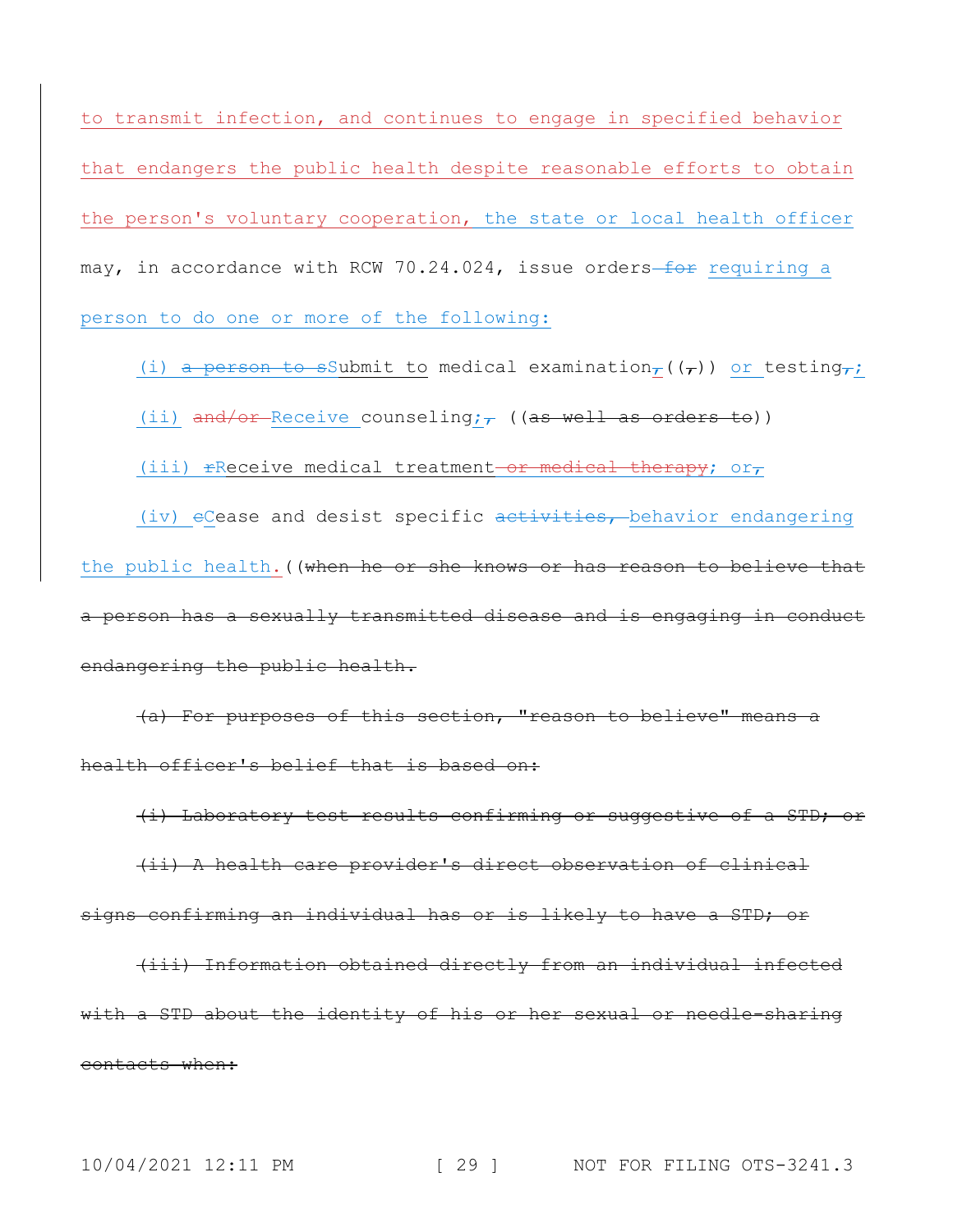to transmit infection, and continues to engage in specified behavior that endangers the public health despite reasonable efforts to obtain the person's voluntary cooperation, the state or local health officer may, in accordance with RCW 70.24.024, issue orders ~~for~~ requiring a person to do one or more of the following:

(i) ~~a person to s~~Submit to medical examination~~,~~((~~,~~)) or testing~~,~~;

(ii) ~~and/or~~ Receive counseling;~~,~~ ((~~as well as orders to~~))

(iii) ~~r~~Receive medical treatment ~~or medical therapy~~; or~~,~~

(iv) ~~c~~Cease and desist specific ~~activities,~~ behavior endangering the public health.((~~when he or she knows or has reason to believe that a person has a sexually transmitted disease and is engaging in conduct endangering the public health.~~

~~(a) For purposes of this section, "reason to believe" means a health officer's belief that is based on:~~

~~(i) Laboratory test results confirming or suggestive of a STD; or~~

~~(ii) A health care provider's direct observation of clinical signs confirming an individual has or is likely to have a STD; or~~

~~(iii) Information obtained directly from an individual infected with a STD about the identity of his or her sexual or needle-sharing contacts when:~~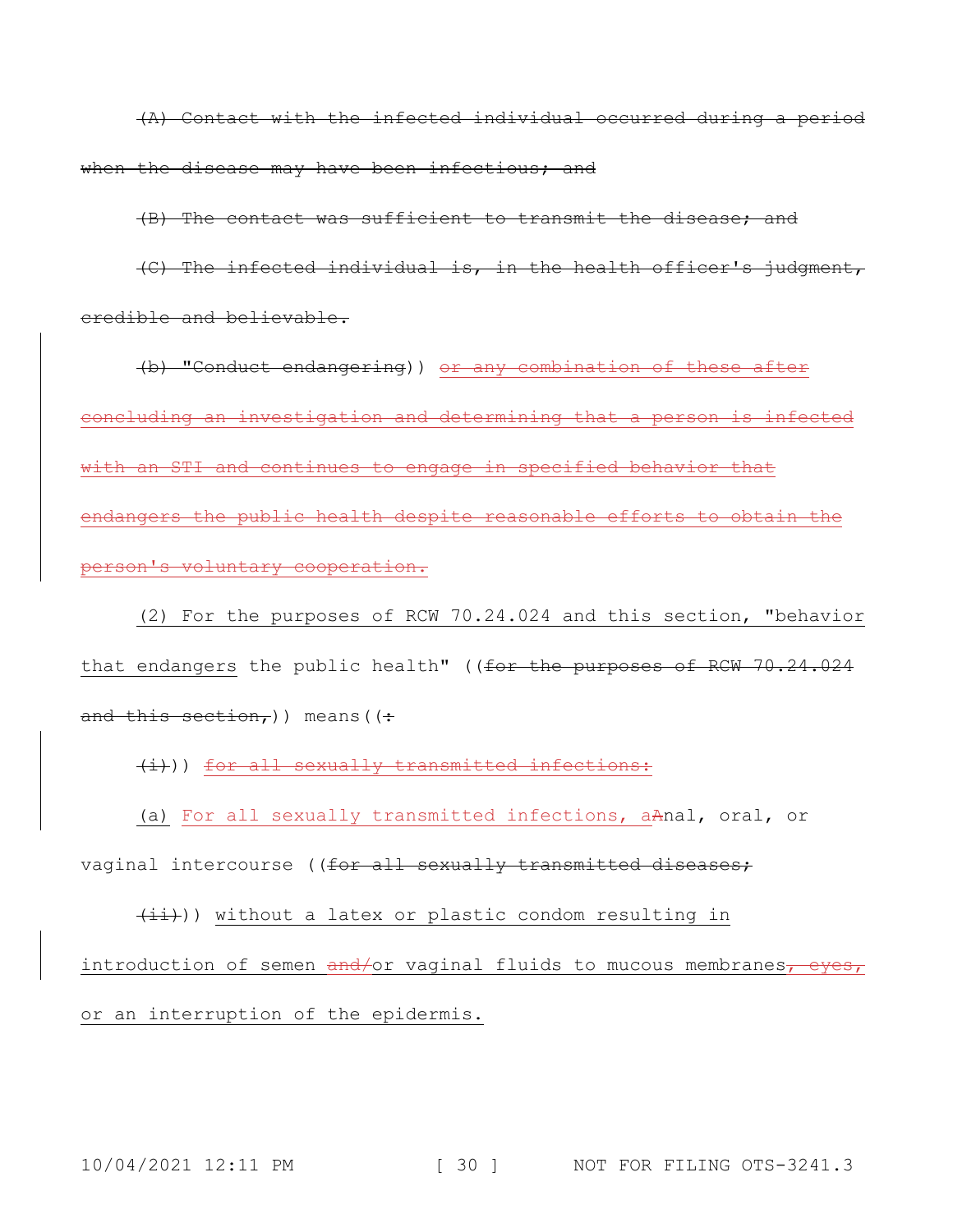~~(A) Contact with the infected individual occurred during a period when the disease may have been infectious; and~~

~~(B) The contact was sufficient to transmit the disease; and~~

~~(C) The infected individual is, in the health officer's judgment, credible and believable.~~

~~(b) "Conduct endangering~~)) ~~or any combination of these after concluding an investigation and determining that a person is infected with an STI and continues to engage in specified behavior that endangers the public health despite reasonable efforts to obtain the person's voluntary cooperation.~~

(2) For the purposes of RCW 70.24.024 and this section, "behavior that endangers the public health" ((~~for the purposes of RCW 70.24.024 and this section,~~)) means((~~:~~

~~(i)~~)) ~~for all sexually transmitted infections:~~

(a) For all sexually transmitted infections, a~~A~~nal, oral, or vaginal intercourse ((~~for all sexually transmitted diseases;~~

~~(ii)~~)) without a latex or plastic condom resulting in introduction of semen ~~and/~~or vaginal fluids to mucous membranes~~, eyes,~~ or an interruption of the epidermis.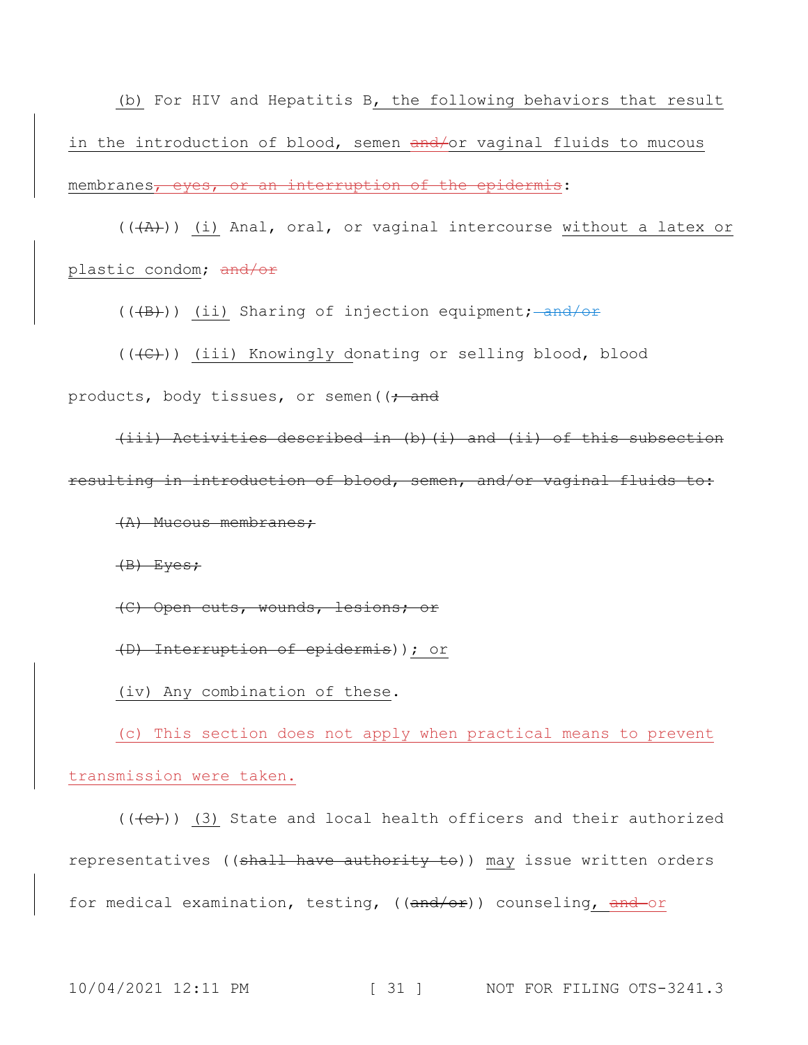(b) For HIV and Hepatitis B, the following behaviors that result in the introduction of blood, semen ~~and/~~or vaginal fluids to mucous membranes~~, eyes, or an interruption of the epidermis~~:

((~~(A)~~)) (i) Anal, oral, or vaginal intercourse without a latex or plastic condom; ~~and/or~~

((~~(B)~~)) (ii) Sharing of injection equipment;~~ and/or~~

((~~(C)~~)) (iii) Knowingly donating or selling blood, blood products, body tissues, or semen((~~; and~~

~~(iii) Activities described in (b)(i) and (ii) of this subsection resulting in introduction of blood, semen, and/or vaginal fluids to:~~

~~(A) Mucous membranes;~~

~~(B) Eyes;~~

~~(C) Open cuts, wounds, lesions; or~~

~~(D) Interruption of epidermis~~)); or

(iv) Any combination of these.

(c) This section does not apply when practical means to prevent transmission were taken.

((~~(c)~~)) (3) State and local health officers and their authorized representatives ((~~shall have authority to~~)) may issue written orders for medical examination, testing, ((~~and/or~~)) counseling, ~~and~~ or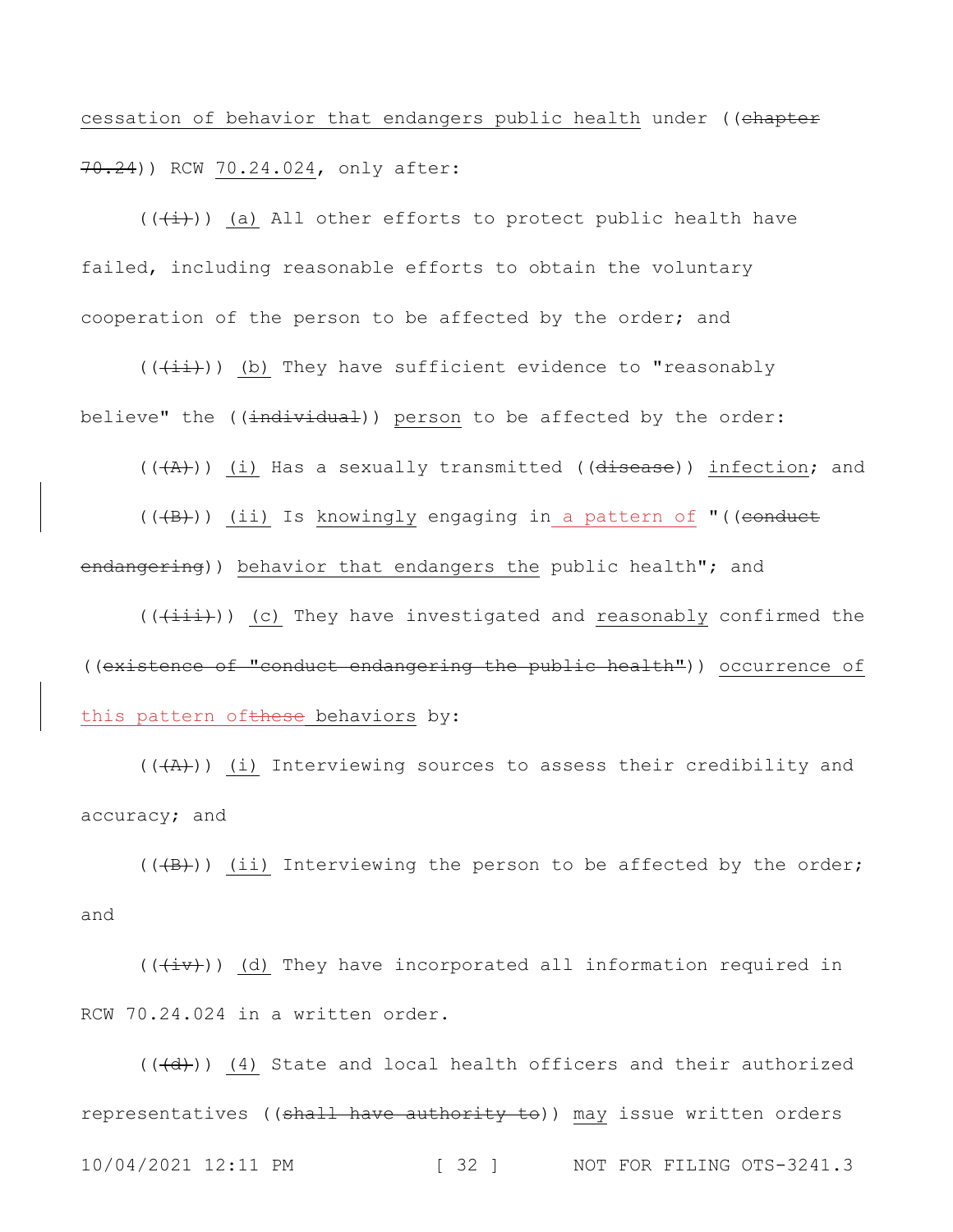cessation of behavior that endangers public health under ((~~chapter 70.24~~)) RCW 70.24.024, only after:

((~~(i)~~)) (a) All other efforts to protect public health have failed, including reasonable efforts to obtain the voluntary cooperation of the person to be affected by the order; and

((~~(ii)~~)) (b) They have sufficient evidence to "reasonably believe" the ((~~individual~~)) person to be affected by the order:

((~~(A)~~)) (i) Has a sexually transmitted ((~~disease~~)) infection; and

((~~(B)~~)) (ii) Is knowingly engaging in a pattern of "((~~conduct endangering~~)) behavior that endangers the public health"; and

((~~(iii)~~)) (c) They have investigated and reasonably confirmed the ((~~existence of "conduct endangering the public health"~~)) occurrence of this pattern of~~these~~ behaviors by:

((~~(A)~~)) (i) Interviewing sources to assess their credibility and accuracy; and

((~~(B)~~)) (ii) Interviewing the person to be affected by the order; and

((~~(iv)~~)) (d) They have incorporated all information required in RCW 70.24.024 in a written order.

((~~(d)~~)) (4) State and local health officers and their authorized representatives ((~~shall have authority to~~)) may issue written orders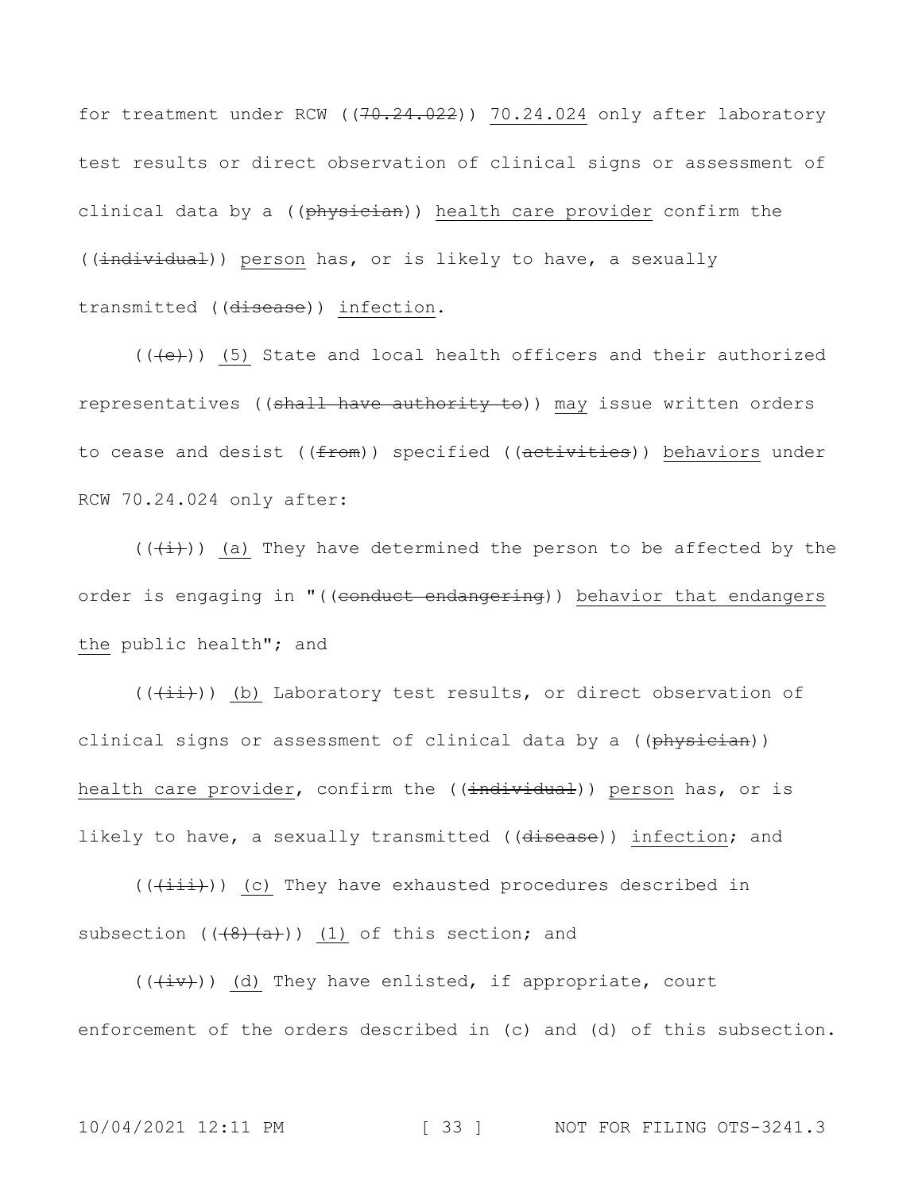for treatment under RCW ((~~70.24.022~~)) 70.24.024 only after laboratory test results or direct observation of clinical signs or assessment of clinical data by a ((~~physician~~)) health care provider confirm the ((~~individual~~)) person has, or is likely to have, a sexually transmitted ((~~disease~~)) infection.

((~~(e)~~)) (5) State and local health officers and their authorized representatives ((~~shall have authority to~~)) may issue written orders to cease and desist ((~~from~~)) specified ((~~activities~~)) behaviors under RCW 70.24.024 only after:

((~~(i)~~)) (a) They have determined the person to be affected by the order is engaging in "((~~conduct endangering~~)) behavior that endangers the public health"; and

((~~(ii)~~)) (b) Laboratory test results, or direct observation of clinical signs or assessment of clinical data by a ((~~physician~~)) health care provider, confirm the ((~~individual~~)) person has, or is likely to have, a sexually transmitted ((~~disease~~)) infection; and

((~~(iii)~~)) (c) They have exhausted procedures described in subsection ((~~(8)(a)~~)) (1) of this section; and

((~~(iv)~~)) (d) They have enlisted, if appropriate, court enforcement of the orders described in (c) and (d) of this subsection.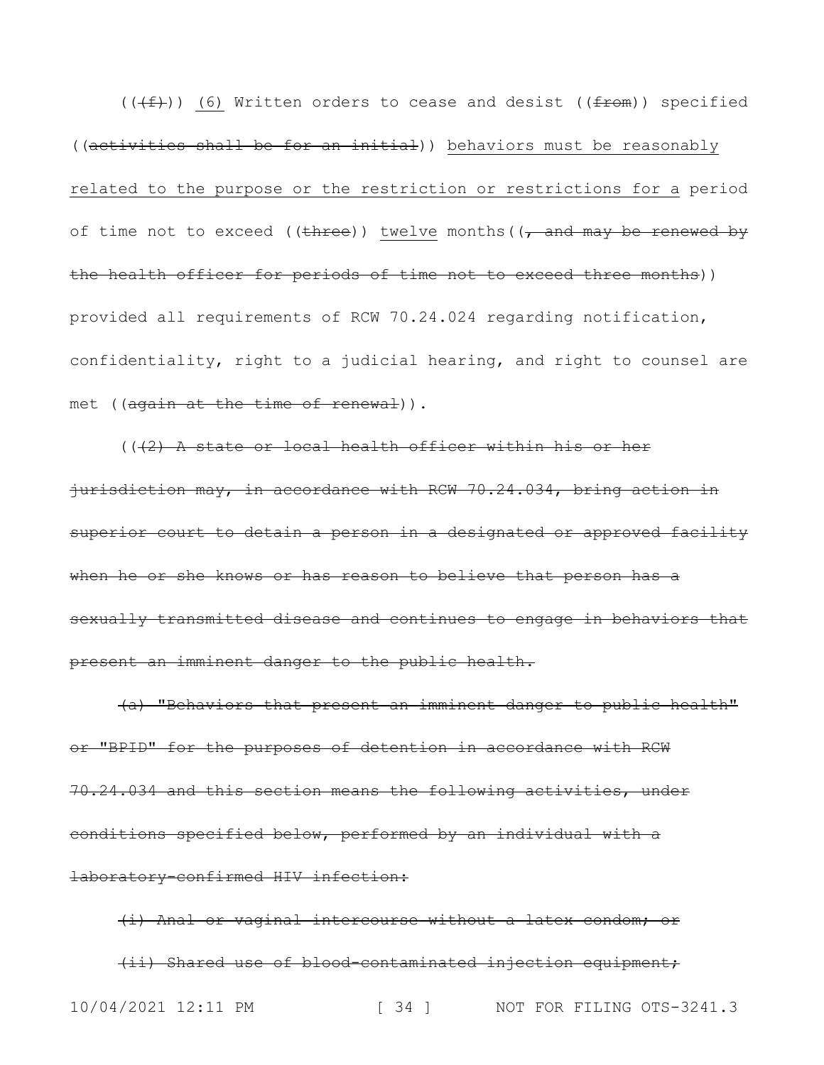((~~(f)~~)) <u>(6)</u> Written orders to cease and desist ((~~from~~)) specified ((~~activities shall be for an initial~~)) <u>behaviors must be reasonably related to the purpose or the restriction or restrictions for a</u> period of time not to exceed ((~~three~~)) <u>twelve</u> months((~~, and may be renewed by the health officer for periods of time not to exceed three months~~)) provided all requirements of RCW 70.24.024 regarding notification, confidentiality, right to a judicial hearing, and right to counsel are met ((~~again at the time of renewal~~)).

((~~(2) A state or local health officer within his or her jurisdiction may, in accordance with RCW 70.24.034, bring action in superior court to detain a person in a designated or approved facility when he or she knows or has reason to believe that person has a sexually transmitted disease and continues to engage in behaviors that present an imminent danger to the public health.~~

~~(a) "Behaviors that present an imminent danger to public health" or "BPID" for the purposes of detention in accordance with RCW 70.24.034 and this section means the following activities, under conditions specified below, performed by an individual with a laboratory-confirmed HIV infection:~~

~~(i) Anal or vaginal intercourse without a latex condom; or~~

~~(ii) Shared use of blood-contaminated injection equipment;~~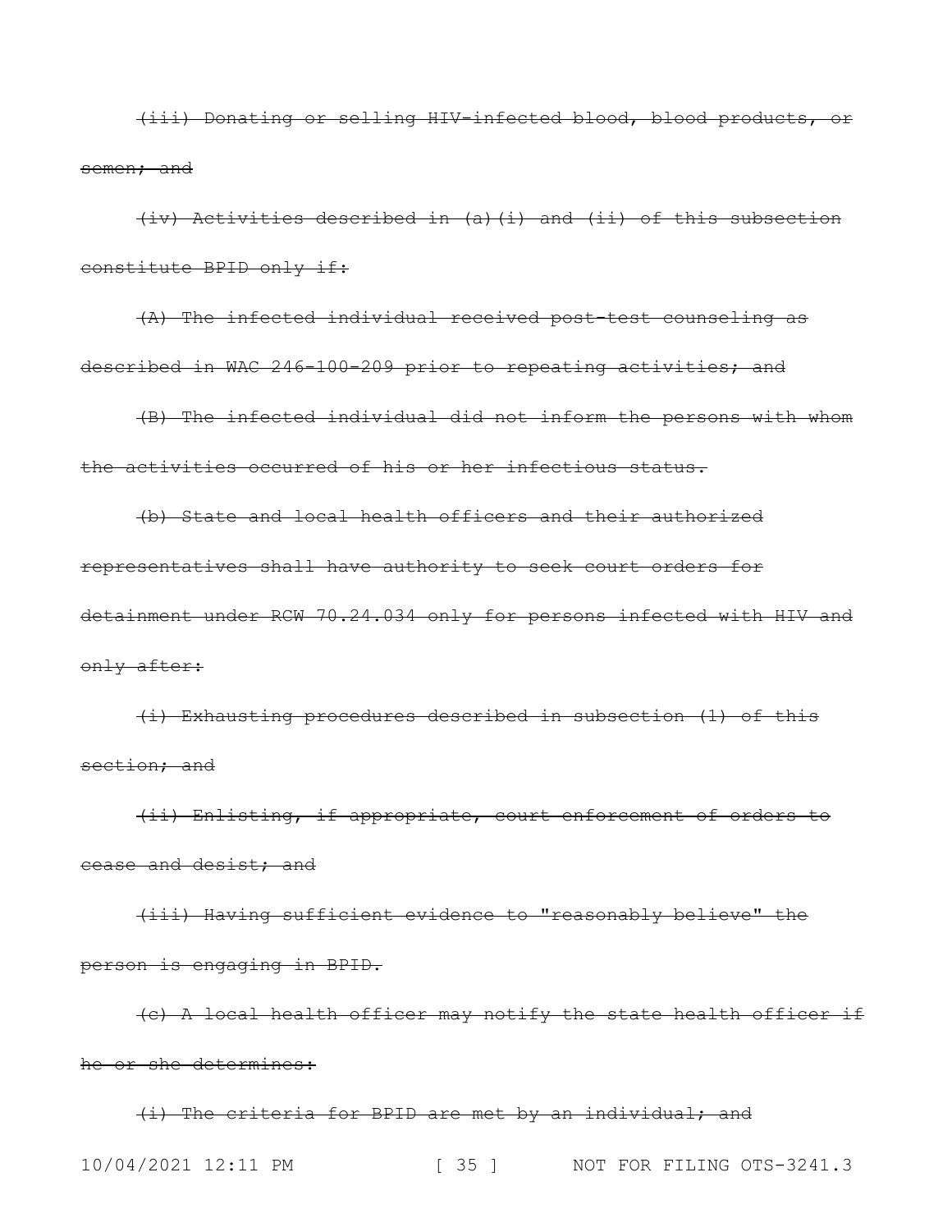~~(iii) Donating or selling HIV-infected blood, blood products, or semen; and~~

~~(iv) Activities described in (a)(i) and (ii) of this subsection constitute BPID only if:~~

~~(A) The infected individual received post-test counseling as described in WAC 246-100-209 prior to repeating activities; and~~

~~(B) The infected individual did not inform the persons with whom the activities occurred of his or her infectious status.~~

~~(b) State and local health officers and their authorized representatives shall have authority to seek court orders for detainment under RCW 70.24.034 only for persons infected with HIV and only after:~~

~~(i) Exhausting procedures described in subsection (1) of this section; and~~

~~(ii) Enlisting, if appropriate, court enforcement of orders to cease and desist; and~~

~~(iii) Having sufficient evidence to "reasonably believe" the person is engaging in BPID.~~

~~(c) A local health officer may notify the state health officer if he or she determines:~~

~~(i) The criteria for BPID are met by an individual; and~~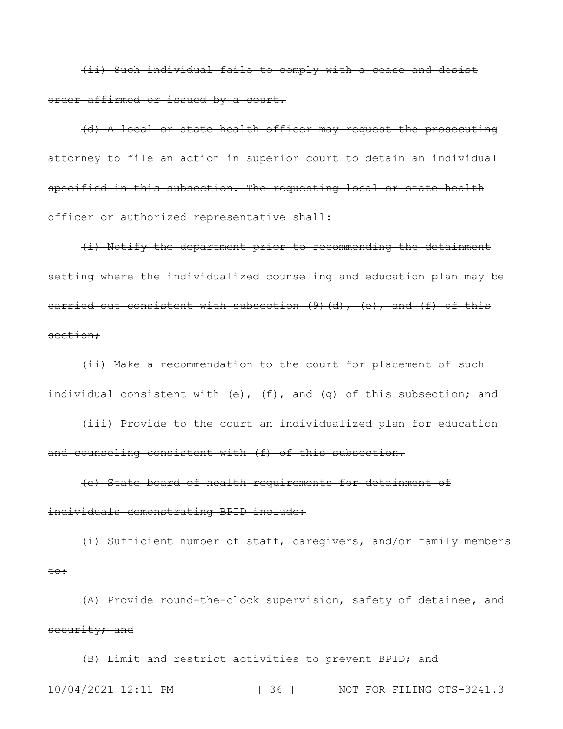~~(ii) Such individual fails to comply with a cease and desist order affirmed or issued by a court.~~

~~(d) A local or state health officer may request the prosecuting attorney to file an action in superior court to detain an individual specified in this subsection. The requesting local or state health officer or authorized representative shall:~~

~~(i) Notify the department prior to recommending the detainment setting where the individualized counseling and education plan may be carried out consistent with subsection (9)(d), (e), and (f) of this section;~~

~~(ii) Make a recommendation to the court for placement of such individual consistent with (e), (f), and (g) of this subsection; and~~

~~(iii) Provide to the court an individualized plan for education and counseling consistent with (f) of this subsection.~~

~~(e) State board of health requirements for detainment of individuals demonstrating BPID include:~~

~~(i) Sufficient number of staff, caregivers, and/or family members to:~~

~~(A) Provide round-the-clock supervision, safety of detainee, and security; and~~

~~(B) Limit and restrict activities to prevent BPID; and~~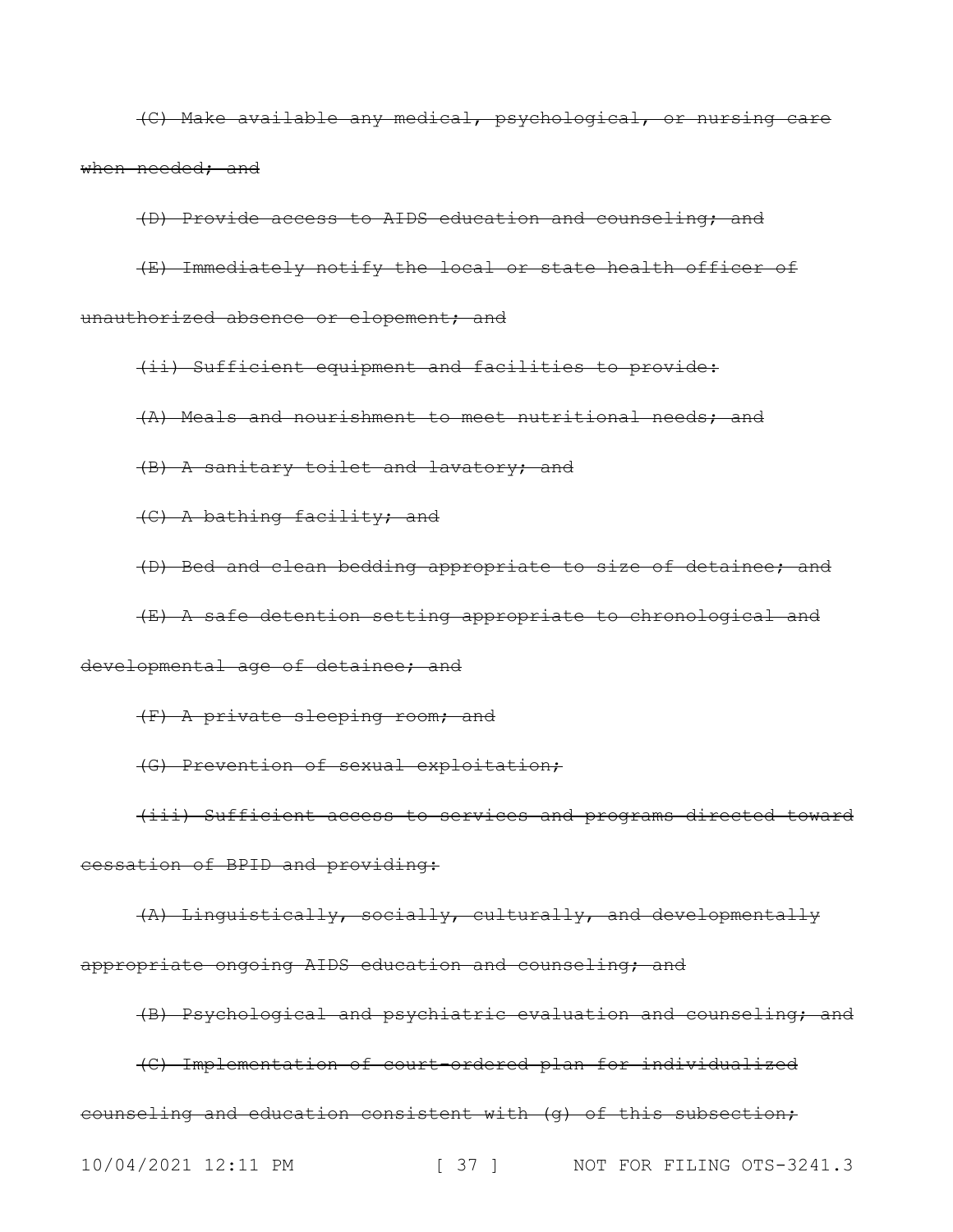~~(C) Make available any medical, psychological, or nursing care when needed; and~~

~~(D) Provide access to AIDS education and counseling; and~~

~~(E) Immediately notify the local or state health officer of unauthorized absence or elopement; and~~

~~(ii) Sufficient equipment and facilities to provide:~~

~~(A) Meals and nourishment to meet nutritional needs; and~~

~~(B) A sanitary toilet and lavatory; and~~

~~(C) A bathing facility; and~~

~~(D) Bed and clean bedding appropriate to size of detainee; and~~

~~(E) A safe detention setting appropriate to chronological and developmental age of detainee; and~~

~~(F) A private sleeping room; and~~

~~(G) Prevention of sexual exploitation;~~

~~(iii) Sufficient access to services and programs directed toward cessation of BPID and providing:~~

~~(A) Linguistically, socially, culturally, and developmentally appropriate ongoing AIDS education and counseling; and~~

~~(B) Psychological and psychiatric evaluation and counseling; and~~

~~(C) Implementation of court-ordered plan for individualized counseling and education consistent with (g) of this subsection;~~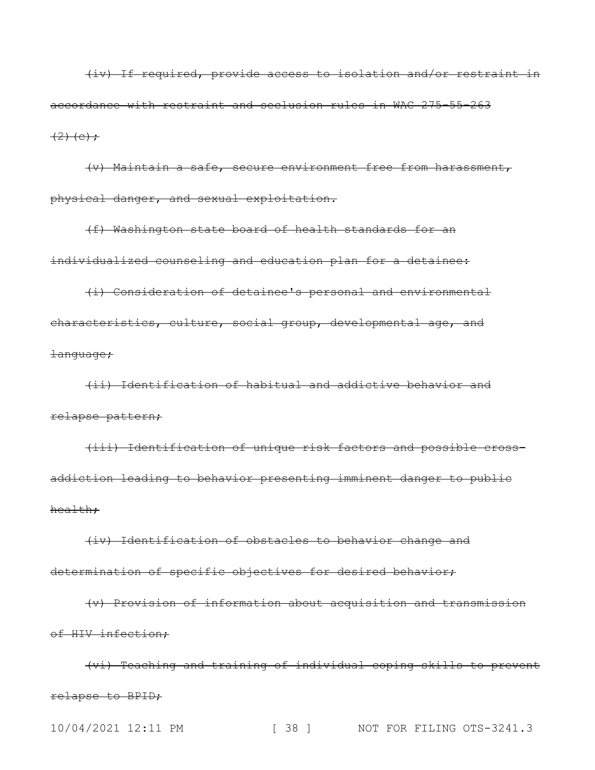~~(iv) If required, provide access to isolation and/or restraint in accordance with restraint and seclusion rules in WAC 275-55-263 (2)(c);~~

~~(v) Maintain a safe, secure environment free from harassment, physical danger, and sexual exploitation.~~

~~(f) Washington state board of health standards for an individualized counseling and education plan for a detainee:~~

~~(i) Consideration of detainee's personal and environmental characteristics, culture, social group, developmental age, and language;~~

~~(ii) Identification of habitual and addictive behavior and relapse pattern;~~

~~(iii) Identification of unique risk factors and possible cross-addiction leading to behavior presenting imminent danger to public health;~~

~~(iv) Identification of obstacles to behavior change and determination of specific objectives for desired behavior;~~

~~(v) Provision of information about acquisition and transmission of HIV infection;~~

~~(vi) Teaching and training of individual coping skills to prevent relapse to BPID;~~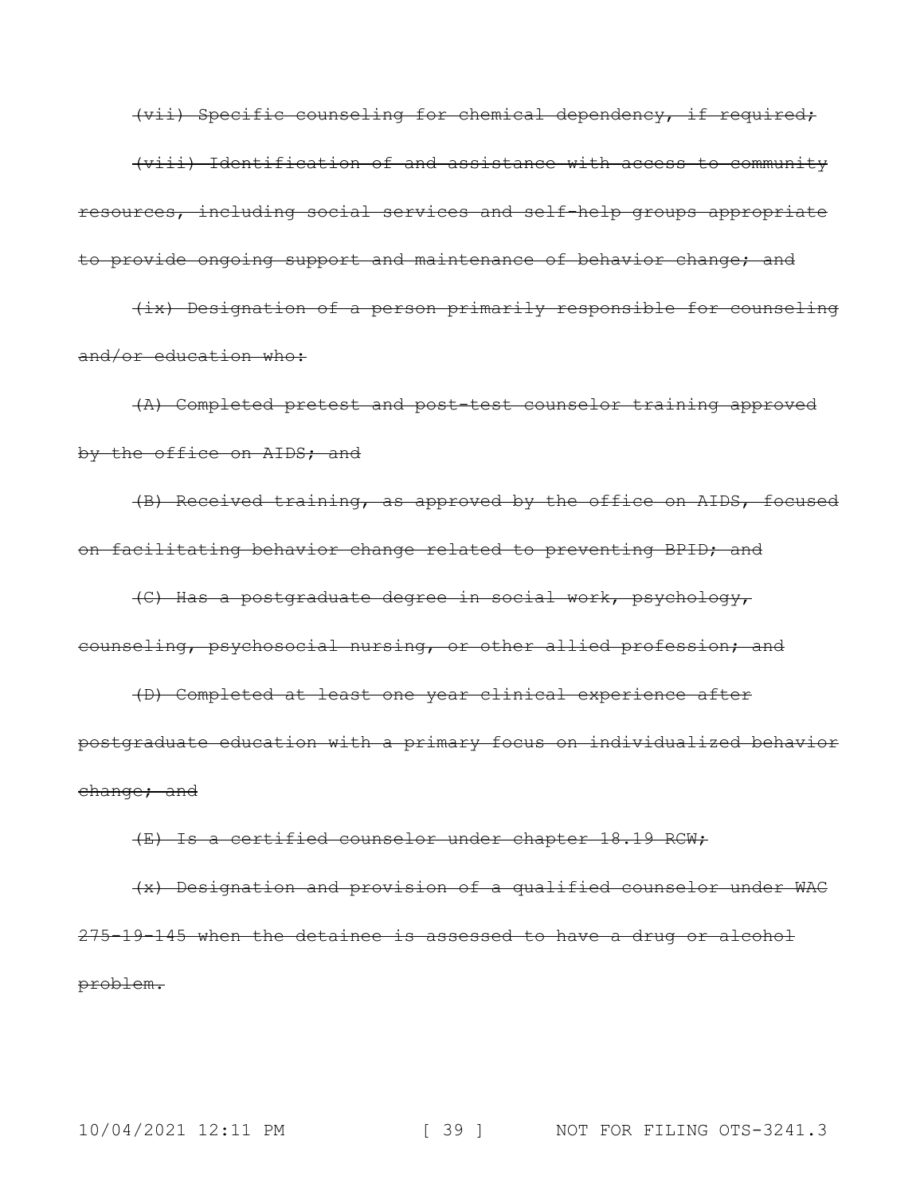~~(vii) Specific counseling for chemical dependency, if required;~~

~~(viii) Identification of and assistance with access to community resources, including social services and self-help groups appropriate to provide ongoing support and maintenance of behavior change; and~~

~~(ix) Designation of a person primarily responsible for counseling and/or education who:~~

~~(A) Completed pretest and post-test counselor training approved by the office on AIDS; and~~

~~(B) Received training, as approved by the office on AIDS, focused on facilitating behavior change related to preventing BPID; and~~

~~(C) Has a postgraduate degree in social work, psychology, counseling, psychosocial nursing, or other allied profession; and~~

~~(D) Completed at least one year clinical experience after postgraduate education with a primary focus on individualized behavior change; and~~

~~(E) Is a certified counselor under chapter 18.19 RCW;~~

~~(x) Designation and provision of a qualified counselor under WAC 275-19-145 when the detainee is assessed to have a drug or alcohol problem.~~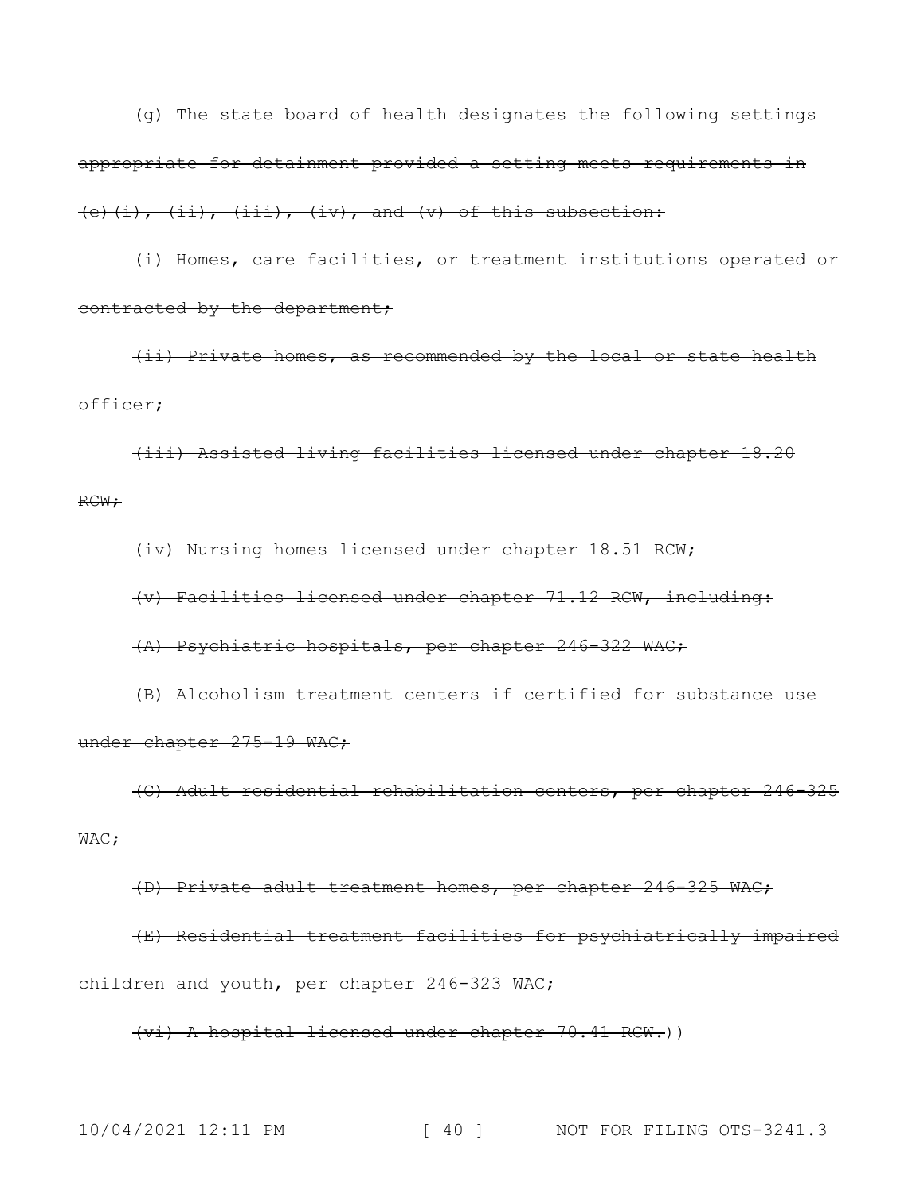~~(g) The state board of health designates the following settings appropriate for detainment provided a setting meets requirements in (e)(i), (ii), (iii), (iv), and (v) of this subsection:~~

~~(i) Homes, care facilities, or treatment institutions operated or contracted by the department;~~

~~(ii) Private homes, as recommended by the local or state health officer;~~

~~(iii) Assisted living facilities licensed under chapter 18.20 RCW;~~

~~(iv) Nursing homes licensed under chapter 18.51 RCW;~~

~~(v) Facilities licensed under chapter 71.12 RCW, including:~~

~~(A) Psychiatric hospitals, per chapter 246-322 WAC;~~

~~(B) Alcoholism treatment centers if certified for substance use under chapter 275-19 WAC;~~

~~(C) Adult residential rehabilitation centers, per chapter 246-325 WAC;~~

~~(D) Private adult treatment homes, per chapter 246-325 WAC;~~

~~(E) Residential treatment facilities for psychiatrically impaired children and youth, per chapter 246-323 WAC;~~

~~(vi) A hospital licensed under chapter 70.41 RCW.~~))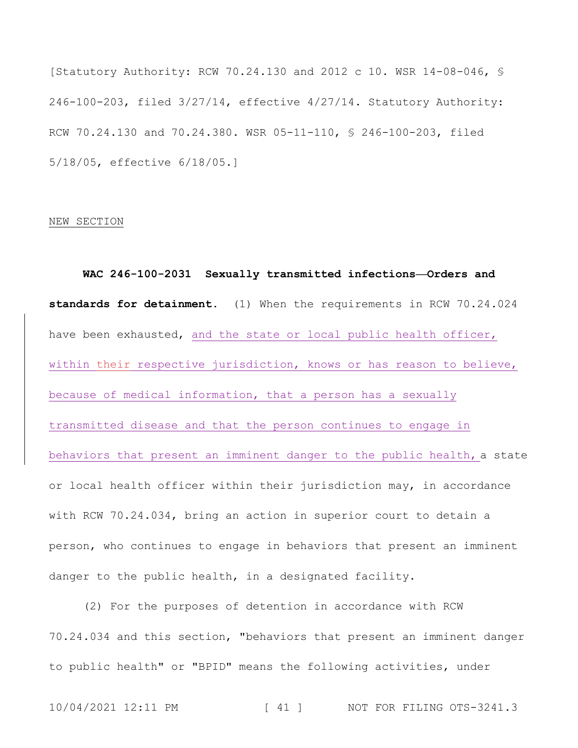[Statutory Authority: RCW 70.24.130 and 2012 c 10. WSR 14-08-046, § 246-100-203, filed 3/27/14, effective 4/27/14. Statutory Authority: RCW 70.24.130 and 70.24.380. WSR 05-11-110, § 246-100-203, filed 5/18/05, effective 6/18/05.]

NEW SECTION

**WAC 246-100-2031 Sexually transmitted infections—Orders and standards for detainment.** (1) When the requirements in RCW 70.24.024 have been exhausted, and the state or local public health officer, within their respective jurisdiction, knows or has reason to believe, because of medical information, that a person has a sexually transmitted disease and that the person continues to engage in behaviors that present an imminent danger to the public health, a state or local health officer within their jurisdiction may, in accordance with RCW 70.24.034, bring an action in superior court to detain a person, who continues to engage in behaviors that present an imminent danger to the public health, in a designated facility.

(2) For the purposes of detention in accordance with RCW 70.24.034 and this section, "behaviors that present an imminent danger to public health" or "BPID" means the following activities, under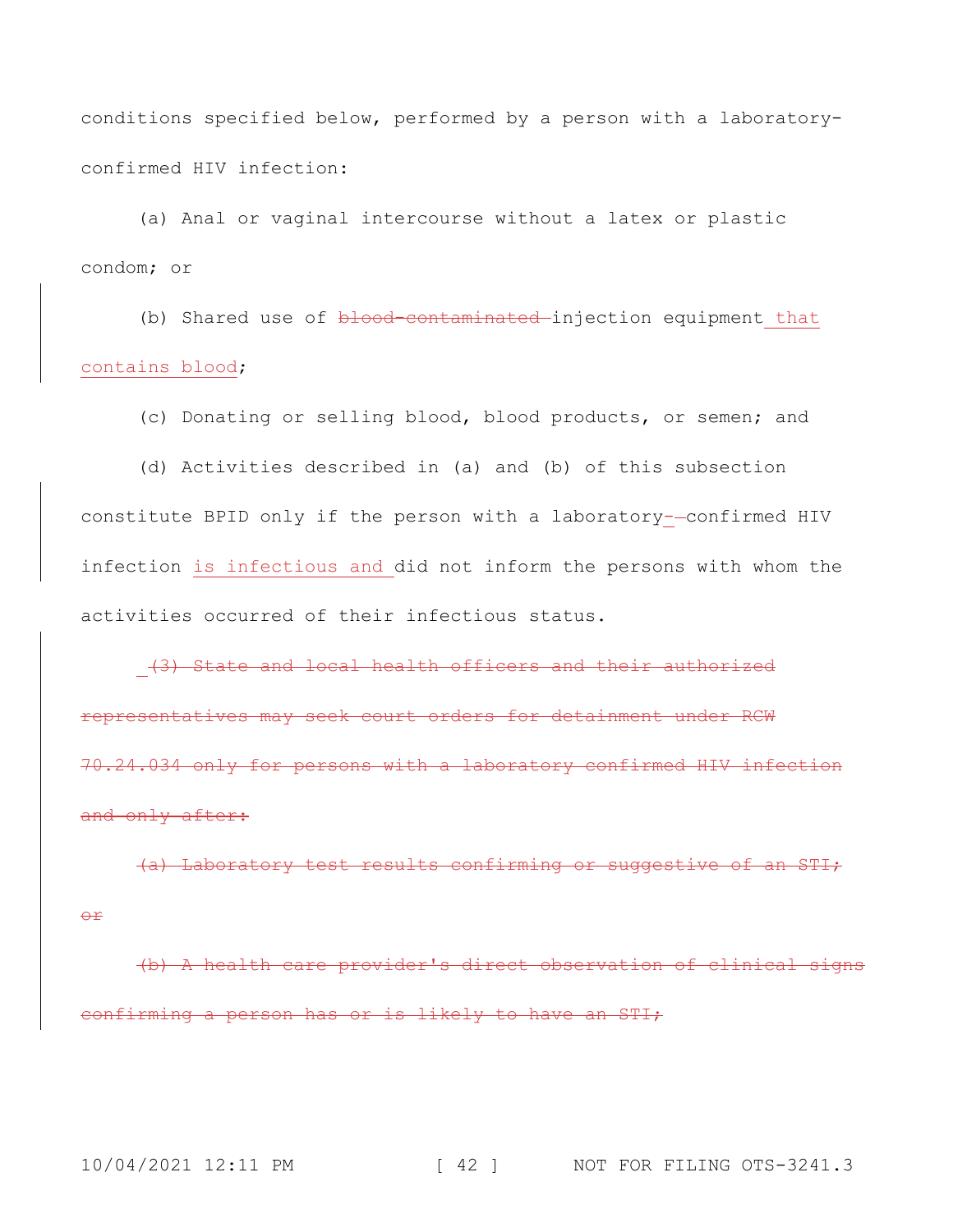conditions specified below, performed by a person with a laboratory-confirmed HIV infection:

(a) Anal or vaginal intercourse without a latex or plastic condom; or

(b) Shared use of ~~blood-contaminated~~ injection equipment that contains blood;

(c) Donating or selling blood, blood products, or semen; and

(d) Activities described in (a) and (b) of this subsection constitute BPID only if the person with a laboratory-~~-~~confirmed HIV infection is infectious and did not inform the persons with whom the activities occurred of their infectious status.

~~(3) State and local health officers and their authorized representatives may seek court orders for detainment under RCW 70.24.034 only for persons with a laboratory confirmed HIV infection and only after:~~

~~(a) Laboratory test results confirming or suggestive of an STI; or~~

~~(b) A health care provider's direct observation of clinical signs confirming a person has or is likely to have an STI;~~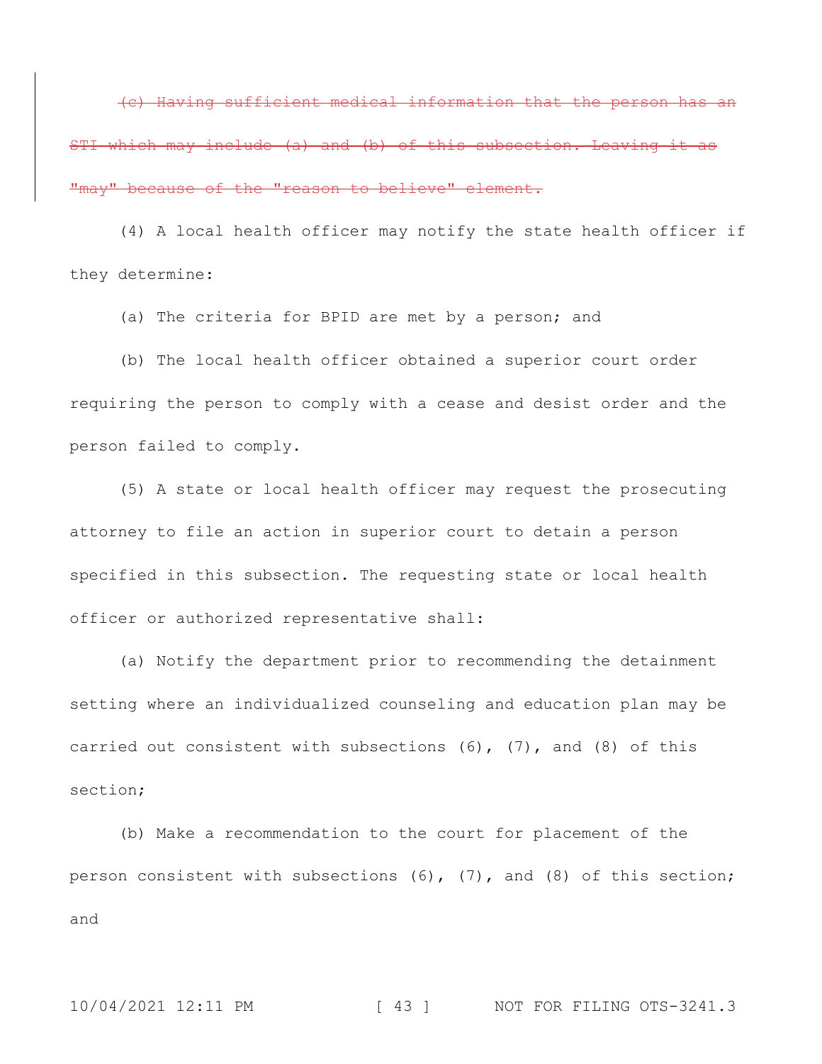~~(c) Having sufficient medical information that the person has an STI which may include (a) and (b) of this subsection. Leaving it as "may" because of the "reason to believe" element.~~

(4) A local health officer may notify the state health officer if they determine:

(a) The criteria for BPID are met by a person; and

(b) The local health officer obtained a superior court order requiring the person to comply with a cease and desist order and the person failed to comply.

(5) A state or local health officer may request the prosecuting attorney to file an action in superior court to detain a person specified in this subsection. The requesting state or local health officer or authorized representative shall:

(a) Notify the department prior to recommending the detainment setting where an individualized counseling and education plan may be carried out consistent with subsections (6), (7), and (8) of this section;

(b) Make a recommendation to the court for placement of the person consistent with subsections (6), (7), and (8) of this section; and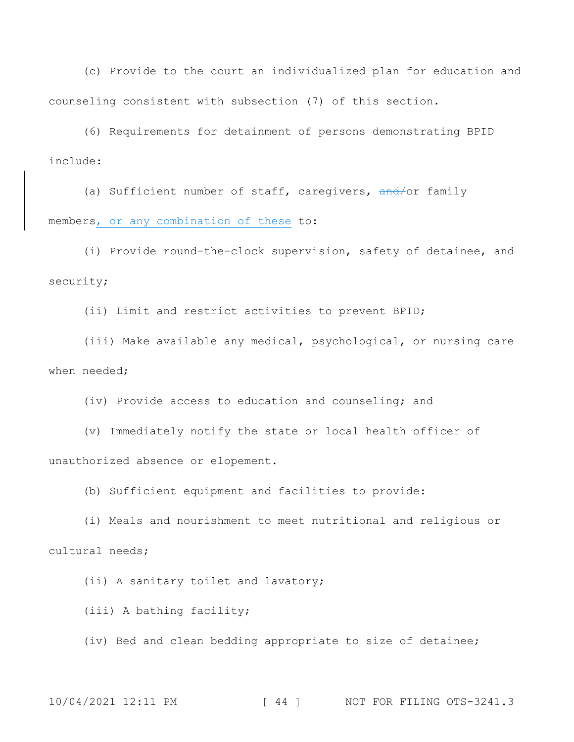(c) Provide to the court an individualized plan for education and counseling consistent with subsection (7) of this section.

(6) Requirements for detainment of persons demonstrating BPID include:

(a) Sufficient number of staff, caregivers, ~~and/~~or family members, or any combination of these to:

(i) Provide round-the-clock supervision, safety of detainee, and security;

(ii) Limit and restrict activities to prevent BPID;

(iii) Make available any medical, psychological, or nursing care when needed;

(iv) Provide access to education and counseling; and

(v) Immediately notify the state or local health officer of unauthorized absence or elopement.

(b) Sufficient equipment and facilities to provide:

(i) Meals and nourishment to meet nutritional and religious or cultural needs;

(ii) A sanitary toilet and lavatory;

(iii) A bathing facility;

(iv) Bed and clean bedding appropriate to size of detainee;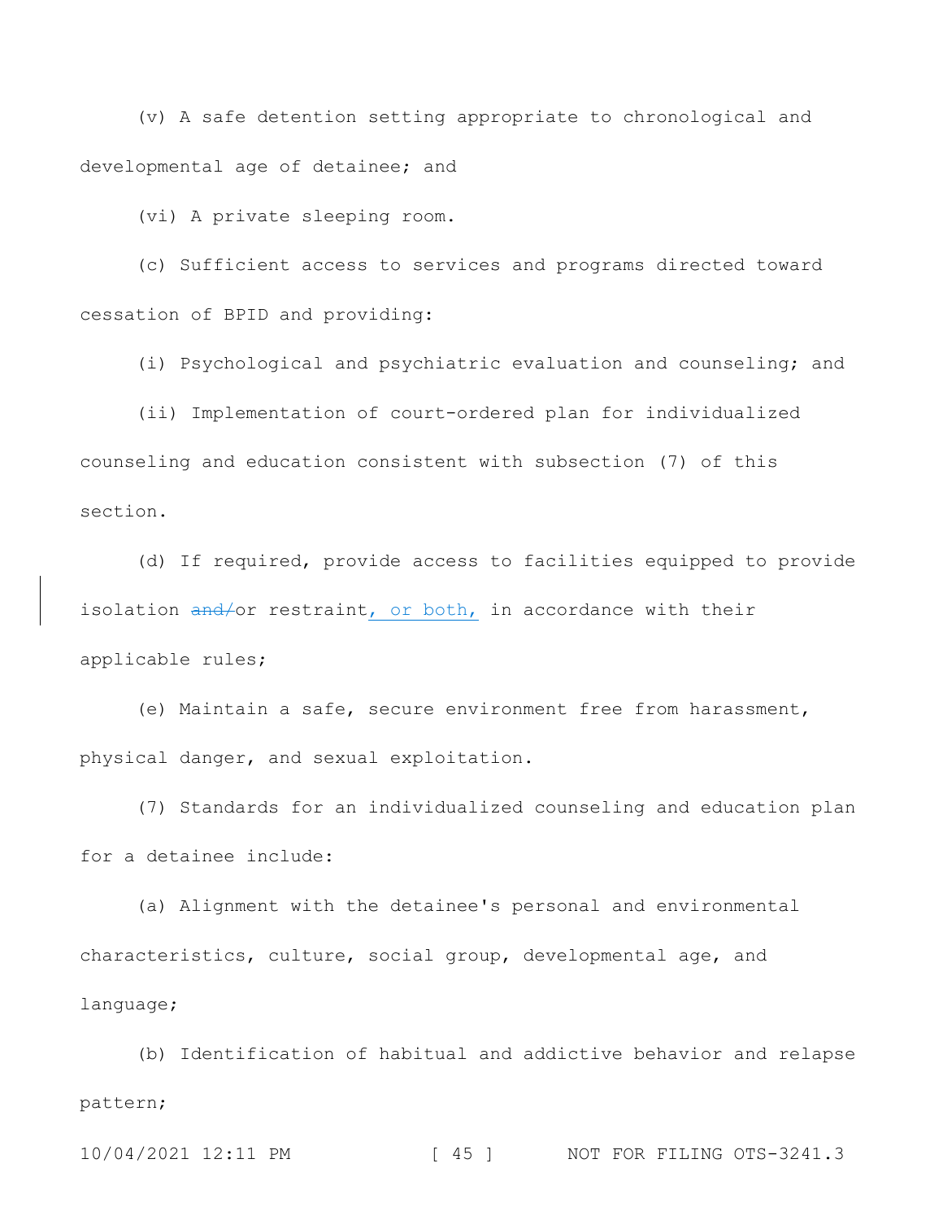(v) A safe detention setting appropriate to chronological and developmental age of detainee; and

(vi) A private sleeping room.

(c) Sufficient access to services and programs directed toward cessation of BPID and providing:

(i) Psychological and psychiatric evaluation and counseling; and

(ii) Implementation of court-ordered plan for individualized counseling and education consistent with subsection (7) of this section.

(d) If required, provide access to facilities equipped to provide isolation ~~and/~~or restraint, or both, in accordance with their applicable rules;

(e) Maintain a safe, secure environment free from harassment, physical danger, and sexual exploitation.

(7) Standards for an individualized counseling and education plan for a detainee include:

(a) Alignment with the detainee's personal and environmental characteristics, culture, social group, developmental age, and language;

(b) Identification of habitual and addictive behavior and relapse pattern;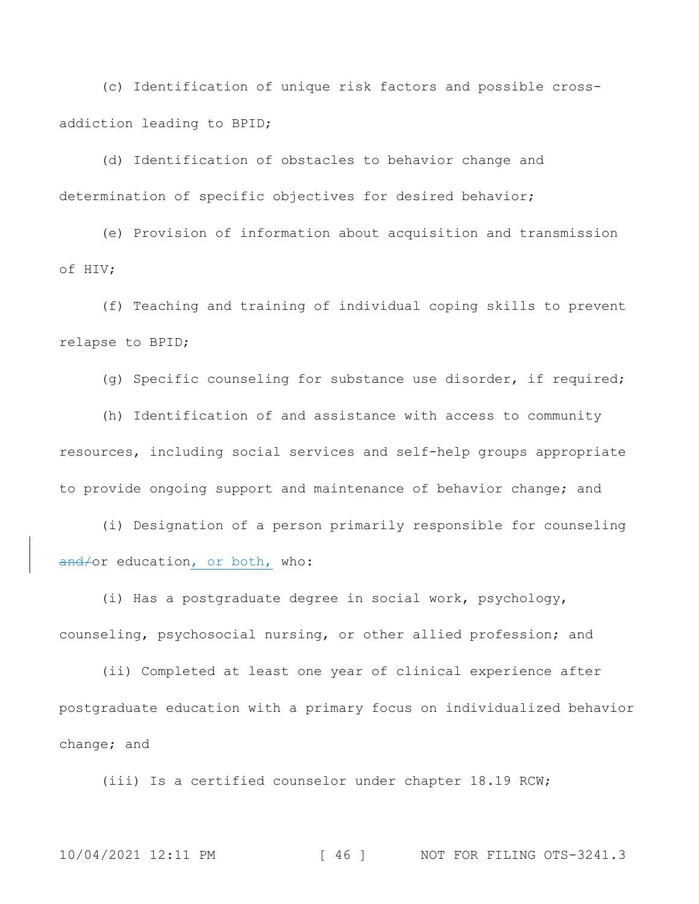(c) Identification of unique risk factors and possible cross-addiction leading to BPID;

(d) Identification of obstacles to behavior change and determination of specific objectives for desired behavior;

(e) Provision of information about acquisition and transmission of HIV;

(f) Teaching and training of individual coping skills to prevent relapse to BPID;

(g) Specific counseling for substance use disorder, if required;

(h) Identification of and assistance with access to community resources, including social services and self-help groups appropriate to provide ongoing support and maintenance of behavior change; and

(i) Designation of a person primarily responsible for counseling ~~and/~~or education, or both, who:

(i) Has a postgraduate degree in social work, psychology, counseling, psychosocial nursing, or other allied profession; and

(ii) Completed at least one year of clinical experience after postgraduate education with a primary focus on individualized behavior change; and

(iii) Is a certified counselor under chapter 18.19 RCW;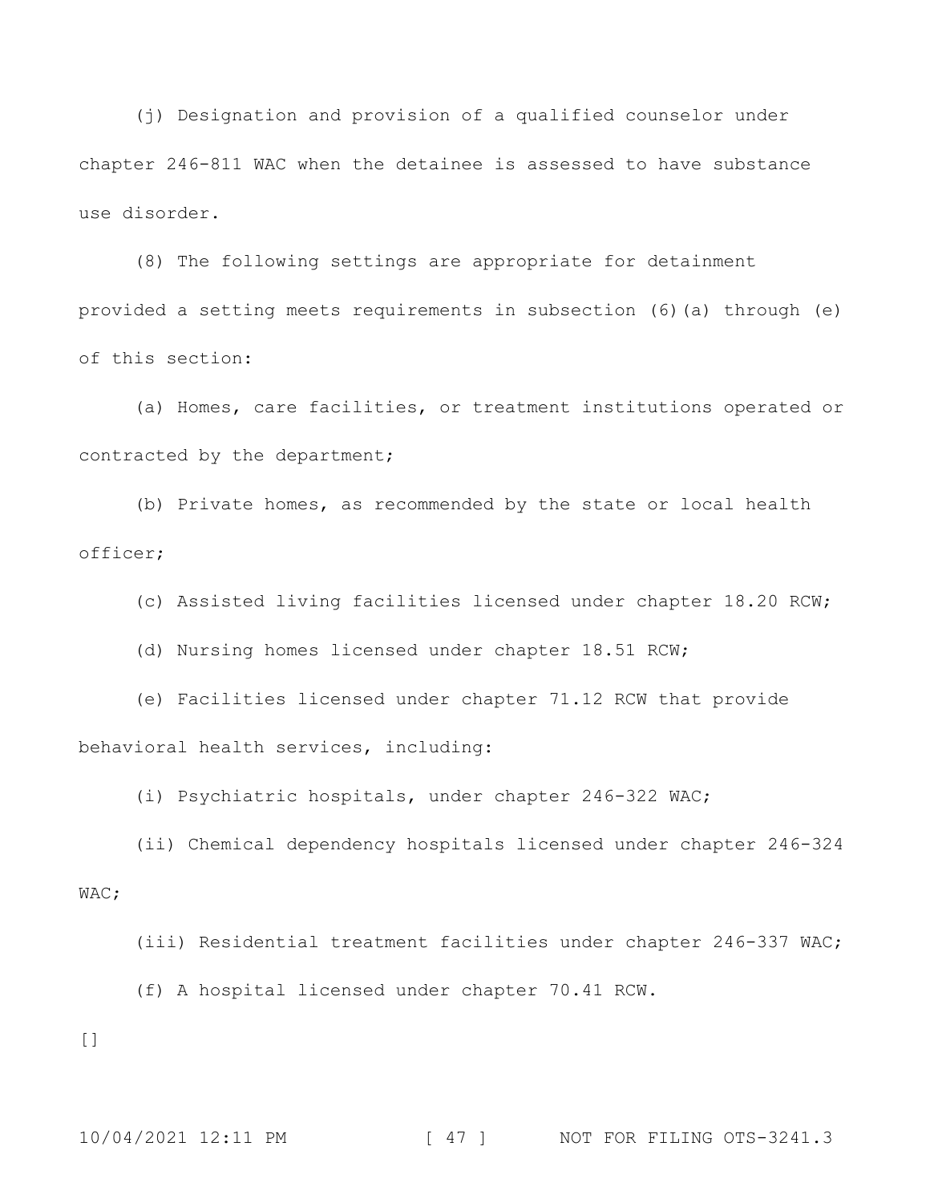(j) Designation and provision of a qualified counselor under chapter 246-811 WAC when the detainee is assessed to have substance use disorder.

(8) The following settings are appropriate for detainment provided a setting meets requirements in subsection (6)(a) through (e) of this section:

(a) Homes, care facilities, or treatment institutions operated or contracted by the department;

(b) Private homes, as recommended by the state or local health officer;

(c) Assisted living facilities licensed under chapter 18.20 RCW;

(d) Nursing homes licensed under chapter 18.51 RCW;

(e) Facilities licensed under chapter 71.12 RCW that provide behavioral health services, including:

(i) Psychiatric hospitals, under chapter 246-322 WAC;

(ii) Chemical dependency hospitals licensed under chapter 246-324 WAC;

(iii) Residential treatment facilities under chapter 246-337 WAC;

(f) A hospital licensed under chapter 70.41 RCW.

[]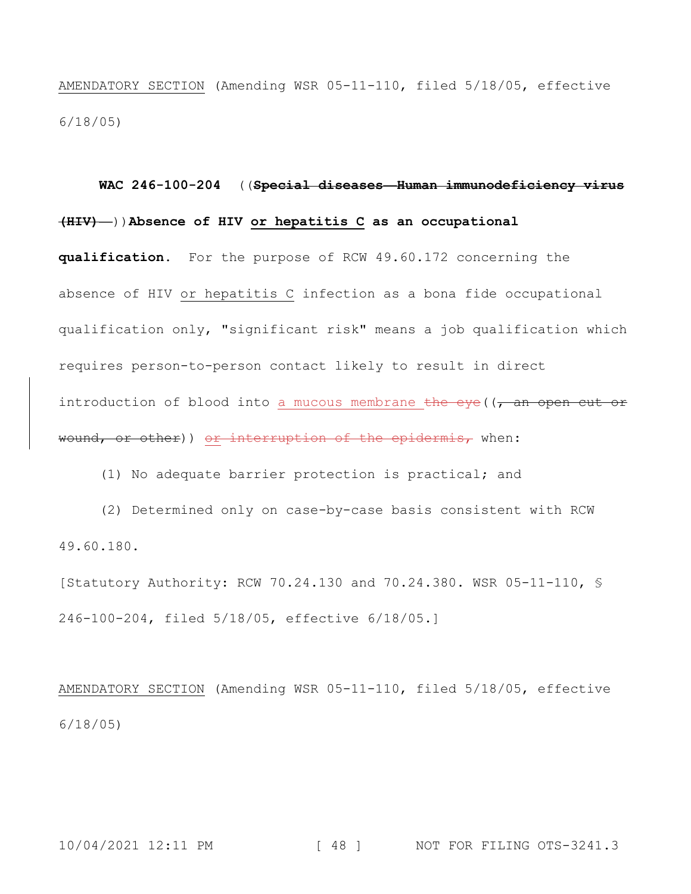AMENDATORY SECTION (Amending WSR 05-11-110, filed 5/18/05, effective 6/18/05)

**WAC 246-100-204** ((~~**Special diseases—Human immunodeficiency virus (HIV)—**~~))**Absence of HIV or hepatitis C as an occupational qualification.** For the purpose of RCW 49.60.172 concerning the absence of HIV or hepatitis C infection as a bona fide occupational qualification only, "significant risk" means a job qualification which requires person-to-person contact likely to result in direct introduction of blood into a mucous membrane ~~the eye~~((~~, an open cut or wound, or other~~)) ~~or interruption of the epidermis,~~ when:

(1) No adequate barrier protection is practical; and

(2) Determined only on case-by-case basis consistent with RCW 49.60.180.

[Statutory Authority: RCW 70.24.130 and 70.24.380. WSR 05-11-110, § 246-100-204, filed 5/18/05, effective 6/18/05.]

AMENDATORY SECTION (Amending WSR 05-11-110, filed 5/18/05, effective 6/18/05)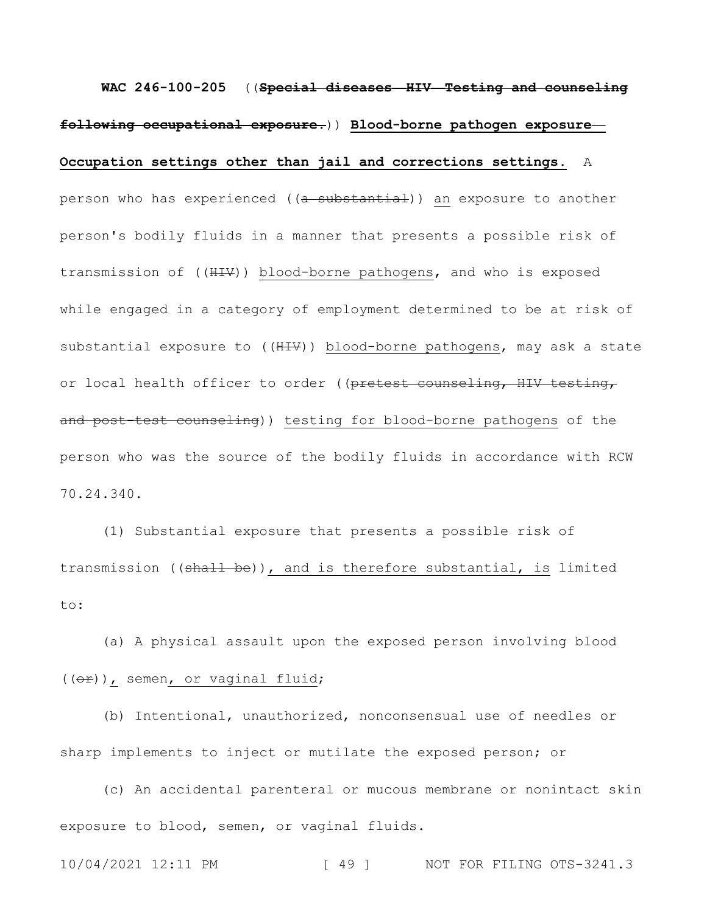**WAC 246-100-205** ((~~**Special diseases—HIV—Testing and counseling following occupational exposure.**~~)) **Blood-borne pathogen exposure—Occupation settings other than jail and corrections settings.** A person who has experienced ((~~a substantial~~)) an exposure to another person's bodily fluids in a manner that presents a possible risk of transmission of ((~~HIV~~)) blood-borne pathogens, and who is exposed while engaged in a category of employment determined to be at risk of substantial exposure to ((~~HIV~~)) blood-borne pathogens, may ask a state or local health officer to order ((~~pretest counseling, HIV testing, and post-test counseling~~)) testing for blood-borne pathogens of the person who was the source of the bodily fluids in accordance with RCW 70.24.340.

(1) Substantial exposure that presents a possible risk of transmission ((~~shall be~~)), and is therefore substantial, is limited to:

(a) A physical assault upon the exposed person involving blood ((~~or~~)), semen, or vaginal fluid;

(b) Intentional, unauthorized, nonconsensual use of needles or sharp implements to inject or mutilate the exposed person; or

(c) An accidental parenteral or mucous membrane or nonintact skin exposure to blood, semen, or vaginal fluids.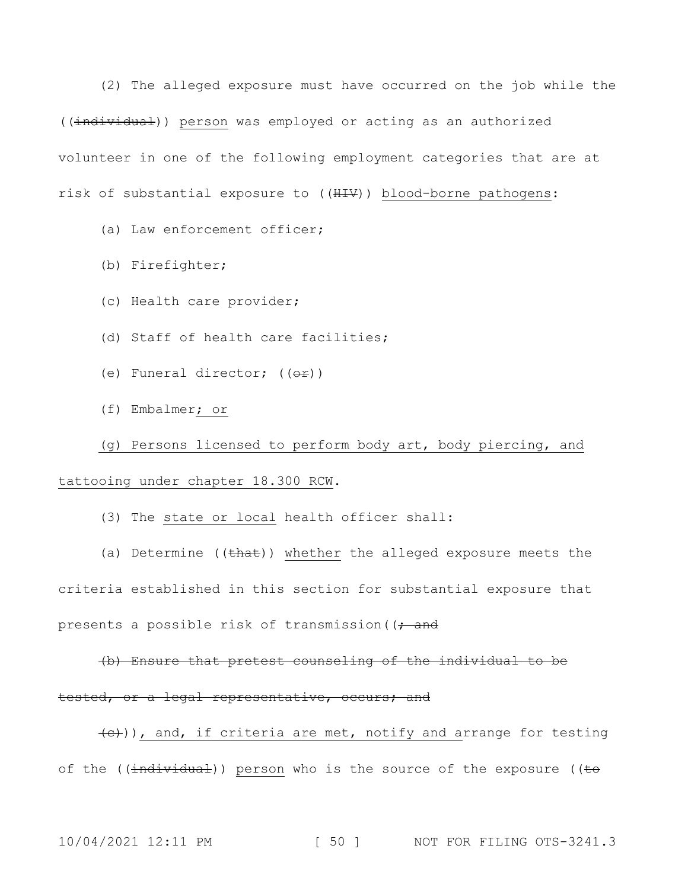(2) The alleged exposure must have occurred on the job while the ((~~individual~~)) <u>person</u> was employed or acting as an authorized volunteer in one of the following employment categories that are at risk of substantial exposure to ((~~HIV~~)) <u>blood-borne pathogens</u>:

(a) Law enforcement officer;

(b) Firefighter;

(c) Health care provider;

(d) Staff of health care facilities;

(e) Funeral director; ((~~or~~))

(f) Embalmer<u>; or</u>

<u>(g) Persons licensed to perform body art, body piercing, and tattooing under chapter 18.300 RCW</u>.

(3) The <u>state or local</u> health officer shall:

(a) Determine ((~~that~~)) <u>whether</u> the alleged exposure meets the criteria established in this section for substantial exposure that presents a possible risk of transmission((~~; and~~

~~(b) Ensure that pretest counseling of the individual to be tested, or a legal representative, occurs; and~~

~~(c)~~))<u>, and, if criteria are met, notify and a</u>rrange for testing of the ((~~individual~~)) <u>person</u> who is the source of the exposure ((~~to~~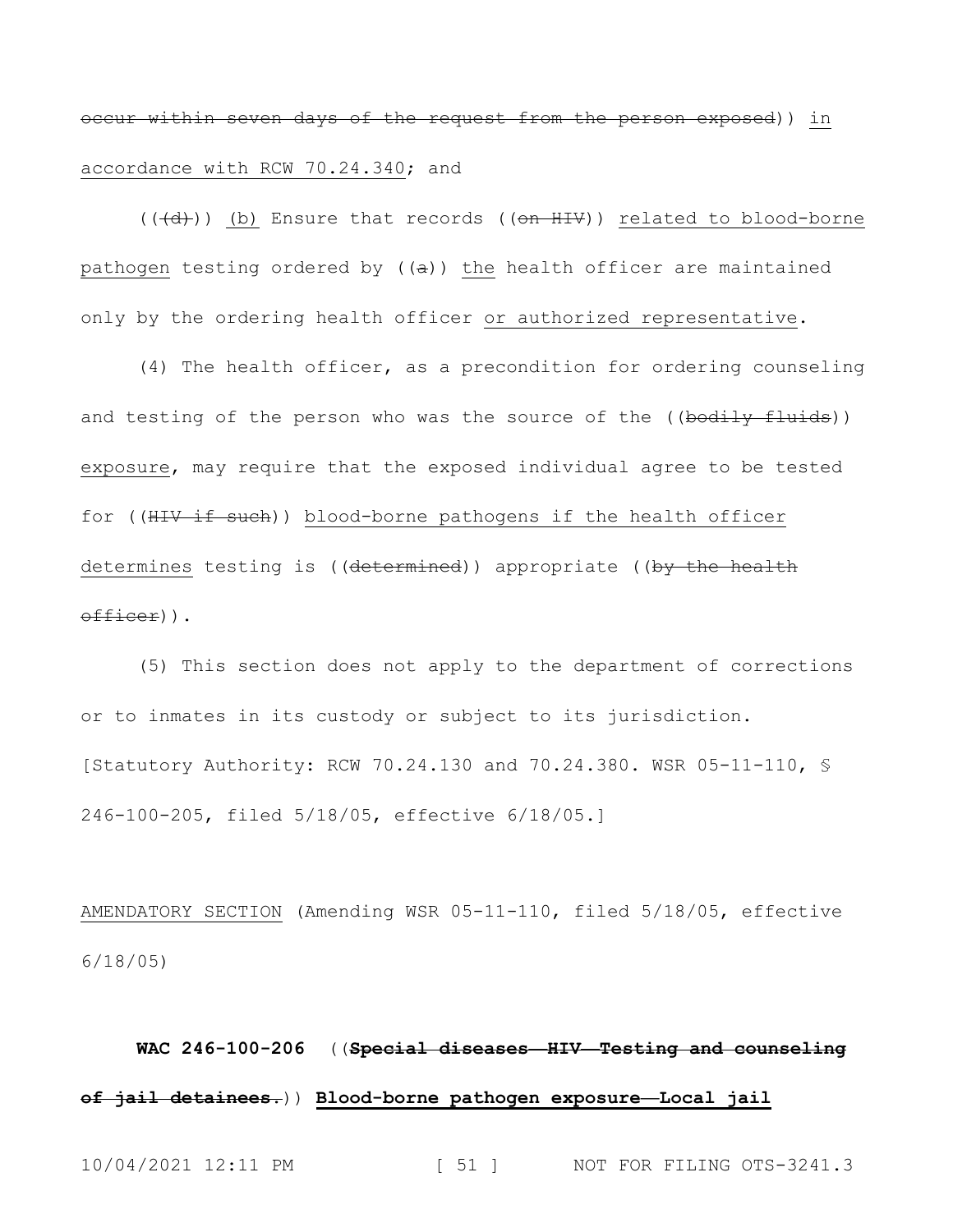~~occur within seven days of the request from the person exposed~~)) <u>in accordance with RCW 70.24.340</u>; and

((~~(d)~~)) <u>(b)</u> Ensure that records ((~~on HIV~~)) <u>related to blood-borne pathogen</u> testing ordered by ((~~a~~)) <u>the</u> health officer are maintained only by the ordering health officer <u>or authorized representative</u>.

(4) The health officer, as a precondition for ordering counseling and testing of the person who was the source of the ((~~bodily fluids~~)) <u>exposure</u>, may require that the exposed individual agree to be tested for ((~~HIV if such~~)) <u>blood-borne pathogens if the health officer determines</u> testing is ((~~determined~~)) appropriate ((~~by the health officer~~)).

(5) This section does not apply to the department of corrections or to inmates in its custody or subject to its jurisdiction.

[Statutory Authority: RCW 70.24.130 and 70.24.380. WSR 05-11-110, § 246-100-205, filed 5/18/05, effective 6/18/05.]

<u>AMENDATORY SECTION</u> (Amending WSR 05-11-110, filed 5/18/05, effective 6/18/05)

**WAC 246-100-206** ((~~**Special diseases—HIV—Testing and counseling of jail detainees.**~~)) <u>**Blood-borne pathogen exposure—Local jail**</u>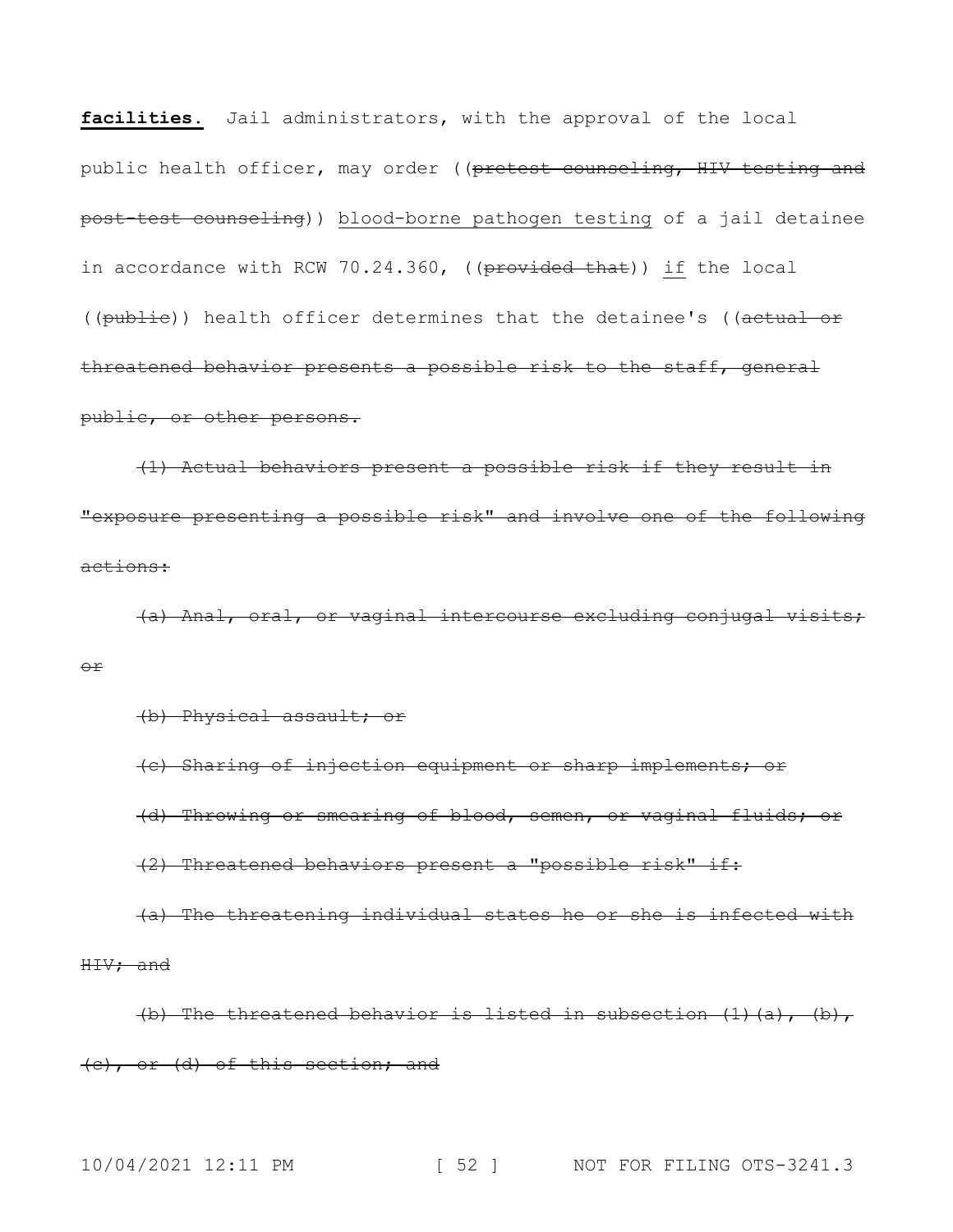**facilities.** Jail administrators, with the approval of the local public health officer, may order ((~~pretest counseling, HIV testing and post-test counseling~~)) blood-borne pathogen testing of a jail detainee in accordance with RCW 70.24.360, ((~~provided that~~)) if the local ((~~public~~)) health officer determines that the detainee's ((~~actual or threatened behavior presents a possible risk to the staff, general public, or other persons.~~

~~(1) Actual behaviors present a possible risk if they result in "exposure presenting a possible risk" and involve one of the following actions:~~

~~(a) Anal, oral, or vaginal intercourse excluding conjugal visits; or~~

~~(b) Physical assault; or~~

~~(c) Sharing of injection equipment or sharp implements; or~~

~~(d) Throwing or smearing of blood, semen, or vaginal fluids; or~~

~~(2) Threatened behaviors present a "possible risk" if:~~

~~(a) The threatening individual states he or she is infected with HIV; and~~

~~(b) The threatened behavior is listed in subsection (1)(a), (b), (c), or (d) of this section; and~~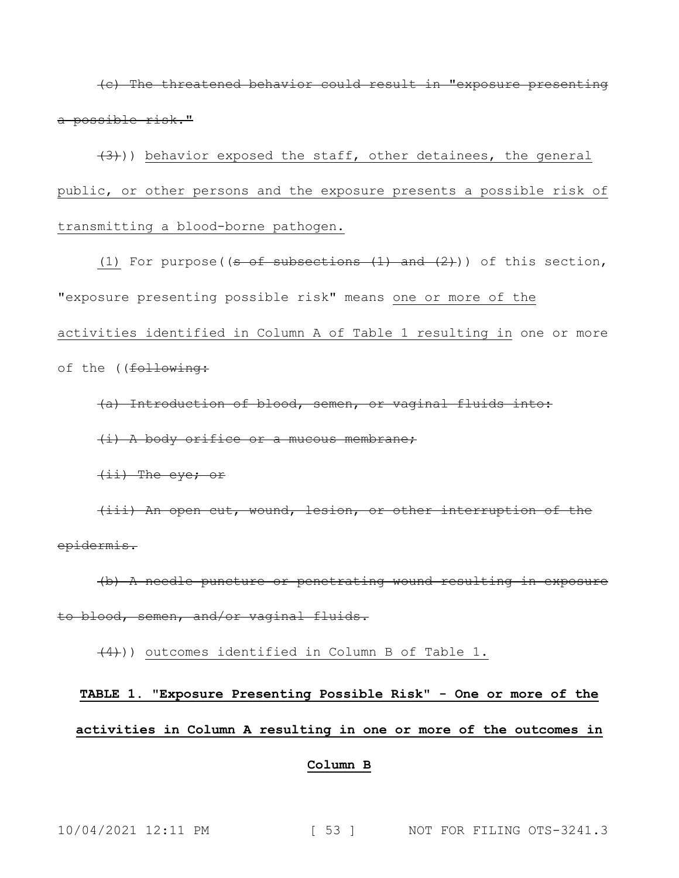~~(c) The threatened behavior could result in "exposure presenting a possible risk."~~

~~(3)~~)) <u>behavior exposed the staff, other detainees, the general public, or other persons and the exposure presents a possible risk of transmitting a blood-borne pathogen.</u>

<u>(1)</u> For purpose((~~s of subsections (1) and (2)~~)) of this section, "exposure presenting possible risk" means <u>one or more of the activities identified in Column A of Table 1 resulting in</u> one or more of the ((~~following:~~

~~(a) Introduction of blood, semen, or vaginal fluids into:~~

~~(i) A body orifice or a mucous membrane;~~

~~(ii) The eye; or~~

~~(iii) An open cut, wound, lesion, or other interruption of the epidermis.~~

~~(b) A needle puncture or penetrating wound resulting in exposure to blood, semen, and/or vaginal fluids.~~

~~(4)~~)) <u>outcomes identified in Column B of Table 1.</u>

<u>**TABLE 1. "Exposure Presenting Possible Risk" - One or more of the activities in Column A resulting in one or more of the outcomes in Column B**</u>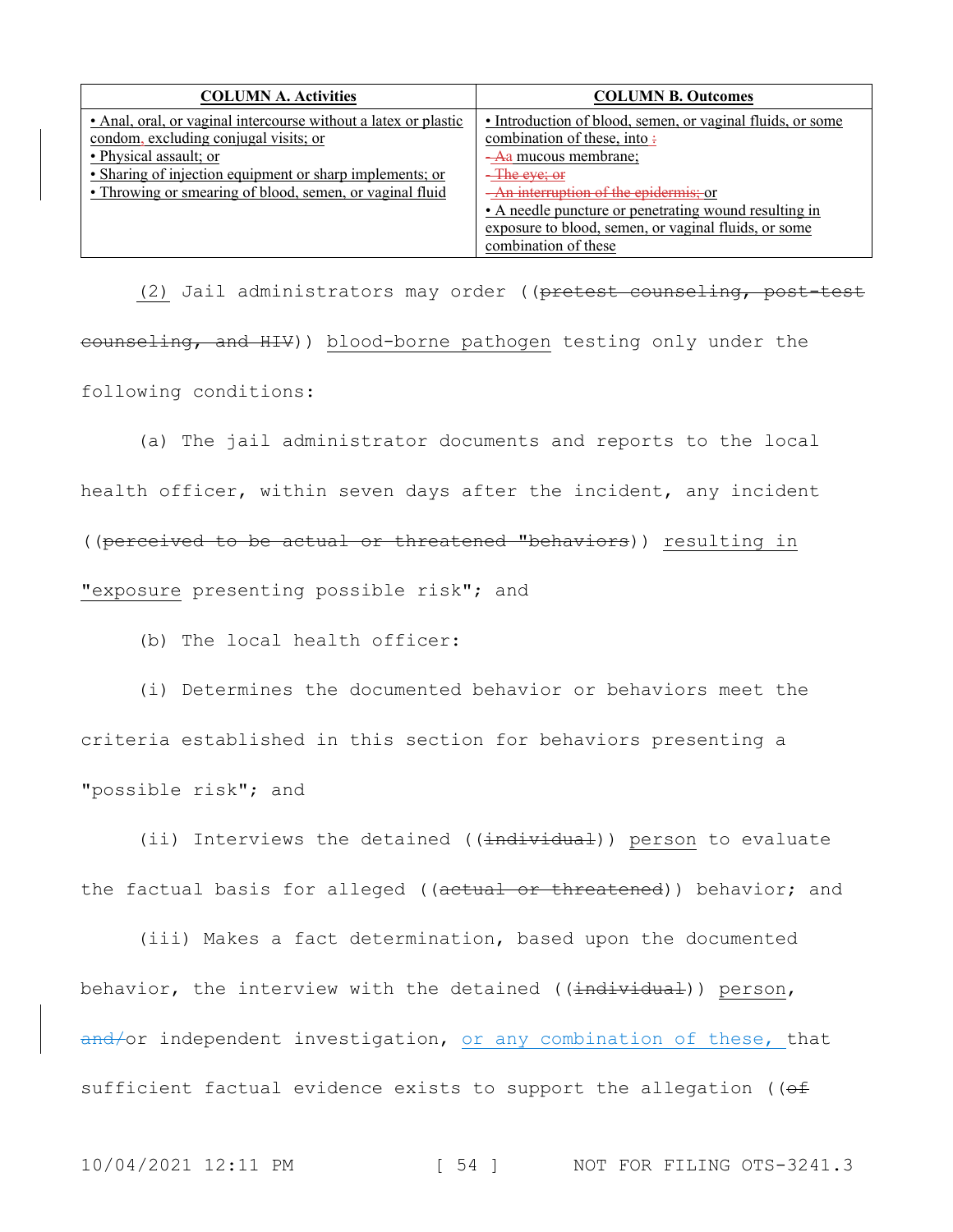| COLUMN A. Activities | COLUMN B. Outcomes |
|---|---|
| • Anal, oral, or vaginal intercourse without a latex or plastic condom, excluding conjugal visits; or<br>• Physical assault; or<br>• Sharing of injection equipment or sharp implements; or<br>• Throwing or smearing of blood, semen, or vaginal fluid | • Introduction of blood, semen, or vaginal fluids, or some combination of these, into :<br>- Aa mucous membrane;<br>- The eye; or<br>- An interruption of the epidermis; or<br>• A needle puncture or penetrating wound resulting in exposure to blood, semen, or vaginal fluids, or some combination of these |

(2) Jail administrators may order ((pretest counseling, post-test counseling, and HIV)) blood-borne pathogen testing only under the following conditions:

(a) The jail administrator documents and reports to the local health officer, within seven days after the incident, any incident ((perceived to be actual or threatened "behaviors)) resulting in "exposure presenting possible risk"; and

(b) The local health officer:

(i) Determines the documented behavior or behaviors meet the criteria established in this section for behaviors presenting a "possible risk"; and

(ii) Interviews the detained ((individual)) person to evaluate the factual basis for alleged ((actual or threatened)) behavior; and

(iii) Makes a fact determination, based upon the documented behavior, the interview with the detained ((individual)) person, and/or independent investigation, or any combination of these, that sufficient factual evidence exists to support the allegation ((of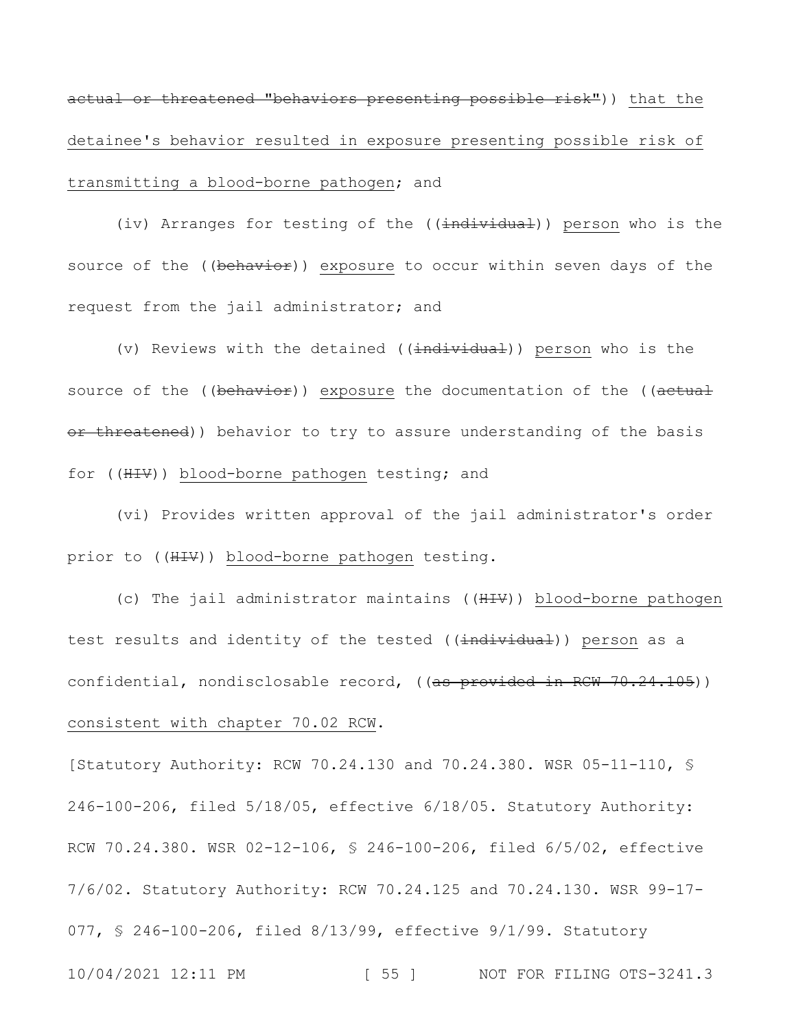~~actual or threatened "behaviors presenting possible risk"~~)) <u>that the detainee's behavior resulted in exposure presenting possible risk of transmitting a blood-borne pathogen</u>; and

(iv) Arranges for testing of the ((~~individual~~)) <u>person</u> who is the source of the ((~~behavior~~)) <u>exposure</u> to occur within seven days of the request from the jail administrator; and

(v) Reviews with the detained ((~~individual~~)) <u>person</u> who is the source of the ((~~behavior~~)) <u>exposure</u> the documentation of the ((~~actual or threatened~~)) behavior to try to assure understanding of the basis for ((~~HIV~~)) <u>blood-borne pathogen</u> testing; and

(vi) Provides written approval of the jail administrator's order prior to ((~~HIV~~)) <u>blood-borne pathogen</u> testing.

(c) The jail administrator maintains ((~~HIV~~)) <u>blood-borne pathogen</u> test results and identity of the tested ((~~individual~~)) <u>person</u> as a confidential, nondisclosable record, ((~~as provided in RCW 70.24.105~~)) <u>consistent with chapter 70.02 RCW</u>.

[Statutory Authority: RCW 70.24.130 and 70.24.380. WSR 05-11-110, § 246-100-206, filed 5/18/05, effective 6/18/05. Statutory Authority: RCW 70.24.380. WSR 02-12-106, § 246-100-206, filed 6/5/02, effective 7/6/02. Statutory Authority: RCW 70.24.125 and 70.24.130. WSR 99-17-077, § 246-100-206, filed 8/13/99, effective 9/1/99. Statutory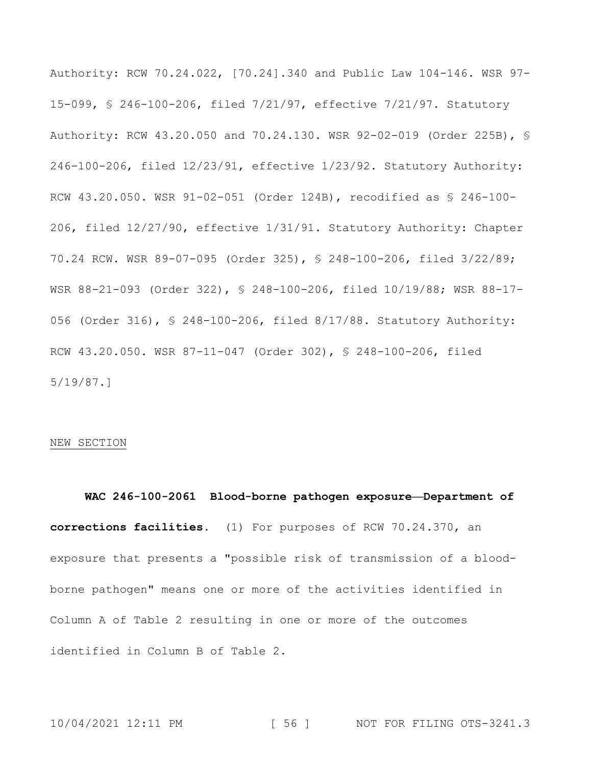Authority: RCW 70.24.022, [70.24].340 and Public Law 104-146. WSR 97-15-099, § 246-100-206, filed 7/21/97, effective 7/21/97. Statutory Authority: RCW 43.20.050 and 70.24.130. WSR 92-02-019 (Order 225B), § 246-100-206, filed 12/23/91, effective 1/23/92. Statutory Authority: RCW 43.20.050. WSR 91-02-051 (Order 124B), recodified as § 246-100-206, filed 12/27/90, effective 1/31/91. Statutory Authority: Chapter 70.24 RCW. WSR 89-07-095 (Order 325), § 248-100-206, filed 3/22/89; WSR 88-21-093 (Order 322), § 248-100-206, filed 10/19/88; WSR 88-17-056 (Order 316), § 248-100-206, filed 8/17/88. Statutory Authority: RCW 43.20.050. WSR 87-11-047 (Order 302), § 248-100-206, filed 5/19/87.]

<u>NEW SECTION</u>

**WAC 246-100-2061 Blood-borne pathogen exposure—Department of corrections facilities.** (1) For purposes of RCW 70.24.370, an exposure that presents a "possible risk of transmission of a blood-borne pathogen" means one or more of the activities identified in Column A of Table 2 resulting in one or more of the outcomes identified in Column B of Table 2.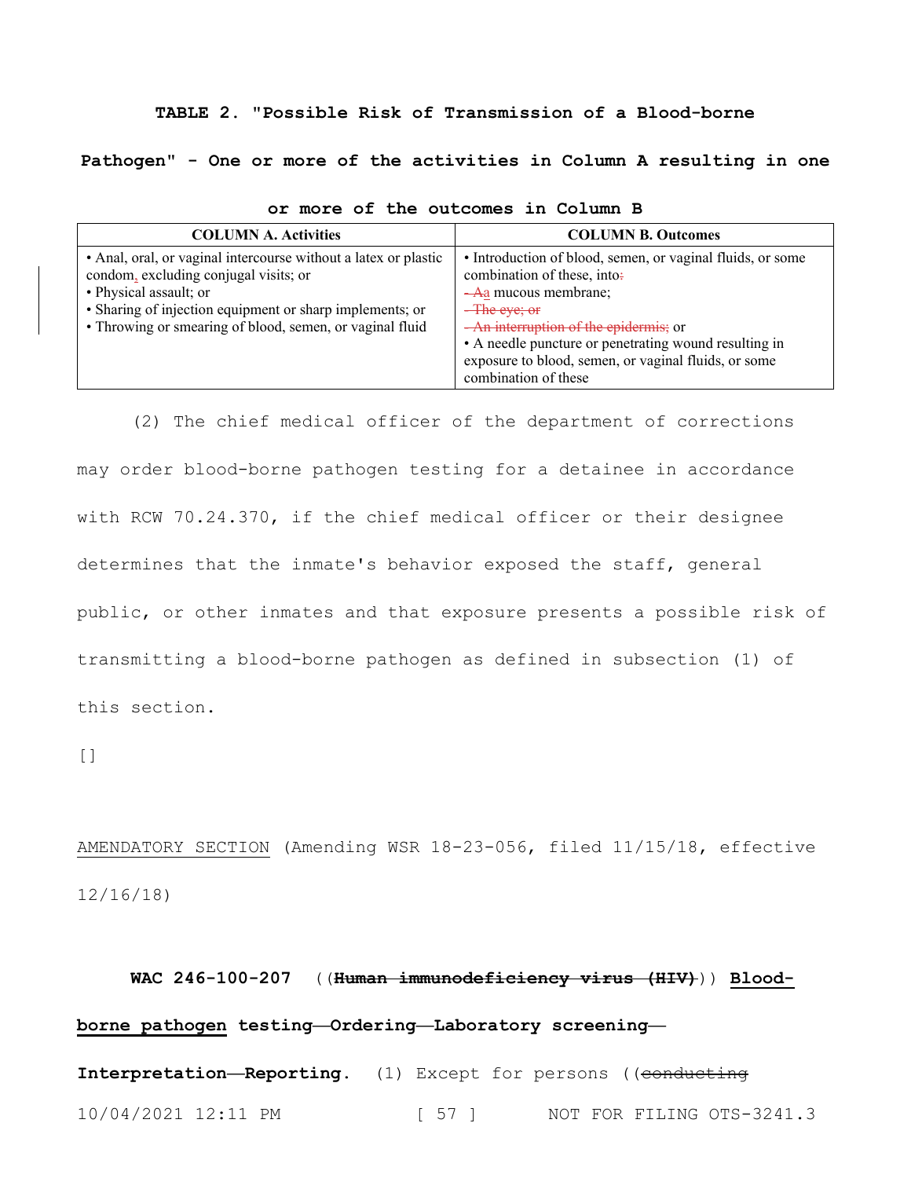**TABLE 2. "Possible Risk of Transmission of a Blood-borne Pathogen" - One or more of the activities in Column A resulting in one or more of the outcomes in Column B**

| COLUMN A. Activities | COLUMN B. Outcomes |
|---|---|
| • Anal, oral, or vaginal intercourse without a latex or plastic condom, excluding conjugal visits; or<br>• Physical assault; or<br>• Sharing of injection equipment or sharp implements; or<br>• Throwing or smearing of blood, semen, or vaginal fluid | • Introduction of blood, semen, or vaginal fluids, or some combination of these, into~~:~~<br>~~- A~~a mucous membrane;<br>~~- The eye; or~~<br>~~- An interruption of the epidermis;~~ or<br>• A needle puncture or penetrating wound resulting in exposure to blood, semen, or vaginal fluids, or some combination of these |

(2) The chief medical officer of the department of corrections may order blood-borne pathogen testing for a detainee in accordance with RCW 70.24.370, if the chief medical officer or their designee determines that the inmate's behavior exposed the staff, general public, or other inmates and that exposure presents a possible risk of transmitting a blood-borne pathogen as defined in subsection (1) of this section.

[]

<u>AMENDATORY SECTION</u> (Amending WSR 18-23-056, filed 11/15/18, effective 12/16/18)

**WAC 246-100-207** ((~~**Human immunodeficiency virus (HIV)**~~)) <u>**Blood-borne pathogen**</u> **testing—Ordering—Laboratory screening—Interpretation—Reporting.** (1) Except for persons ((~~conducting~~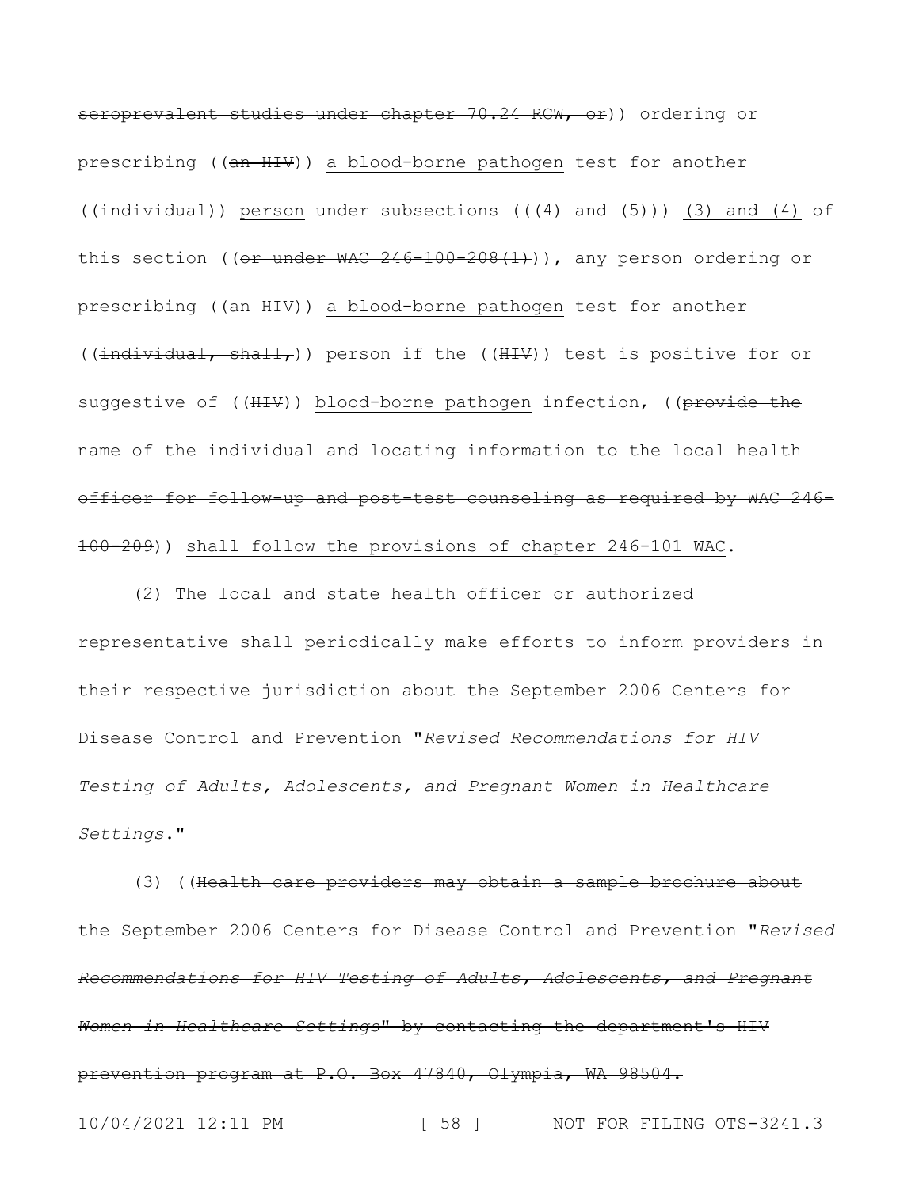~~seroprevalent studies under chapter 70.24 RCW, or~~)) ordering or prescribing ((~~an HIV~~)) <u>a blood-borne pathogen</u> test for another ((~~individual~~)) <u>person</u> under subsections ((~~(4) and (5)~~)) <u>(3) and (4)</u> of this section ((~~or under WAC 246-100-208(1)~~)), any person ordering or prescribing ((~~an HIV~~)) <u>a blood-borne pathogen</u> test for another ((~~individual, shall,~~)) <u>person</u> if the ((~~HIV~~)) test is positive for or suggestive of ((~~HIV~~)) <u>blood-borne pathogen</u> infection, ((~~provide the name of the individual and locating information to the local health officer for follow-up and post-test counseling as required by WAC 246-100-209~~)) <u>shall follow the provisions of chapter 246-101 WAC</u>.

(2) The local and state health officer or authorized representative shall periodically make efforts to inform providers in their respective jurisdiction about the September 2006 Centers for Disease Control and Prevention "*Revised Recommendations for HIV Testing of Adults, Adolescents, and Pregnant Women in Healthcare Settings*."

(3) ((~~Health care providers may obtain a sample brochure about the September 2006 Centers for Disease Control and Prevention "*Revised Recommendations for HIV Testing of Adults, Adolescents, and Pregnant Women in Healthcare Settings*" by contacting the department's HIV prevention program at P.O. Box 47840, Olympia, WA 98504.~~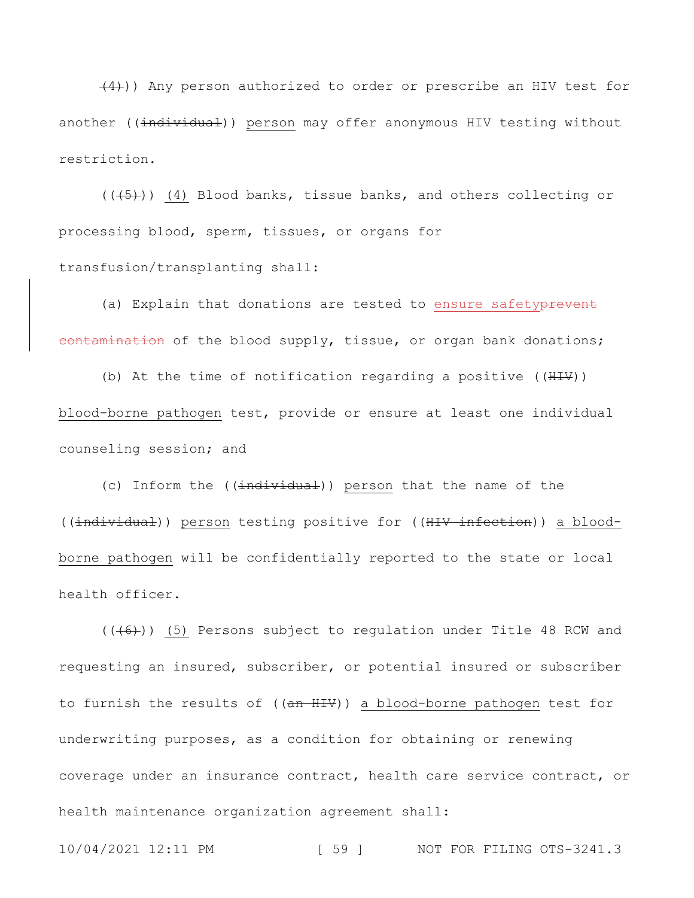~~(4)~~)) Any person authorized to order or prescribe an HIV test for another ((~~individual~~)) <u>person</u> may offer anonymous HIV testing without restriction.

((~~(5)~~)) <u>(4)</u> Blood banks, tissue banks, and others collecting or processing blood, sperm, tissues, or organs for transfusion/transplanting shall:

(a) Explain that donations are tested to <u>ensure safety</u>~~prevent contamination~~ of the blood supply, tissue, or organ bank donations;

(b) At the time of notification regarding a positive ((~~HIV~~)) <u>blood-borne pathogen</u> test, provide or ensure at least one individual counseling session; and

(c) Inform the ((~~individual~~)) <u>person</u> that the name of the ((~~individual~~)) <u>person</u> testing positive for ((~~HIV infection~~)) <u>a blood-borne pathogen</u> will be confidentially reported to the state or local health officer.

((~~(6)~~)) <u>(5)</u> Persons subject to regulation under Title 48 RCW and requesting an insured, subscriber, or potential insured or subscriber to furnish the results of ((~~an HIV~~)) <u>a blood-borne pathogen</u> test for underwriting purposes, as a condition for obtaining or renewing coverage under an insurance contract, health care service contract, or health maintenance organization agreement shall: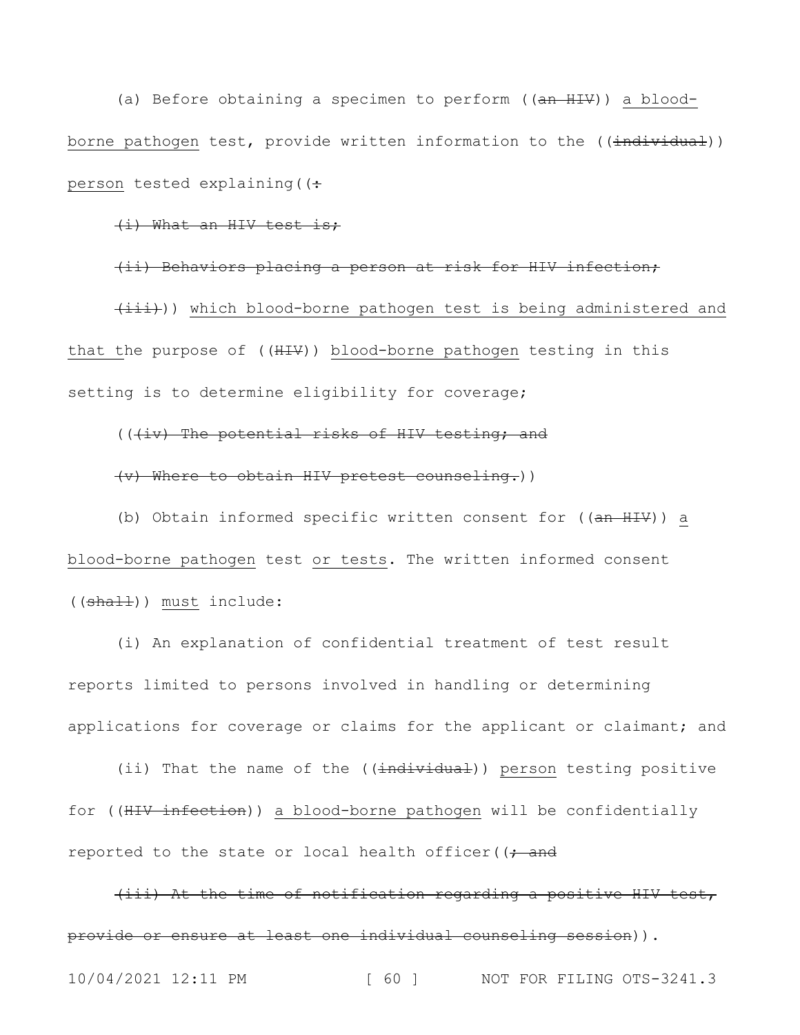(a) Before obtaining a specimen to perform ((~~an HIV~~)) <u>a blood-borne pathogen</u> test, provide written information to the ((~~individual~~)) <u>person</u> tested explaining((~~:~~

~~(i) What an HIV test is;~~

~~(ii) Behaviors placing a person at risk for HIV infection;~~

~~(iii)~~)) <u>which blood-borne pathogen test is being administered and that t</u>he purpose of ((~~HIV~~)) <u>blood-borne pathogen</u> testing in this setting is to determine eligibility for coverage;

((~~(iv) The potential risks of HIV testing; and~~

~~(v) Where to obtain HIV pretest counseling.~~))

(b) Obtain informed specific written consent for ((~~an HIV~~)) <u>a blood-borne pathogen</u> test <u>or tests</u>. The written informed consent ((~~shall~~)) <u>must</u> include:

(i) An explanation of confidential treatment of test result reports limited to persons involved in handling or determining applications for coverage or claims for the applicant or claimant; and

(ii) That the name of the ((~~individual~~)) <u>person</u> testing positive for ((~~HIV infection~~)) <u>a blood-borne pathogen</u> will be confidentially reported to the state or local health officer((~~; and~~

~~(iii) At the time of notification regarding a positive HIV test, provide or ensure at least one individual counseling session~~)).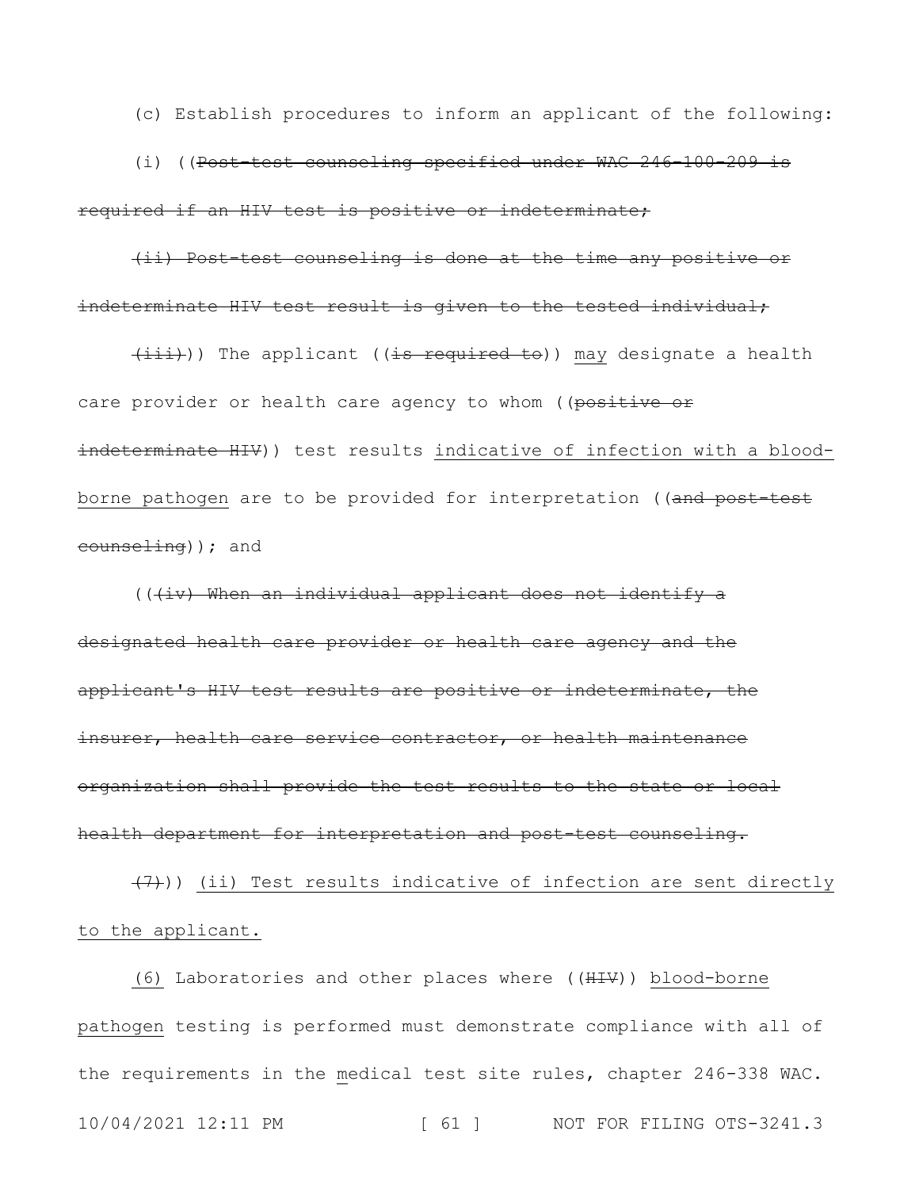(c) Establish procedures to inform an applicant of the following:

(i) ((~~Post-test counseling specified under WAC 246-100-209 is required if an HIV test is positive or indeterminate;~~

~~(ii) Post-test counseling is done at the time any positive or indeterminate HIV test result is given to the tested individual;~~

~~(iii)~~)) The applicant ((~~is required to~~)) <u>may</u> designate a health care provider or health care agency to whom ((~~positive or indeterminate HIV~~)) test results <u>indicative of infection with a blood-borne pathogen</u> are to be provided for interpretation ((~~and post-test counseling~~)); and

((~~(iv) When an individual applicant does not identify a designated health care provider or health care agency and the applicant's HIV test results are positive or indeterminate, the insurer, health care service contractor, or health maintenance organization shall provide the test results to the state or local health department for interpretation and post-test counseling.~~

~~(7)~~)) <u>(ii) Test results indicative of infection are sent directly to the applicant.</u>

<u>(6)</u> Laboratories and other places where ((~~HIV~~)) <u>blood-borne pathogen</u> testing is performed must demonstrate compliance with all of the requirements in the <u>m</u>edical test site rules, chapter 246-338 WAC.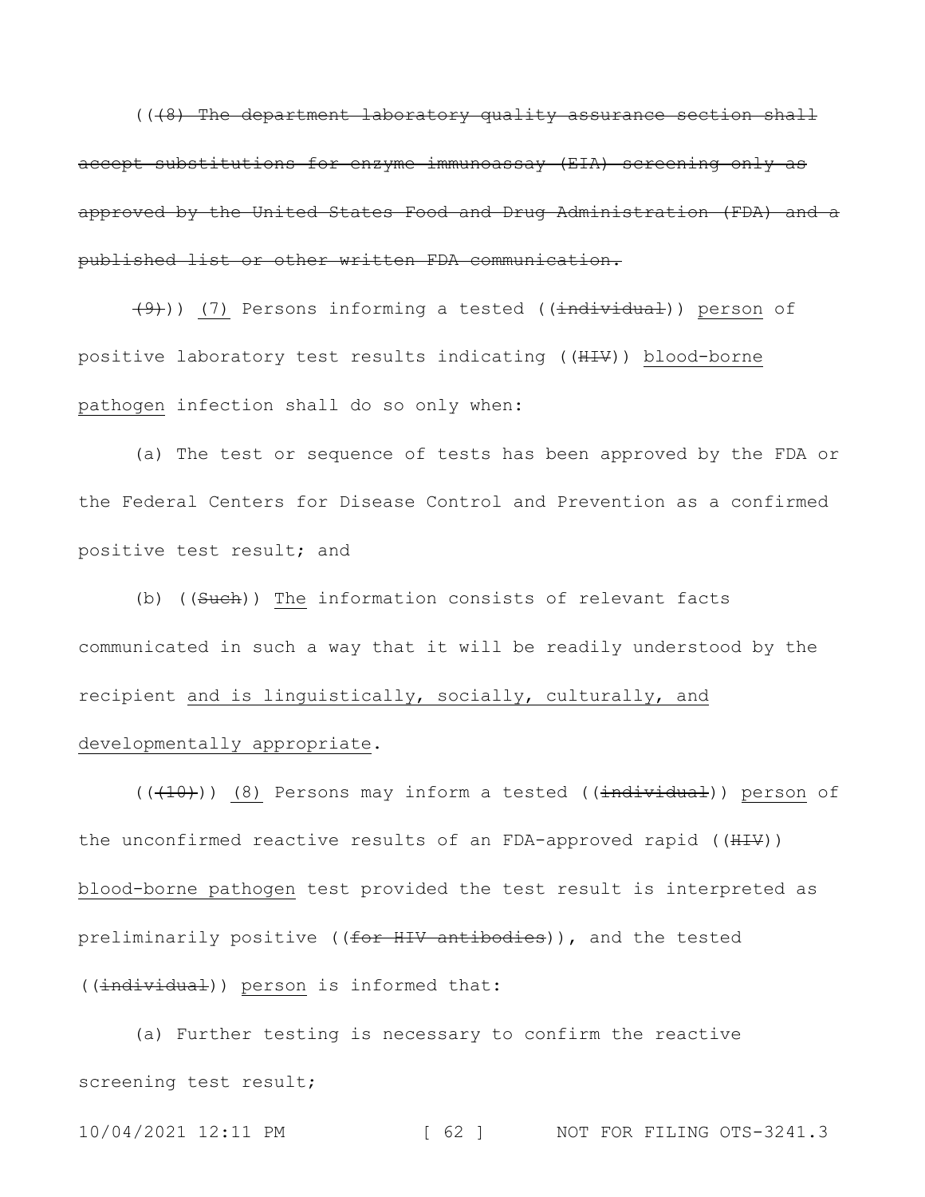((~~(8) The department laboratory quality assurance section shall accept substitutions for enzyme immunoassay (EIA) screening only as approved by the United States Food and Drug Administration (FDA) and a published list or other written FDA communication.~~

~~(9)~~)) <u>(7)</u> Persons informing a tested ((~~individual~~)) <u>person</u> of positive laboratory test results indicating ((~~HIV~~)) <u>blood-borne pathogen</u> infection shall do so only when:

(a) The test or sequence of tests has been approved by the FDA or the Federal Centers for Disease Control and Prevention as a confirmed positive test result; and

(b) ((~~Such~~)) <u>The</u> information consists of relevant facts communicated in such a way that it will be readily understood by the recipient <u>and is linguistically, socially, culturally, and developmentally appropriate</u>.

((~~(10)~~)) <u>(8)</u> Persons may inform a tested ((~~individual~~)) <u>person</u> of the unconfirmed reactive results of an FDA-approved rapid ((~~HIV~~)) <u>blood-borne pathogen</u> test provided the test result is interpreted as preliminarily positive ((~~for HIV antibodies~~)), and the tested ((~~individual~~)) <u>person</u> is informed that:

(a) Further testing is necessary to confirm the reactive screening test result;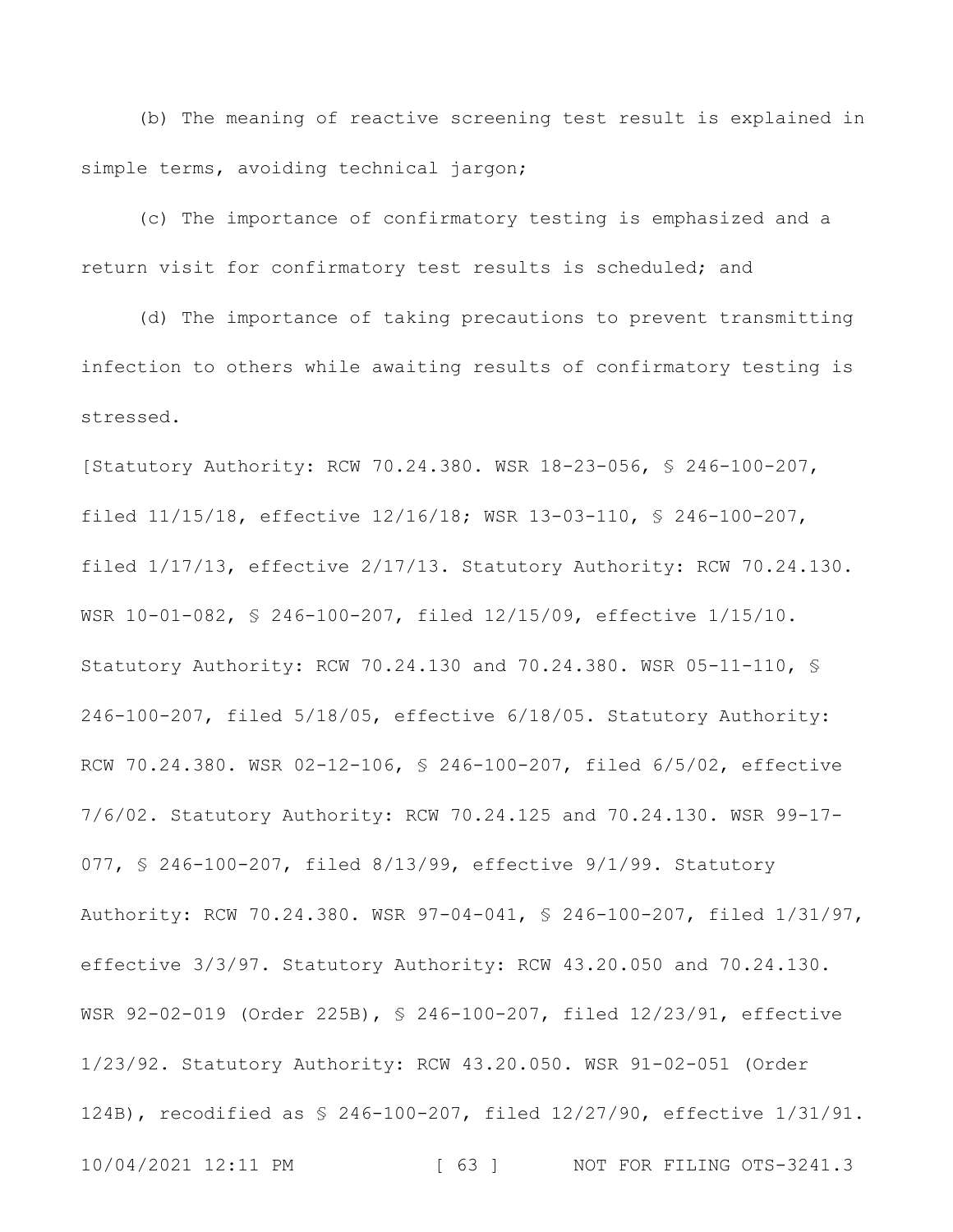(b) The meaning of reactive screening test result is explained in simple terms, avoiding technical jargon;

(c) The importance of confirmatory testing is emphasized and a return visit for confirmatory test results is scheduled; and

(d) The importance of taking precautions to prevent transmitting infection to others while awaiting results of confirmatory testing is stressed.

[Statutory Authority: RCW 70.24.380. WSR 18-23-056, § 246-100-207, filed 11/15/18, effective 12/16/18; WSR 13-03-110, § 246-100-207, filed 1/17/13, effective 2/17/13. Statutory Authority: RCW 70.24.130. WSR 10-01-082, § 246-100-207, filed 12/15/09, effective 1/15/10. Statutory Authority: RCW 70.24.130 and 70.24.380. WSR 05-11-110, § 246-100-207, filed 5/18/05, effective 6/18/05. Statutory Authority: RCW 70.24.380. WSR 02-12-106, § 246-100-207, filed 6/5/02, effective 7/6/02. Statutory Authority: RCW 70.24.125 and 70.24.130. WSR 99-17-077, § 246-100-207, filed 8/13/99, effective 9/1/99. Statutory Authority: RCW 70.24.380. WSR 97-04-041, § 246-100-207, filed 1/31/97, effective 3/3/97. Statutory Authority: RCW 43.20.050 and 70.24.130. WSR 92-02-019 (Order 225B), § 246-100-207, filed 12/23/91, effective 1/23/92. Statutory Authority: RCW 43.20.050. WSR 91-02-051 (Order 124B), recodified as § 246-100-207, filed 12/27/90, effective 1/31/91.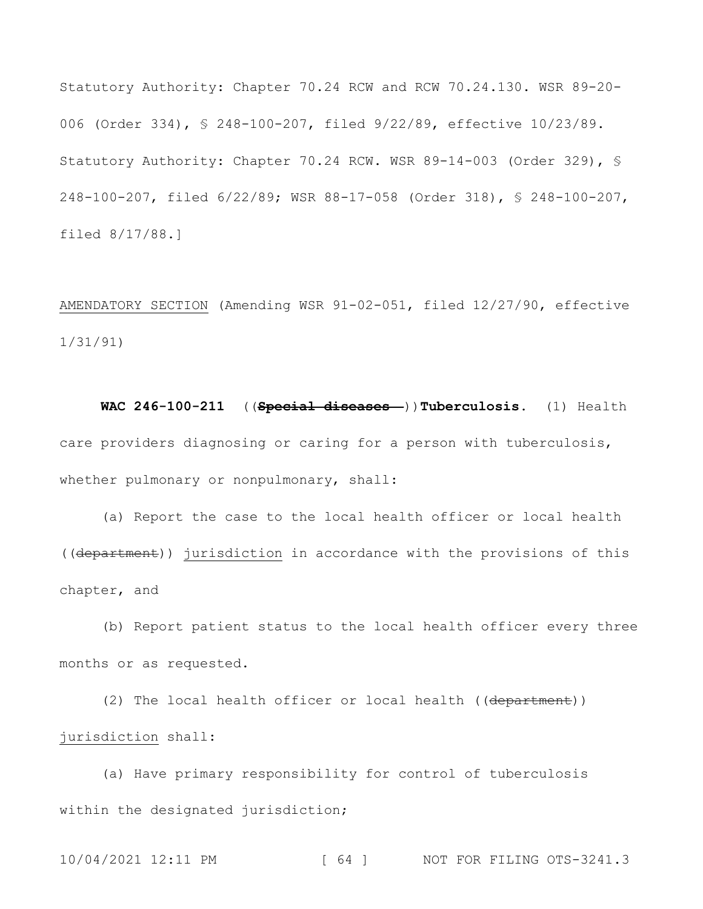Statutory Authority: Chapter 70.24 RCW and RCW 70.24.130. WSR 89-20-006 (Order 334), § 248-100-207, filed 9/22/89, effective 10/23/89. Statutory Authority: Chapter 70.24 RCW. WSR 89-14-003 (Order 329), § 248-100-207, filed 6/22/89; WSR 88-17-058 (Order 318), § 248-100-207, filed 8/17/88.]

AMENDATORY SECTION (Amending WSR 91-02-051, filed 12/27/90, effective 1/31/91)

**WAC 246-100-211** ((~~**Special diseases—**~~))**Tuberculosis.** (1) Health care providers diagnosing or caring for a person with tuberculosis, whether pulmonary or nonpulmonary, shall:

(a) Report the case to the local health officer or local health ((~~department~~)) jurisdiction in accordance with the provisions of this chapter, and

(b) Report patient status to the local health officer every three months or as requested.

(2) The local health officer or local health ((~~department~~)) jurisdiction shall:

(a) Have primary responsibility for control of tuberculosis within the designated jurisdiction;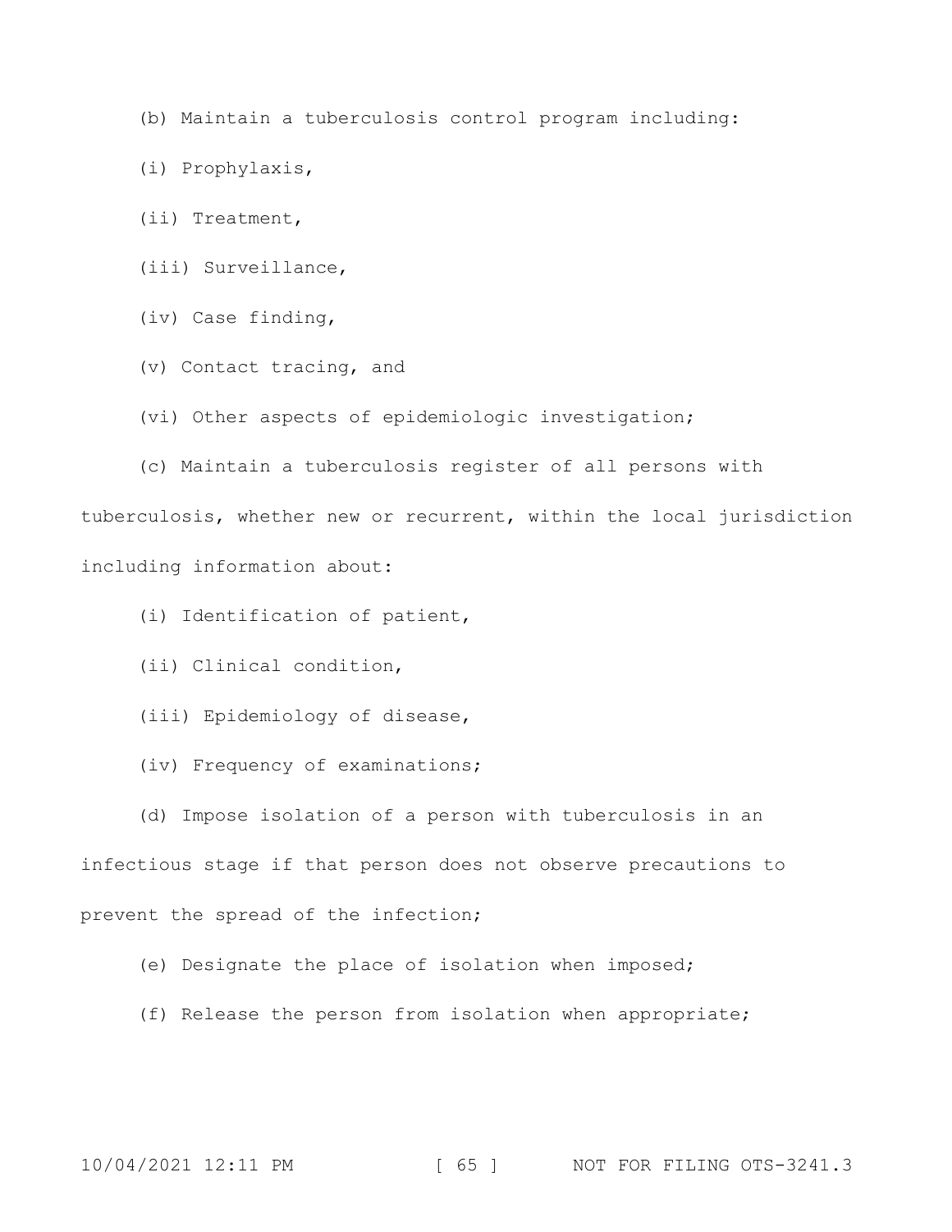(b) Maintain a tuberculosis control program including:

(i) Prophylaxis,

(ii) Treatment,

(iii) Surveillance,

(iv) Case finding,

(v) Contact tracing, and

(vi) Other aspects of epidemiologic investigation;

(c) Maintain a tuberculosis register of all persons with tuberculosis, whether new or recurrent, within the local jurisdiction including information about:

(i) Identification of patient,

(ii) Clinical condition,

(iii) Epidemiology of disease,

(iv) Frequency of examinations;

(d) Impose isolation of a person with tuberculosis in an infectious stage if that person does not observe precautions to prevent the spread of the infection;

(e) Designate the place of isolation when imposed;

(f) Release the person from isolation when appropriate;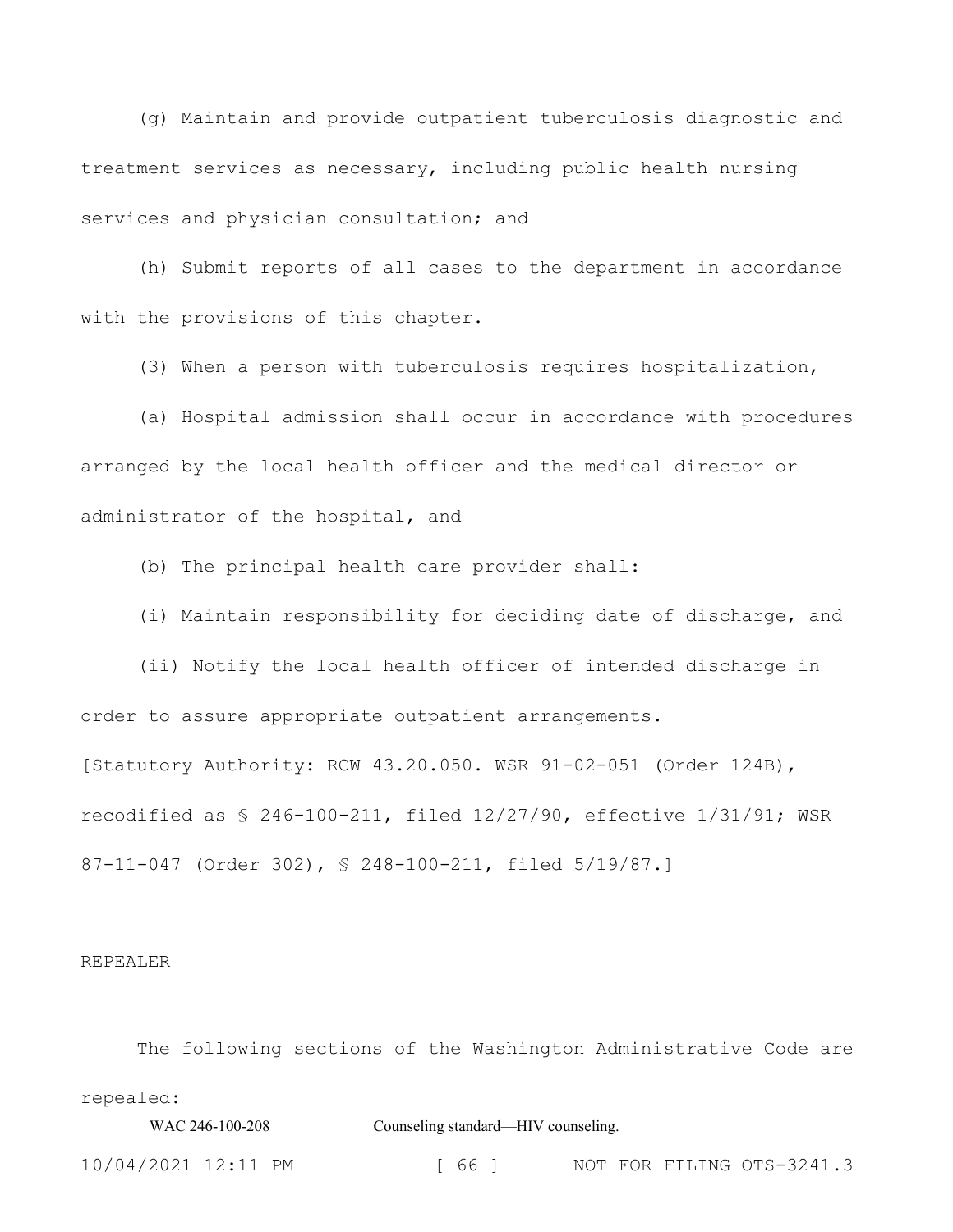(g) Maintain and provide outpatient tuberculosis diagnostic and treatment services as necessary, including public health nursing services and physician consultation; and

(h) Submit reports of all cases to the department in accordance with the provisions of this chapter.

(3) When a person with tuberculosis requires hospitalization,

(a) Hospital admission shall occur in accordance with procedures arranged by the local health officer and the medical director or administrator of the hospital, and

(b) The principal health care provider shall:

(i) Maintain responsibility for deciding date of discharge, and

(ii) Notify the local health officer of intended discharge in order to assure appropriate outpatient arrangements.

[Statutory Authority: RCW 43.20.050. WSR 91-02-051 (Order 124B), recodified as § 246-100-211, filed 12/27/90, effective 1/31/91; WSR 87-11-047 (Order 302), § 248-100-211, filed 5/19/87.]

REPEALER

The following sections of the Washington Administrative Code are repealed:

WAC 246-100-208 Counseling standard—HIV counseling.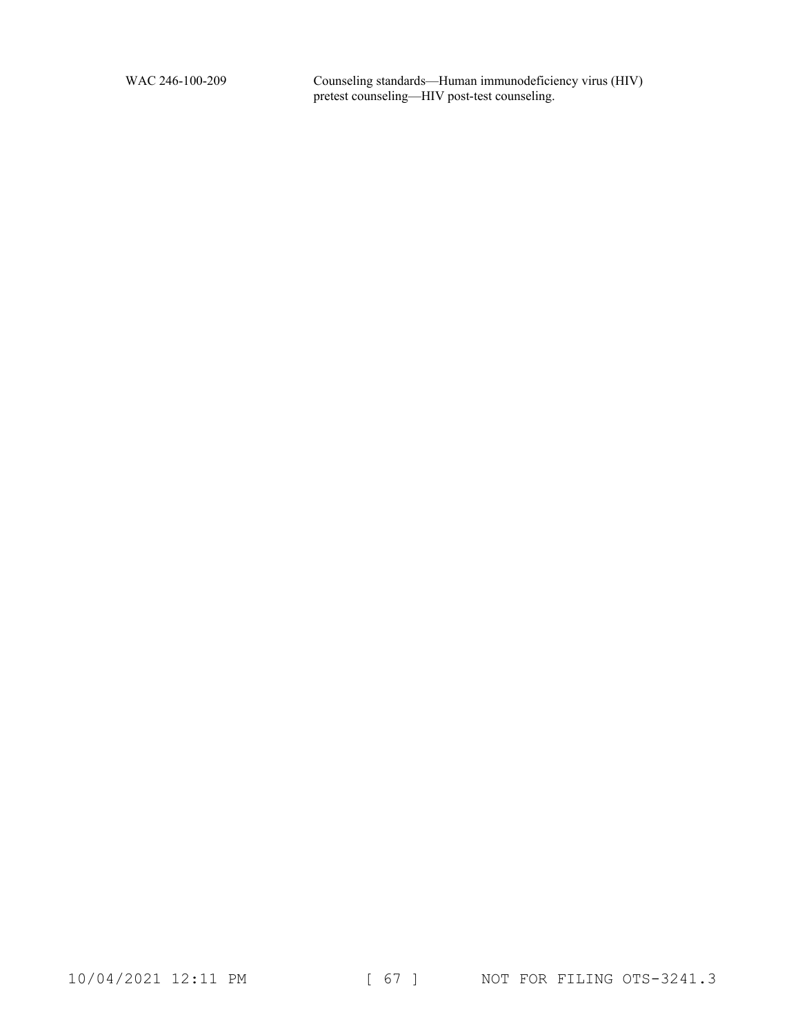WAC 246-100-209 Counseling standards—Human immunodeficiency virus (HIV) pretest counseling—HIV post-test counseling.